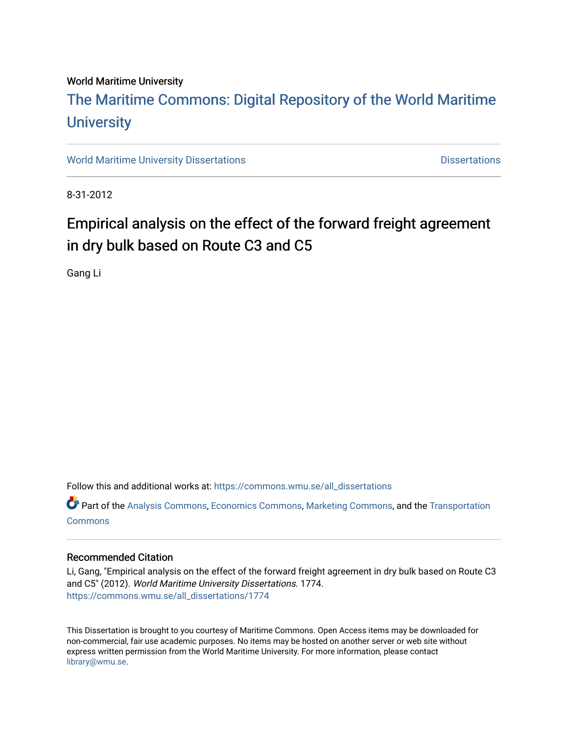World Maritime University

# The Maritime Commons: Digital Repository of the World Maritime University

World Maritime University Dissertations | Dissertations

8-31-2012

## Empirical analysis on the effect of the forward freight agreement in dry bulk based on Route C3 and C5

Gang Li

Follow this and additional works at: https://commons.wmu.se/all_dissertations

Part of the Analysis Commons, Economics Commons, Marketing Commons, and the Transportation Commons

### Recommended Citation

Li, Gang, "Empirical analysis on the effect of the forward freight agreement in dry bulk based on Route C3 and C5" (2012). *World Maritime University Dissertations*. 1774.
https://commons.wmu.se/all_dissertations/1774

This Dissertation is brought to you courtesy of Maritime Commons. Open Access items may be downloaded for non-commercial, fair use academic purposes. No items may be hosted on another server or web site without express written permission from the World Maritime University. For more information, please contact library@wmu.se.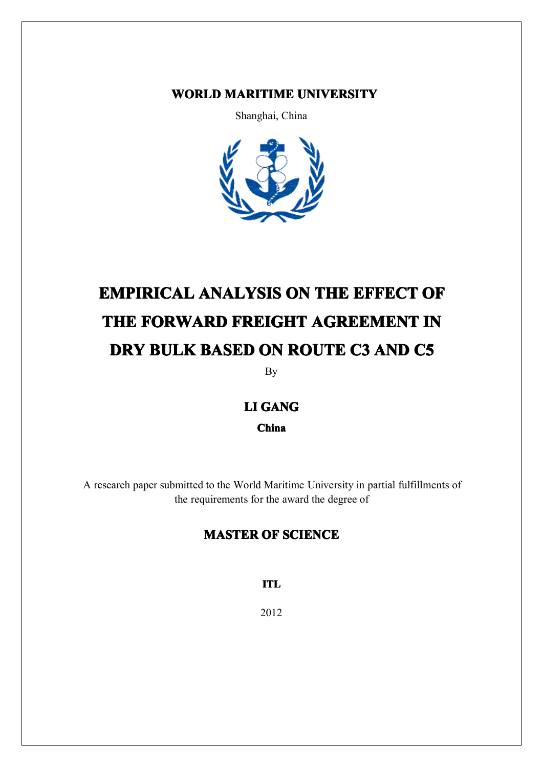**WORLD MARITIME UNIVERSITY**

Shanghai, China

# EMPIRICAL ANALYSIS ON THE EFFECT OF THE FORWARD FREIGHT AGREEMENT IN DRY BULK BASED ON ROUTE C3 AND C5

By

**LI GANG**

**China**

A research paper submitted to the World Maritime University in partial fulfillments of the requirements for the award the degree of

**MASTER OF SCIENCE**

**ITL**

2012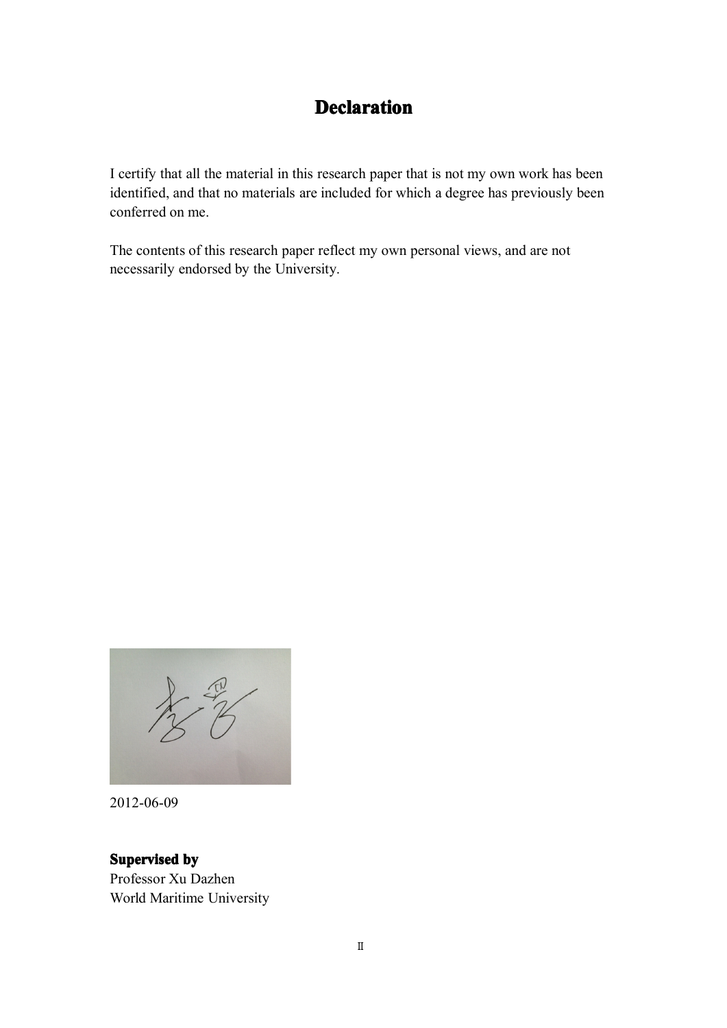# Declaration

I certify that all the material in this research paper that is not my own work has been identified, and that no materials are included for which a degree has previously been conferred on me.

The contents of this research paper reflect my own personal views, and are not necessarily endorsed by the University.

2012-06-09

**Supervised by**
Professor Xu Dazhen
World Maritime University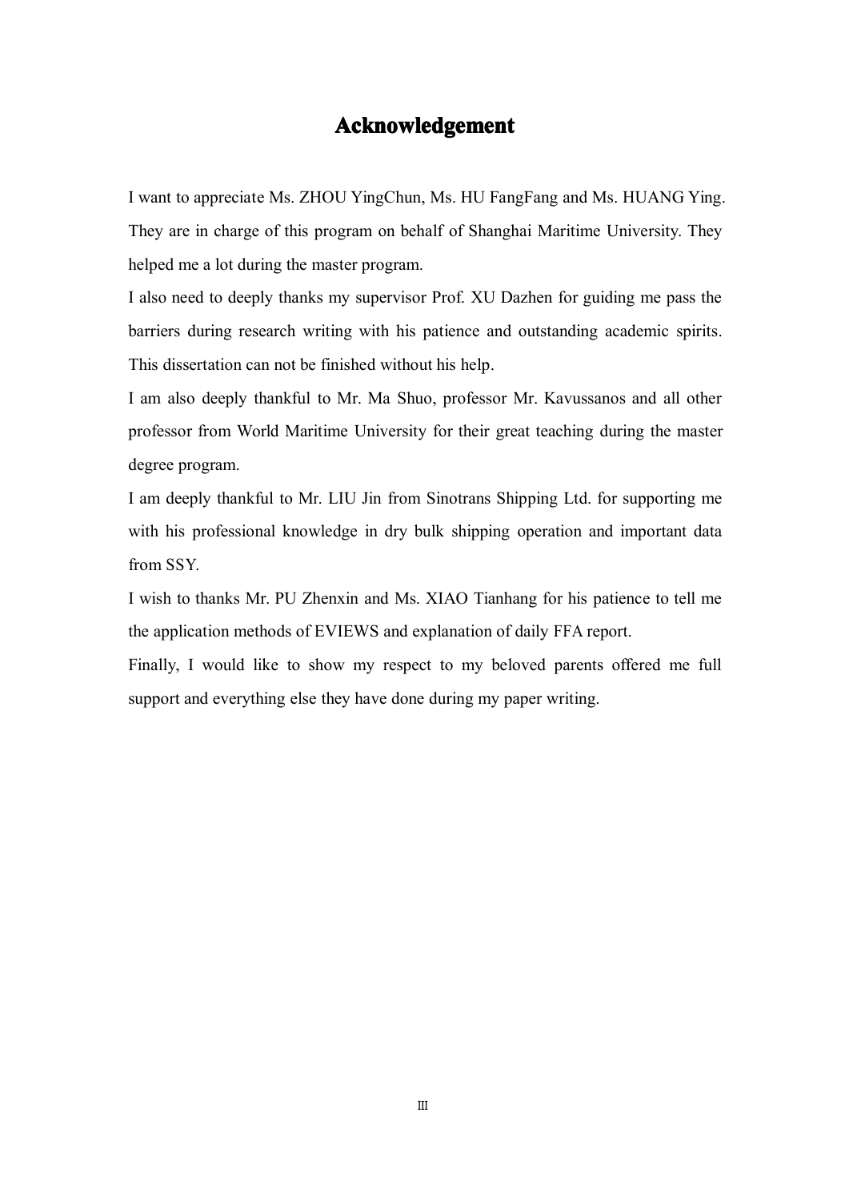# Acknowledgement

I want to appreciate Ms. ZHOU YingChun, Ms. HU FangFang and Ms. HUANG Ying. They are in charge of this program on behalf of Shanghai Maritime University. They helped me a lot during the master program.

I also need to deeply thanks my supervisor Prof. XU Dazhen for guiding me pass the barriers during research writing with his patience and outstanding academic spirits. This dissertation can not be finished without his help.

I am also deeply thankful to Mr. Ma Shuo, professor Mr. Kavussanos and all other professor from World Maritime University for their great teaching during the master degree program.

I am deeply thankful to Mr. LIU Jin from Sinotrans Shipping Ltd. for supporting me with his professional knowledge in dry bulk shipping operation and important data from SSY.

I wish to thanks Mr. PU Zhenxin and Ms. XIAO Tianhang for his patience to tell me the application methods of EVIEWS and explanation of daily FFA report.

Finally, I would like to show my respect to my beloved parents offered me full support and everything else they have done during my paper writing.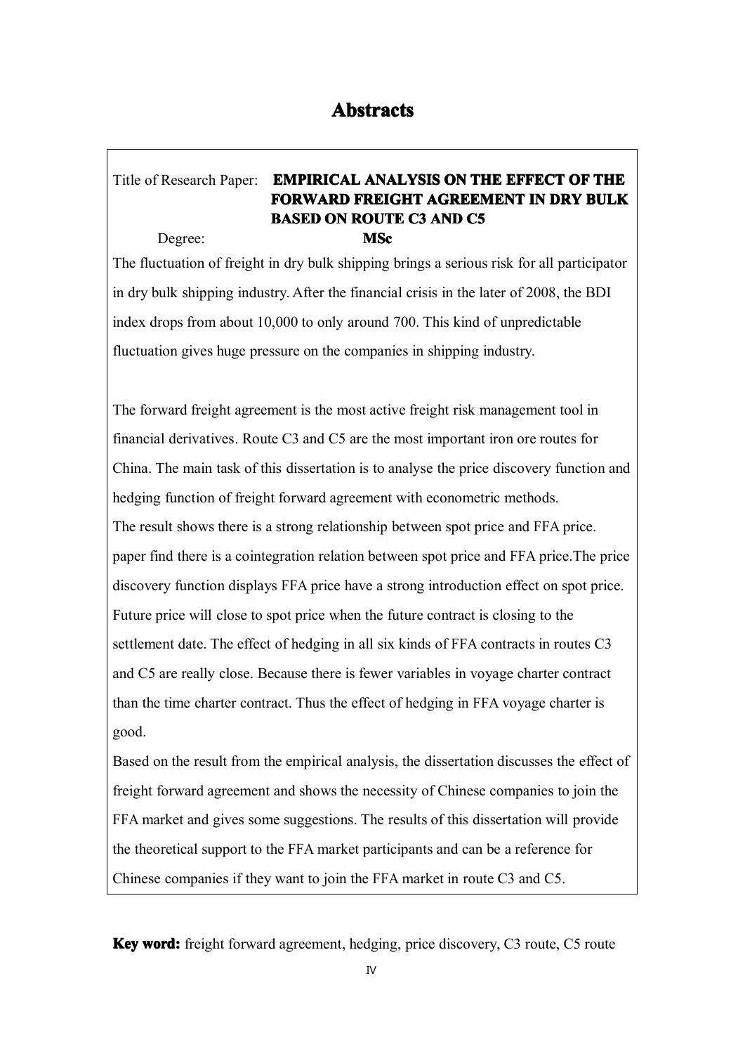# Abstracts

Title of Research Paper: **EMPIRICAL ANALYSIS ON THE EFFECT OF THE FORWARD FREIGHT AGREEMENT IN DRY BULK BASED ON ROUTE C3 AND C5**

Degree: **MSc**

The fluctuation of freight in dry bulk shipping brings a serious risk for all participator in dry bulk shipping industry. After the financial crisis in the later of 2008, the BDI index drops from about 10,000 to only around 700. This kind of unpredictable fluctuation gives huge pressure on the companies in shipping industry.

The forward freight agreement is the most active freight risk management tool in financial derivatives. Route C3 and C5 are the most important iron ore routes for China. The main task of this dissertation is to analyse the price discovery function and hedging function of freight forward agreement with econometric methods.
The result shows there is a strong relationship between spot price and FFA price. paper find there is a cointegration relation between spot price and FFA price.The price discovery function displays FFA price have a strong introduction effect on spot price. Future price will close to spot price when the future contract is closing to the settlement date. The effect of hedging in all six kinds of FFA contracts in routes C3 and C5 are really close. Because there is fewer variables in voyage charter contract than the time charter contract. Thus the effect of hedging in FFA voyage charter is good.
Based on the result from the empirical analysis, the dissertation discusses the effect of freight forward agreement and shows the necessity of Chinese companies to join the FFA market and gives some suggestions. The results of this dissertation will provide the theoretical support to the FFA market participants and can be a reference for Chinese companies if they want to join the FFA market in route C3 and C5.

**Key word:** freight forward agreement, hedging, price discovery, C3 route, C5 route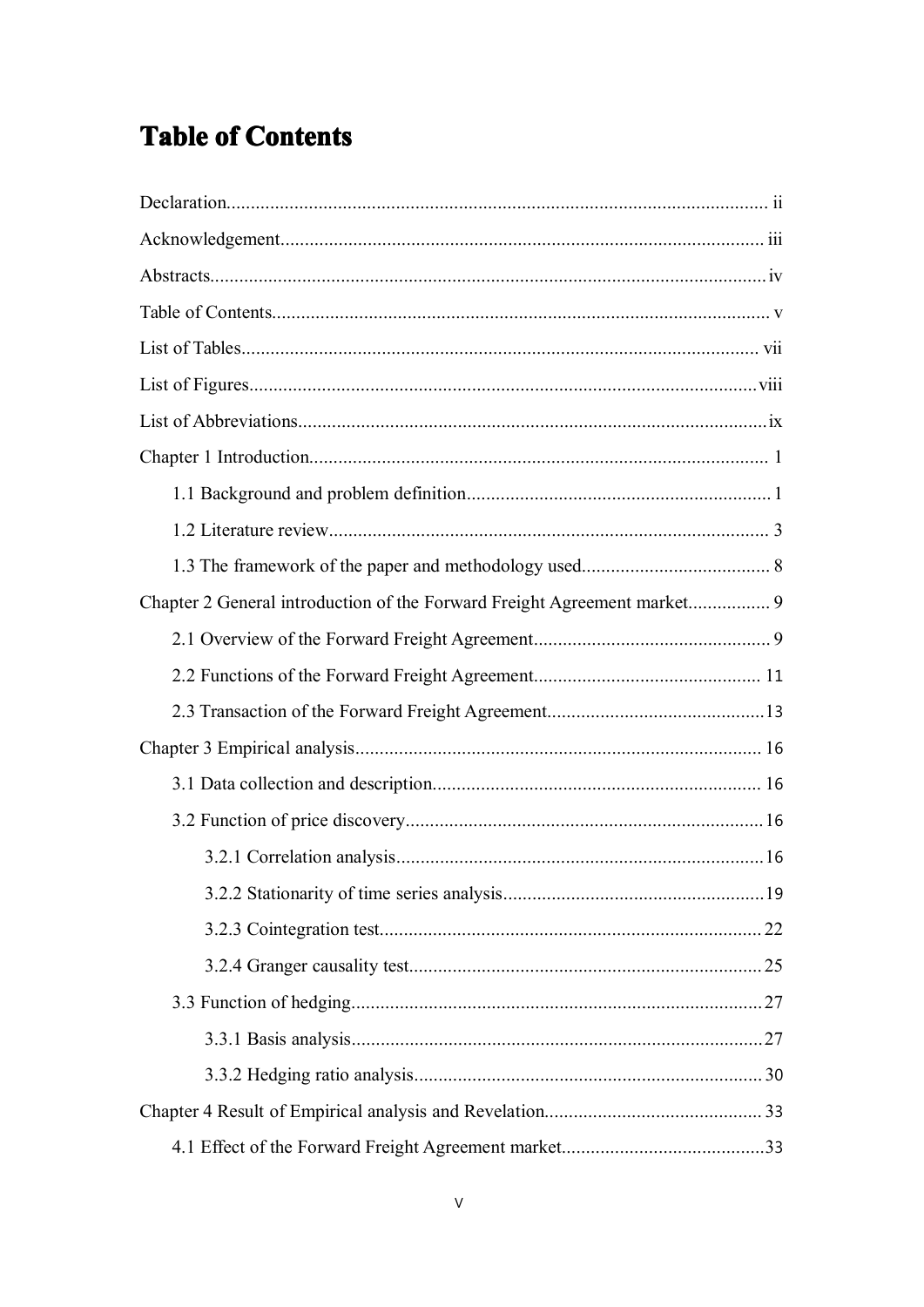# Table of Contents

Declaration................................................................................................................ ii

Acknowledgement.................................................................................................... iii

Abstracts.................................................................................................................. iv

Table of Contents....................................................................................................... v

List of Tables........................................................................................................... vii

List of Figures......................................................................................................... viii

List of Abbreviations................................................................................................. ix

Chapter 1 Introduction................................................................................................ 1

  1.1 Background and problem definition................................................................ 1

  1.2 Literature review.............................................................................................. 3

  1.3 The framework of the paper and methodology used........................................ 8

Chapter 2 General introduction of the Forward Freight Agreement market................. 9

  2.1 Overview of the Forward Freight Agreement................................................... 9

  2.2 Functions of the Forward Freight Agreement................................................. 11

  2.3 Transaction of the Forward Freight Agreement.............................................. 13

Chapter 3 Empirical analysis..................................................................................... 16

  3.1 Data collection and description..................................................................... 16

  3.2 Function of price discovery........................................................................... 16

    3.2.1 Correlation analysis............................................................................ 16

    3.2.2 Stationarity of time series analysis...................................................... 19

    3.2.3 Cointegration test................................................................................ 22

    3.2.4 Granger causality test......................................................................... 25

  3.3 Function of hedging...................................................................................... 27

    3.3.1 Basis analysis..................................................................................... 27

    3.3.2 Hedging ratio analysis........................................................................ 30

Chapter 4 Result of Empirical analysis and Revelation............................................. 33

  4.1 Effect of the Forward Freight Agreement market........................................... 33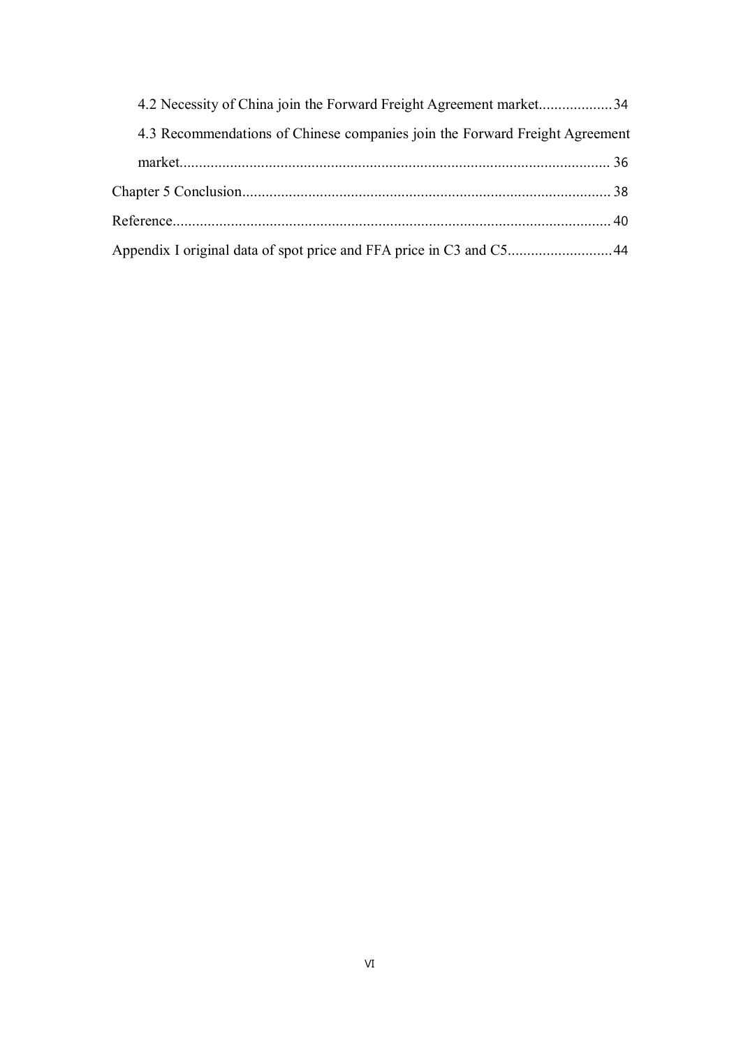4.2 Necessity of China join the Forward Freight Agreement market...................34

4.3 Recommendations of Chinese companies join the Forward Freight Agreement market............................................................................................................... 36

Chapter 5 Conclusion............................................................................................... 38

Reference................................................................................................................ 40

Appendix I original data of spot price and FFA price in C3 and C5...........................44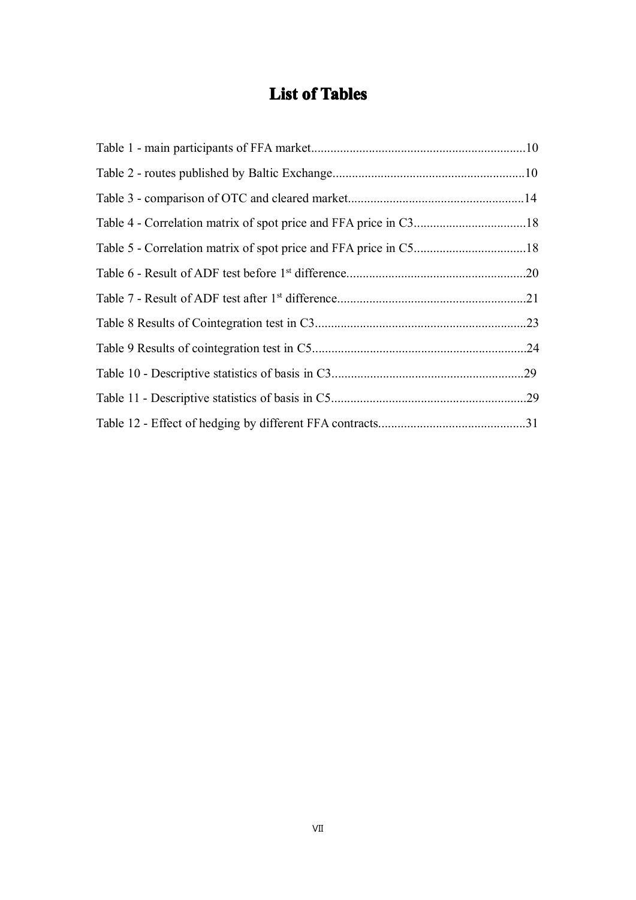# List of Tables

Table 1 - main participants of FFA market....................................................................10

Table 2 - routes published by Baltic Exchange............................................................10

Table 3 - comparison of OTC and cleared market.......................................................14

Table 4 - Correlation matrix of spot price and FFA price in C3...................................18

Table 5 - Correlation matrix of spot price and FFA price in C5...................................18

Table 6 - Result of ADF test before 1st difference........................................................20

Table 7 - Result of ADF test after 1st difference...........................................................21

Table 8 Results of Cointegration test in C3..................................................................23

Table 9 Results of cointegration test in C5...................................................................24

Table 10 - Descriptive statistics of basis in C3............................................................29

Table 11 - Descriptive statistics of basis in C5.............................................................29

Table 12 - Effect of hedging by different FFA contracts..............................................31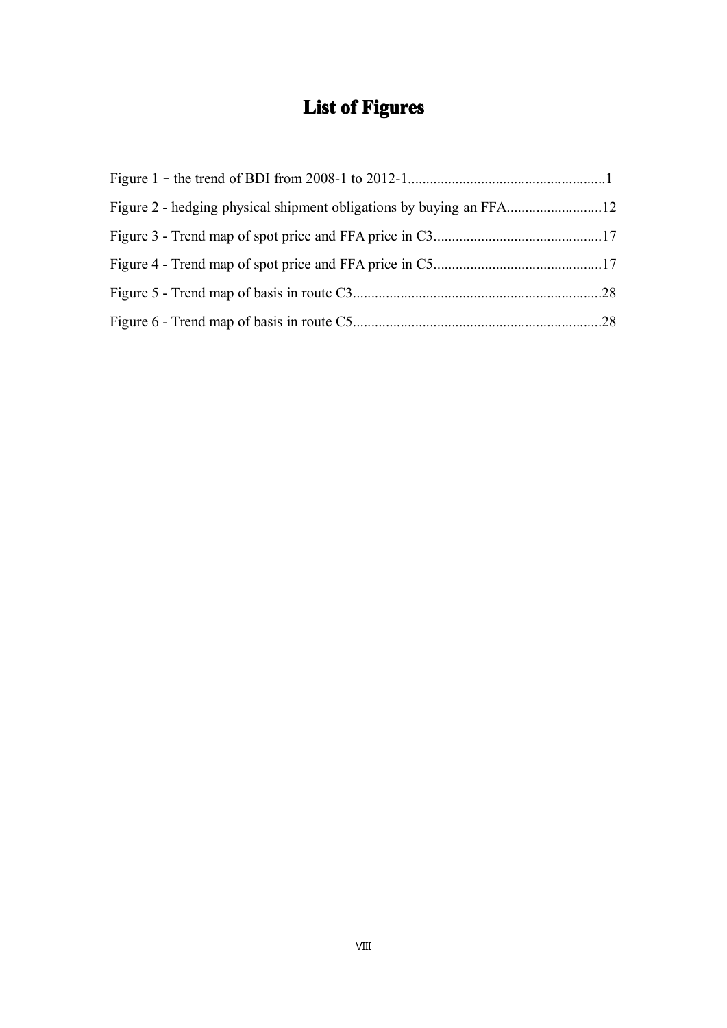# List of Figures

Figure 1 – the trend of BDI from 2008-1 to 2012-1......................................................1

Figure 2 - hedging physical shipment obligations by buying an FFA..........................12

Figure 3 - Trend map of spot price and FFA price in C3..............................................17

Figure 4 - Trend map of spot price and FFA price in C5..............................................17

Figure 5 - Trend map of basis in route C3....................................................................28

Figure 6 - Trend map of basis in route C5....................................................................28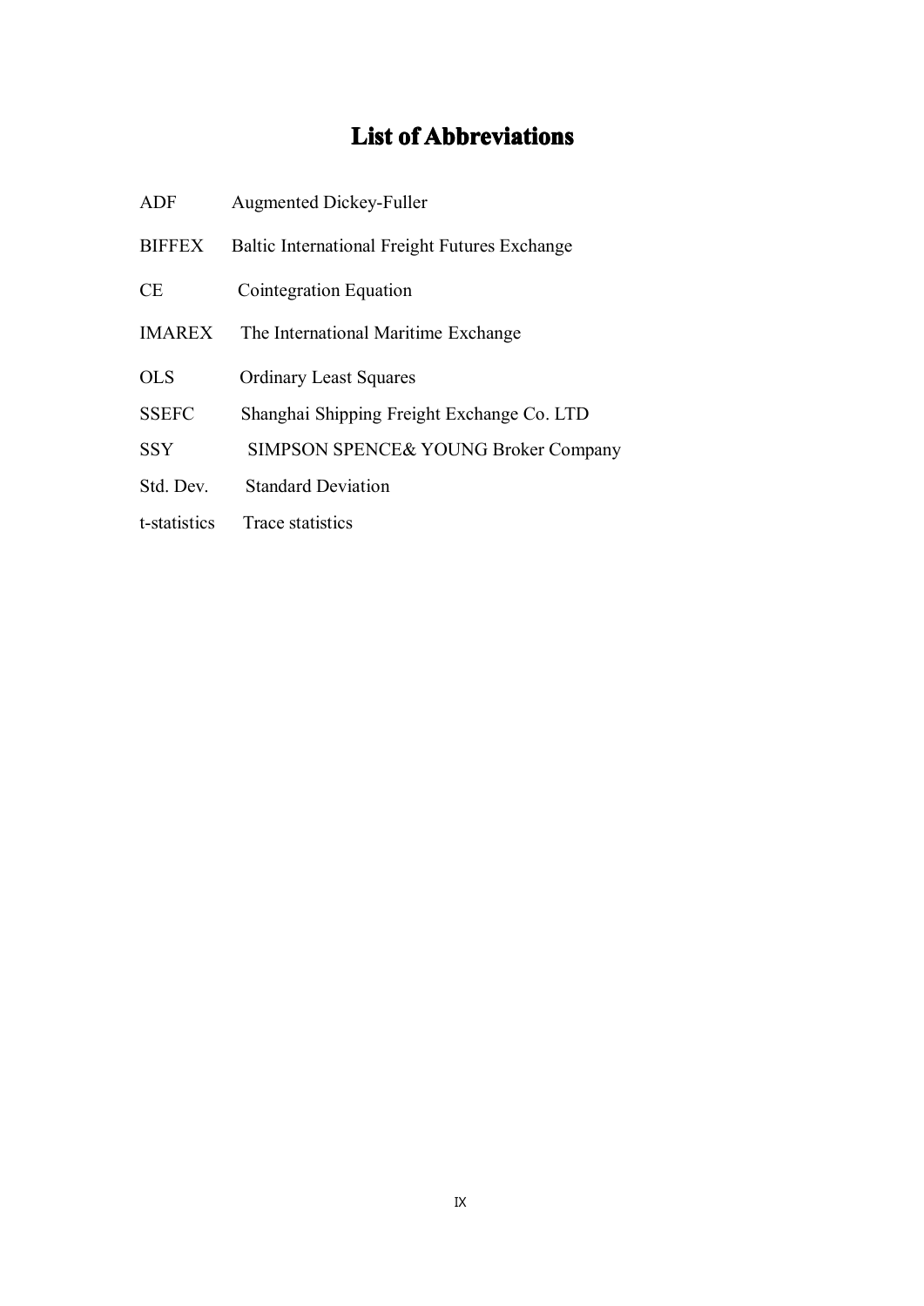# List of Abbreviations

| | |
|---|---|
| ADF | Augmented Dickey-Fuller |
| BIFFEX | Baltic International Freight Futures Exchange |
| CE | Cointegration Equation |
| IMAREX | The International Maritime Exchange |
| OLS | Ordinary Least Squares |
| SSEFC | Shanghai Shipping Freight Exchange Co. LTD |
| SSY | SIMPSON SPENCE& YOUNG Broker Company |
| Std. Dev. | Standard Deviation |
| t-statistics | Trace statistics |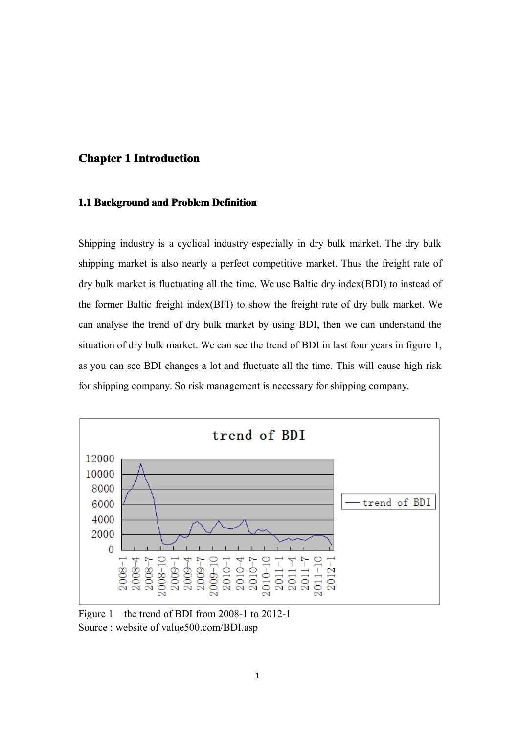# Chapter 1 Introduction

## 1.1 Background and Problem Definition

Shipping industry is a cyclical industry especially in dry bulk market. The dry bulk shipping market is also nearly a perfect competitive market. Thus the freight rate of dry bulk market is fluctuating all the time. We use Baltic dry index(BDI) to instead of the former Baltic freight index(BFI) to show the freight rate of dry bulk market. We can analyse the trend of dry bulk market by using BDI, then we can understand the situation of dry bulk market. We can see the trend of BDI in last four years in figure 1, as you can see BDI changes a lot and fluctuate all the time. This will cause high risk for shipping company. So risk management is necessary for shipping company.

Figure 1 the trend of BDI from 2008-1 to 2012-1
Source : website of value500.com/BDI.asp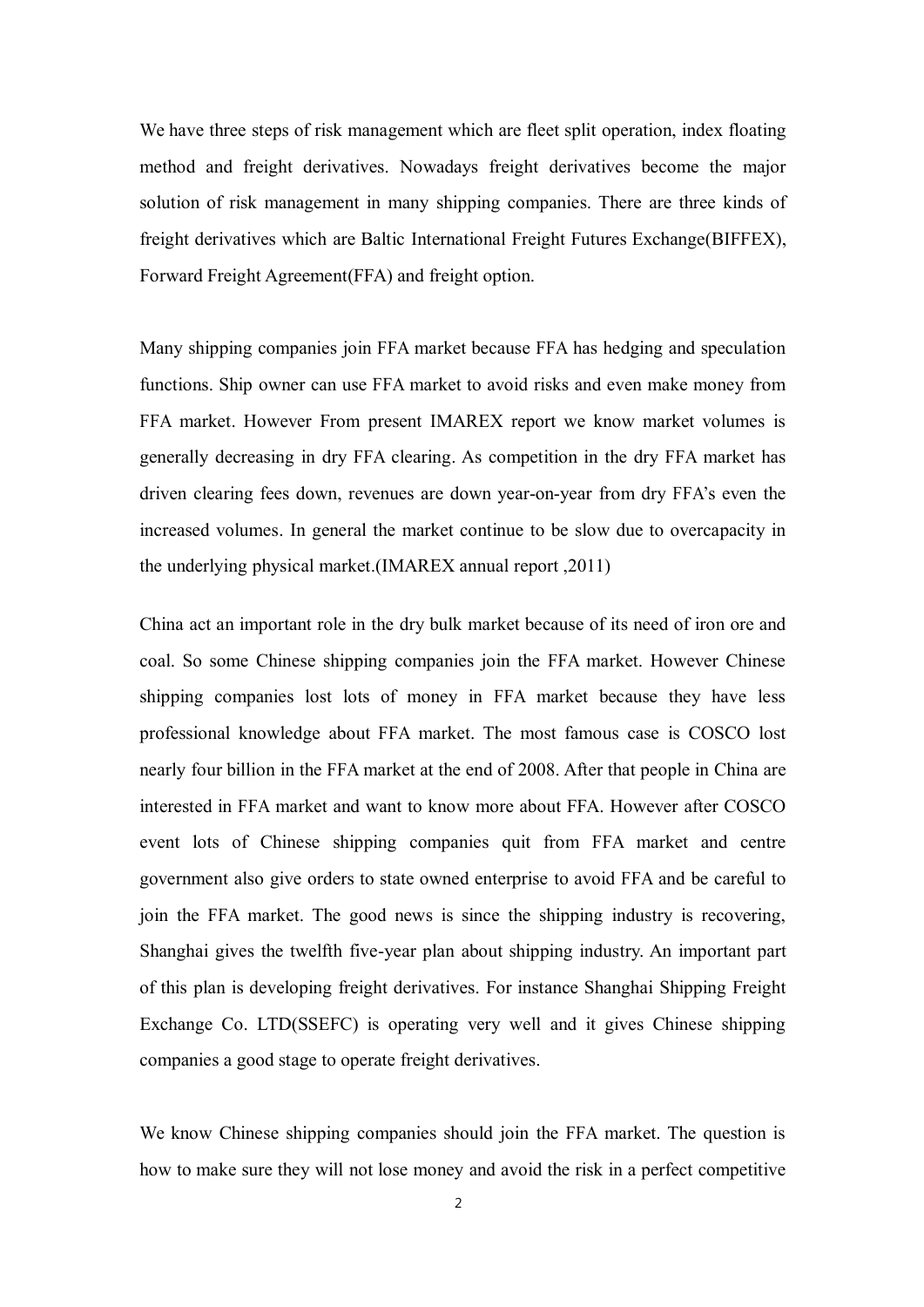We have three steps of risk management which are fleet split operation, index floating method and freight derivatives. Nowadays freight derivatives become the major solution of risk management in many shipping companies. There are three kinds of freight derivatives which are Baltic International Freight Futures Exchange(BIFFEX), Forward Freight Agreement(FFA) and freight option.

Many shipping companies join FFA market because FFA has hedging and speculation functions. Ship owner can use FFA market to avoid risks and even make money from FFA market. However From present IMAREX report we know market volumes is generally decreasing in dry FFA clearing. As competition in the dry FFA market has driven clearing fees down, revenues are down year-on-year from dry FFA's even the increased volumes. In general the market continue to be slow due to overcapacity in the underlying physical market.(IMAREX annual report ,2011)

China act an important role in the dry bulk market because of its need of iron ore and coal. So some Chinese shipping companies join the FFA market. However Chinese shipping companies lost lots of money in FFA market because they have less professional knowledge about FFA market. The most famous case is COSCO lost nearly four billion in the FFA market at the end of 2008. After that people in China are interested in FFA market and want to know more about FFA. However after COSCO event lots of Chinese shipping companies quit from FFA market and centre government also give orders to state owned enterprise to avoid FFA and be careful to join the FFA market. The good news is since the shipping industry is recovering, Shanghai gives the twelfth five-year plan about shipping industry. An important part of this plan is developing freight derivatives. For instance Shanghai Shipping Freight Exchange Co. LTD(SSEFC) is operating very well and it gives Chinese shipping companies a good stage to operate freight derivatives.

We know Chinese shipping companies should join the FFA market. The question is how to make sure they will not lose money and avoid the risk in a perfect competitive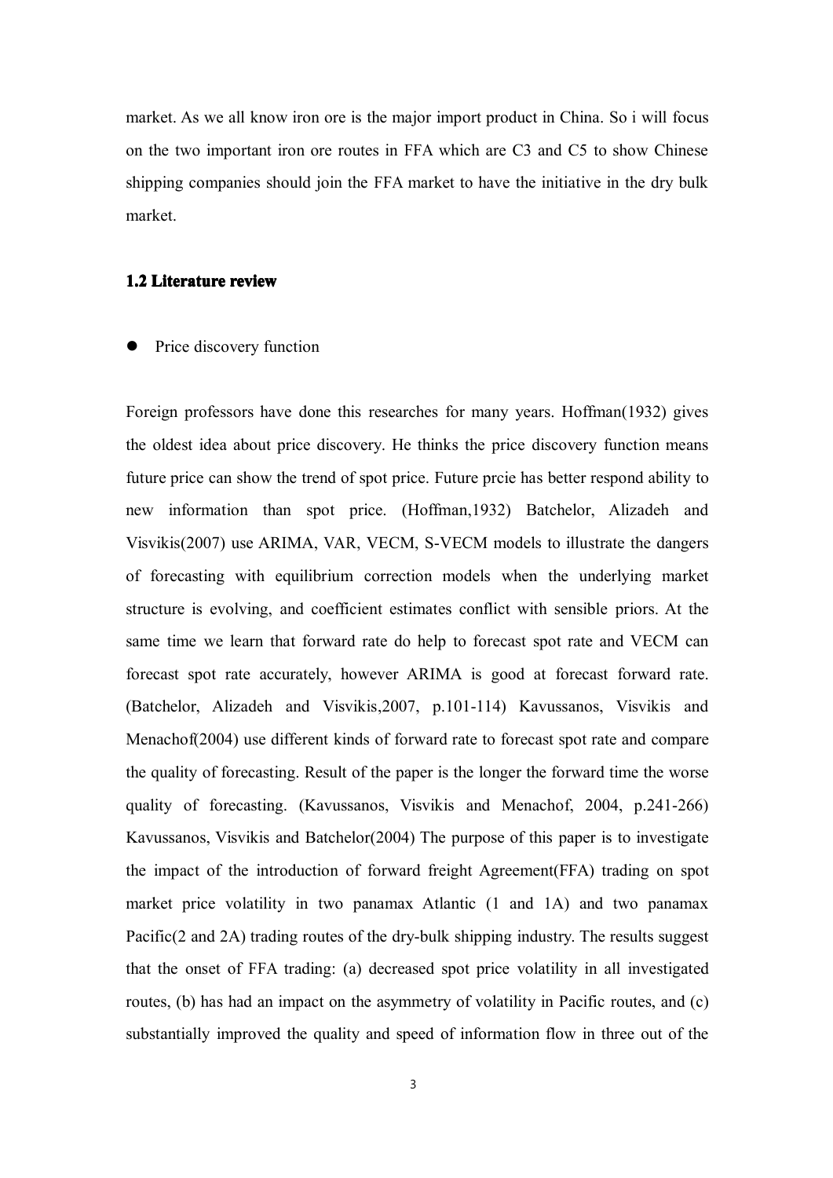market. As we all know iron ore is the major import product in China. So i will focus on the two important iron ore routes in FFA which are C3 and C5 to show Chinese shipping companies should join the FFA market to have the initiative in the dry bulk market.

### 1.2 Literature review

- Price discovery function

Foreign professors have done this researches for many years. Hoffman(1932) gives the oldest idea about price discovery. He thinks the price discovery function means future price can show the trend of spot price. Future prcie has better respond ability to new information than spot price. (Hoffman,1932) Batchelor, Alizadeh and Visvikis(2007) use ARIMA, VAR, VECM, S-VECM models to illustrate the dangers of forecasting with equilibrium correction models when the underlying market structure is evolving, and coefficient estimates conflict with sensible priors. At the same time we learn that forward rate do help to forecast spot rate and VECM can forecast spot rate accurately, however ARIMA is good at forecast forward rate. (Batchelor, Alizadeh and Visvikis,2007, p.101-114) Kavussanos, Visvikis and Menachof(2004) use different kinds of forward rate to forecast spot rate and compare the quality of forecasting. Result of the paper is the longer the forward time the worse quality of forecasting. (Kavussanos, Visvikis and Menachof, 2004, p.241-266) Kavussanos, Visvikis and Batchelor(2004) The purpose of this paper is to investigate the impact of the introduction of forward freight Agreement(FFA) trading on spot market price volatility in two panamax Atlantic (1 and 1A) and two panamax Pacific(2 and 2A) trading routes of the dry-bulk shipping industry. The results suggest that the onset of FFA trading: (a) decreased spot price volatility in all investigated routes, (b) has had an impact on the asymmetry of volatility in Pacific routes, and (c) substantially improved the quality and speed of information flow in three out of the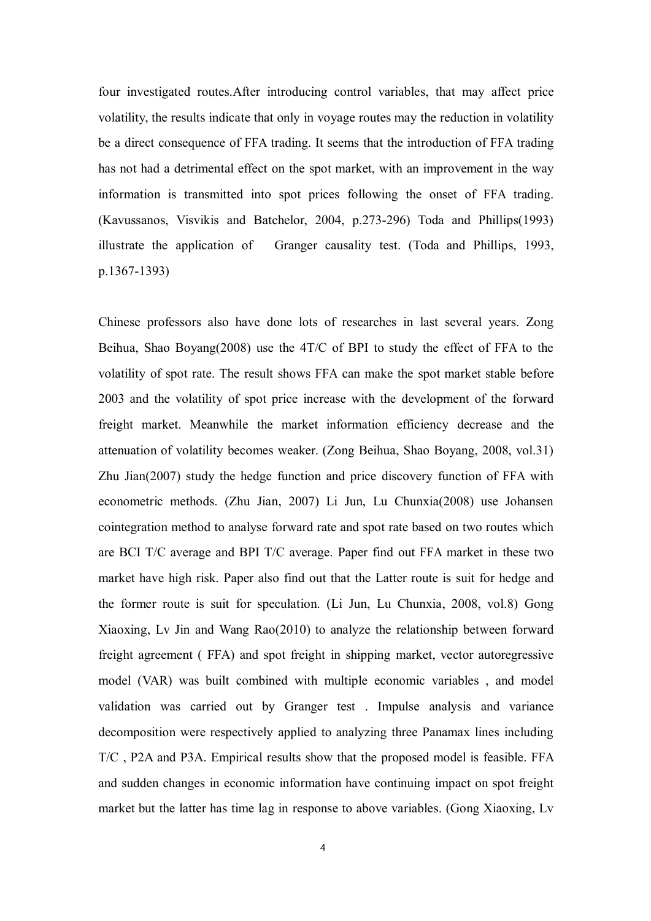four investigated routes.After introducing control variables, that may affect price volatility, the results indicate that only in voyage routes may the reduction in volatility be a direct consequence of FFA trading. It seems that the introduction of FFA trading has not had a detrimental effect on the spot market, with an improvement in the way information is transmitted into spot prices following the onset of FFA trading. (Kavussanos, Visvikis and Batchelor, 2004, p.273-296) Toda and Phillips(1993) illustrate the application of Granger causality test. (Toda and Phillips, 1993, p.1367-1393)

Chinese professors also have done lots of researches in last several years. Zong Beihua, Shao Boyang(2008) use the 4T/C of BPI to study the effect of FFA to the volatility of spot rate. The result shows FFA can make the spot market stable before 2003 and the volatility of spot price increase with the development of the forward freight market. Meanwhile the market information efficiency decrease and the attenuation of volatility becomes weaker. (Zong Beihua, Shao Boyang, 2008, vol.31) Zhu Jian(2007) study the hedge function and price discovery function of FFA with econometric methods. (Zhu Jian, 2007) Li Jun, Lu Chunxia(2008) use Johansen cointegration method to analyse forward rate and spot rate based on two routes which are BCI T/C average and BPI T/C average. Paper find out FFA market in these two market have high risk. Paper also find out that the Latter route is suit for hedge and the former route is suit for speculation. (Li Jun, Lu Chunxia, 2008, vol.8) Gong Xiaoxing, Lv Jin and Wang Rao(2010) to analyze the relationship between forward freight agreement ( FFA) and spot freight in shipping market, vector autoregressive model (VAR) was built combined with multiple economic variables , and model validation was carried out by Granger test . Impulse analysis and variance decomposition were respectively applied to analyzing three Panamax lines including T/C , P2A and P3A. Empirical results show that the proposed model is feasible. FFA and sudden changes in economic information have continuing impact on spot freight market but the latter has time lag in response to above variables. (Gong Xiaoxing, Lv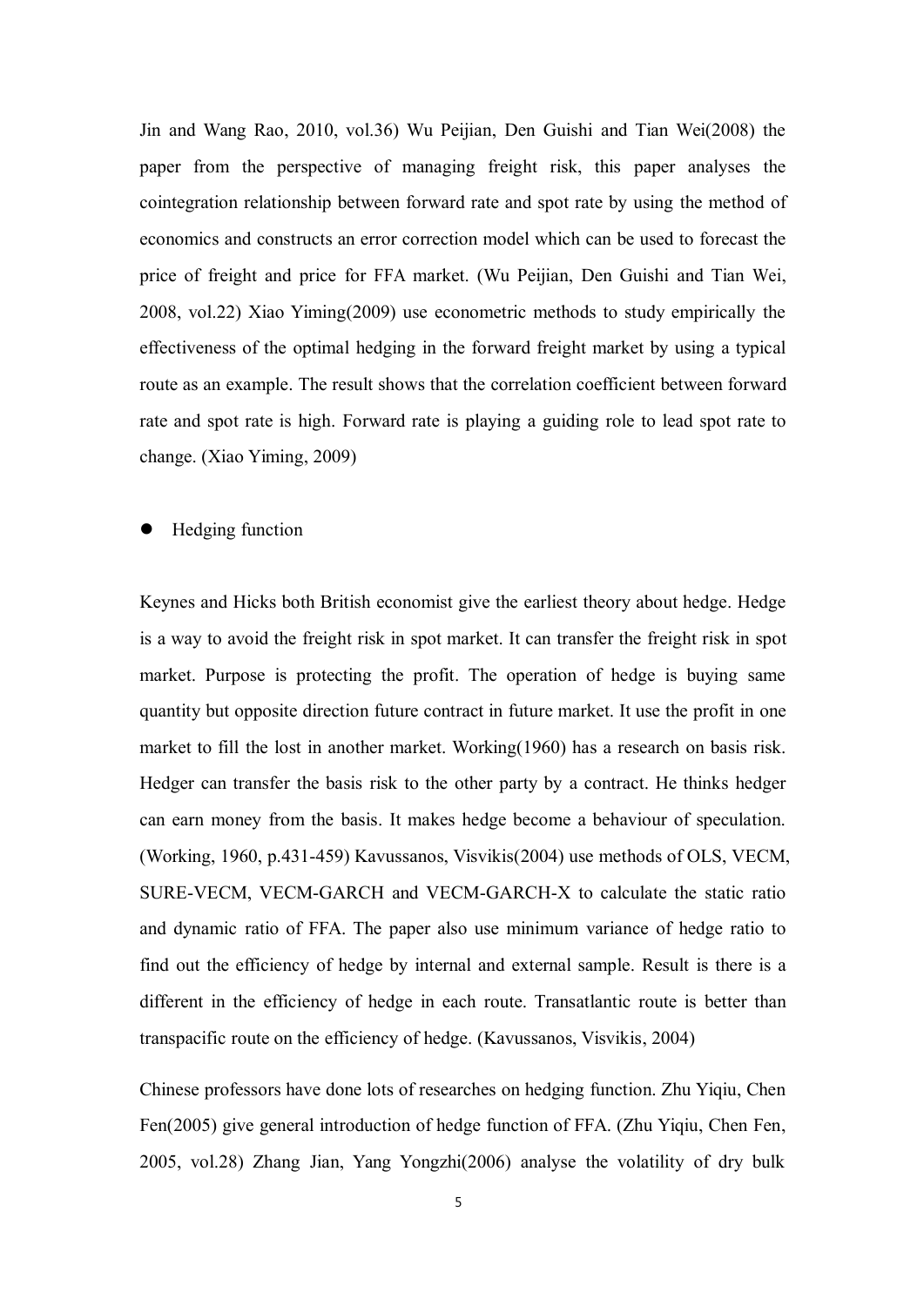Jin and Wang Rao, 2010, vol.36) Wu Peijian, Den Guishi and Tian Wei(2008) the paper from the perspective of managing freight risk, this paper analyses the cointegration relationship between forward rate and spot rate by using the method of economics and constructs an error correction model which can be used to forecast the price of freight and price for FFA market. (Wu Peijian, Den Guishi and Tian Wei, 2008, vol.22) Xiao Yiming(2009) use econometric methods to study empirically the effectiveness of the optimal hedging in the forward freight market by using a typical route as an example. The result shows that the correlation coefficient between forward rate and spot rate is high. Forward rate is playing a guiding role to lead spot rate to change. (Xiao Yiming, 2009)

- Hedging function

Keynes and Hicks both British economist give the earliest theory about hedge. Hedge is a way to avoid the freight risk in spot market. It can transfer the freight risk in spot market. Purpose is protecting the profit. The operation of hedge is buying same quantity but opposite direction future contract in future market. It use the profit in one market to fill the lost in another market. Working(1960) has a research on basis risk. Hedger can transfer the basis risk to the other party by a contract. He thinks hedger can earn money from the basis. It makes hedge become a behaviour of speculation. (Working, 1960, p.431-459) Kavussanos, Visvikis(2004) use methods of OLS, VECM, SURE-VECM, VECM-GARCH and VECM-GARCH-X to calculate the static ratio and dynamic ratio of FFA. The paper also use minimum variance of hedge ratio to find out the efficiency of hedge by internal and external sample. Result is there is a different in the efficiency of hedge in each route. Transatlantic route is better than transpacific route on the efficiency of hedge. (Kavussanos, Visvikis, 2004)

Chinese professors have done lots of researches on hedging function. Zhu Yiqiu, Chen Fen(2005) give general introduction of hedge function of FFA. (Zhu Yiqiu, Chen Fen, 2005, vol.28) Zhang Jian, Yang Yongzhi(2006) analyse the volatility of dry bulk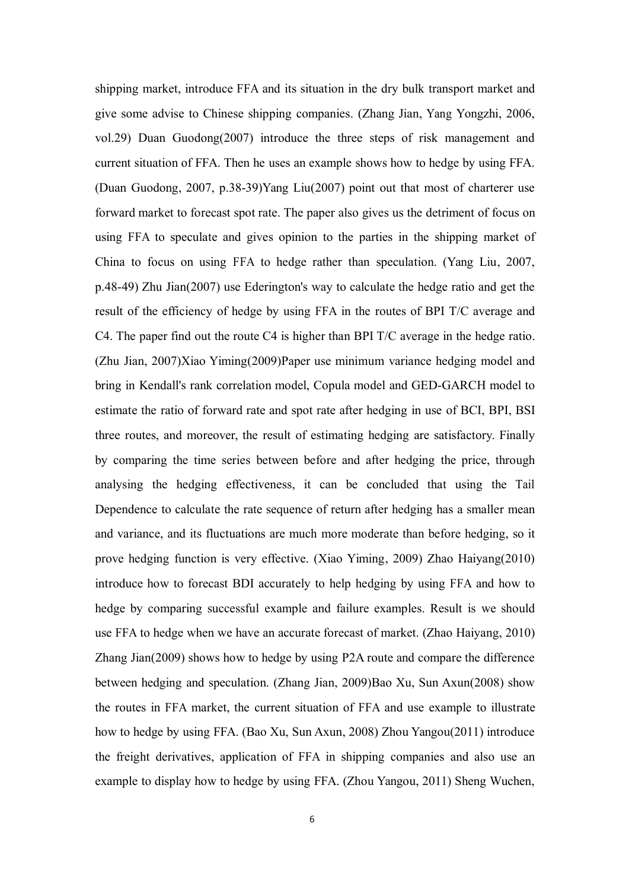shipping market, introduce FFA and its situation in the dry bulk transport market and give some advise to Chinese shipping companies. (Zhang Jian, Yang Yongzhi, 2006, vol.29) Duan Guodong(2007) introduce the three steps of risk management and current situation of FFA. Then he uses an example shows how to hedge by using FFA. (Duan Guodong, 2007, p.38-39)Yang Liu(2007) point out that most of charterer use forward market to forecast spot rate. The paper also gives us the detriment of focus on using FFA to speculate and gives opinion to the parties in the shipping market of China to focus on using FFA to hedge rather than speculation. (Yang Liu, 2007, p.48-49) Zhu Jian(2007) use Ederington's way to calculate the hedge ratio and get the result of the efficiency of hedge by using FFA in the routes of BPI T/C average and C4. The paper find out the route C4 is higher than BPI T/C average in the hedge ratio. (Zhu Jian, 2007)Xiao Yiming(2009)Paper use minimum variance hedging model and bring in Kendall's rank correlation model, Copula model and GED-GARCH model to estimate the ratio of forward rate and spot rate after hedging in use of BCI, BPI, BSI three routes, and moreover, the result of estimating hedging are satisfactory. Finally by comparing the time series between before and after hedging the price, through analysing the hedging effectiveness, it can be concluded that using the Tail Dependence to calculate the rate sequence of return after hedging has a smaller mean and variance, and its fluctuations are much more moderate than before hedging, so it prove hedging function is very effective. (Xiao Yiming, 2009) Zhao Haiyang(2010) introduce how to forecast BDI accurately to help hedging by using FFA and how to hedge by comparing successful example and failure examples. Result is we should use FFA to hedge when we have an accurate forecast of market. (Zhao Haiyang, 2010) Zhang Jian(2009) shows how to hedge by using P2A route and compare the difference between hedging and speculation. (Zhang Jian, 2009)Bao Xu, Sun Axun(2008) show the routes in FFA market, the current situation of FFA and use example to illustrate how to hedge by using FFA. (Bao Xu, Sun Axun, 2008) Zhou Yangou(2011) introduce the freight derivatives, application of FFA in shipping companies and also use an example to display how to hedge by using FFA. (Zhou Yangou, 2011) Sheng Wuchen,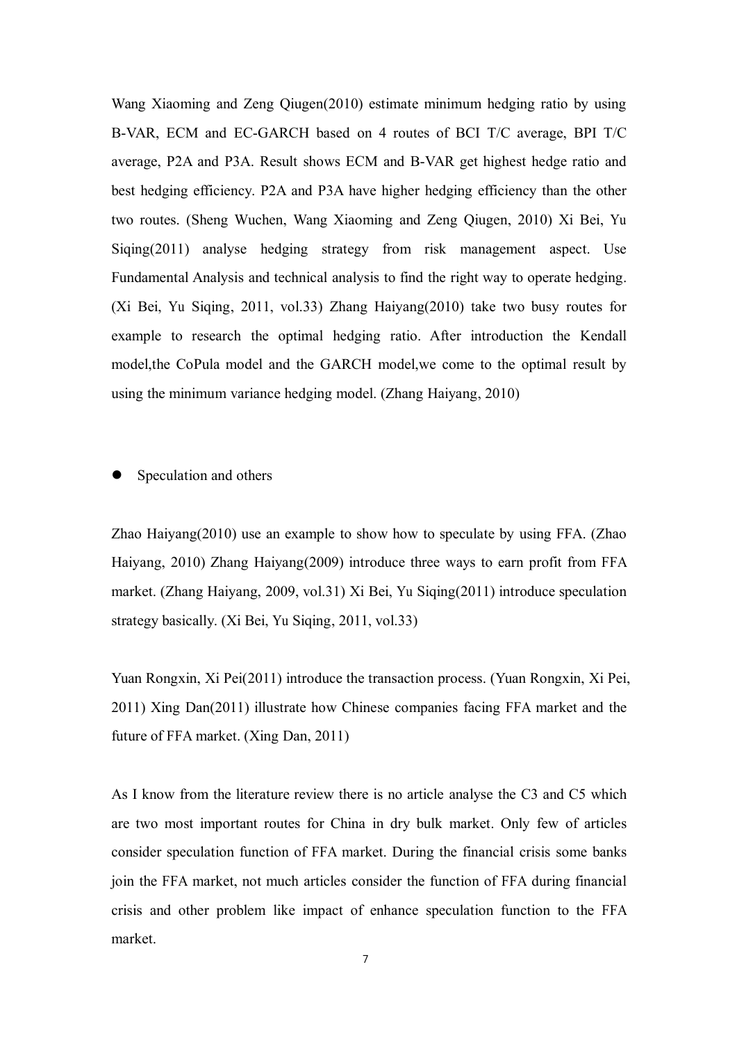Wang Xiaoming and Zeng Qiugen(2010) estimate minimum hedging ratio by using B-VAR, ECM and EC-GARCH based on 4 routes of BCI T/C average, BPI T/C average, P2A and P3A. Result shows ECM and B-VAR get highest hedge ratio and best hedging efficiency. P2A and P3A have higher hedging efficiency than the other two routes. (Sheng Wuchen, Wang Xiaoming and Zeng Qiugen, 2010) Xi Bei, Yu Siqing(2011) analyse hedging strategy from risk management aspect. Use Fundamental Analysis and technical analysis to find the right way to operate hedging. (Xi Bei, Yu Siqing, 2011, vol.33) Zhang Haiyang(2010) take two busy routes for example to research the optimal hedging ratio. After introduction the Kendall model,the CoPula model and the GARCH model,we come to the optimal result by using the minimum variance hedging model. (Zhang Haiyang, 2010)

- Speculation and others

Zhao Haiyang(2010) use an example to show how to speculate by using FFA. (Zhao Haiyang, 2010) Zhang Haiyang(2009) introduce three ways to earn profit from FFA market. (Zhang Haiyang, 2009, vol.31) Xi Bei, Yu Siqing(2011) introduce speculation strategy basically. (Xi Bei, Yu Siqing, 2011, vol.33)

Yuan Rongxin, Xi Pei(2011) introduce the transaction process. (Yuan Rongxin, Xi Pei, 2011) Xing Dan(2011) illustrate how Chinese companies facing FFA market and the future of FFA market. (Xing Dan, 2011)

As I know from the literature review there is no article analyse the C3 and C5 which are two most important routes for China in dry bulk market. Only few of articles consider speculation function of FFA market. During the financial crisis some banks join the FFA market, not much articles consider the function of FFA during financial crisis and other problem like impact of enhance speculation function to the FFA market.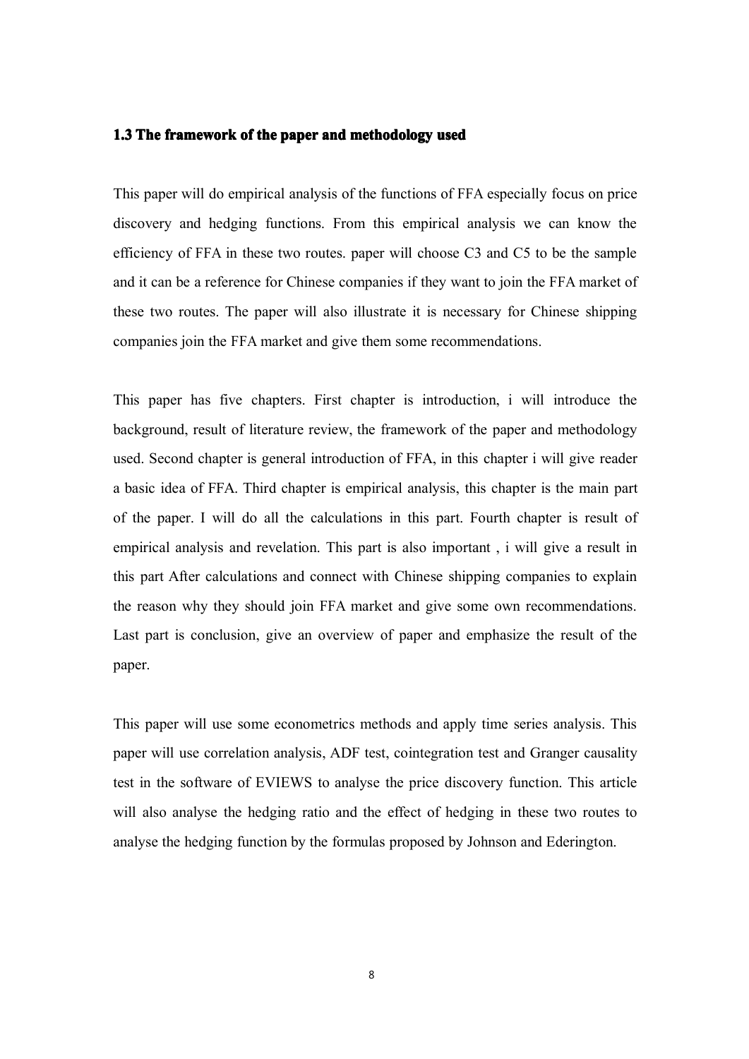### 1.3 The framework of the paper and methodology used

This paper will do empirical analysis of the functions of FFA especially focus on price discovery and hedging functions. From this empirical analysis we can know the efficiency of FFA in these two routes. paper will choose C3 and C5 to be the sample and it can be a reference for Chinese companies if they want to join the FFA market of these two routes. The paper will also illustrate it is necessary for Chinese shipping companies join the FFA market and give them some recommendations.

This paper has five chapters. First chapter is introduction, i will introduce the background, result of literature review, the framework of the paper and methodology used. Second chapter is general introduction of FFA, in this chapter i will give reader a basic idea of FFA. Third chapter is empirical analysis, this chapter is the main part of the paper. I will do all the calculations in this part. Fourth chapter is result of empirical analysis and revelation. This part is also important , i will give a result in this part After calculations and connect with Chinese shipping companies to explain the reason why they should join FFA market and give some own recommendations. Last part is conclusion, give an overview of paper and emphasize the result of the paper.

This paper will use some econometrics methods and apply time series analysis. This paper will use correlation analysis, ADF test, cointegration test and Granger causality test in the software of EVIEWS to analyse the price discovery function. This article will also analyse the hedging ratio and the effect of hedging in these two routes to analyse the hedging function by the formulas proposed by Johnson and Ederington.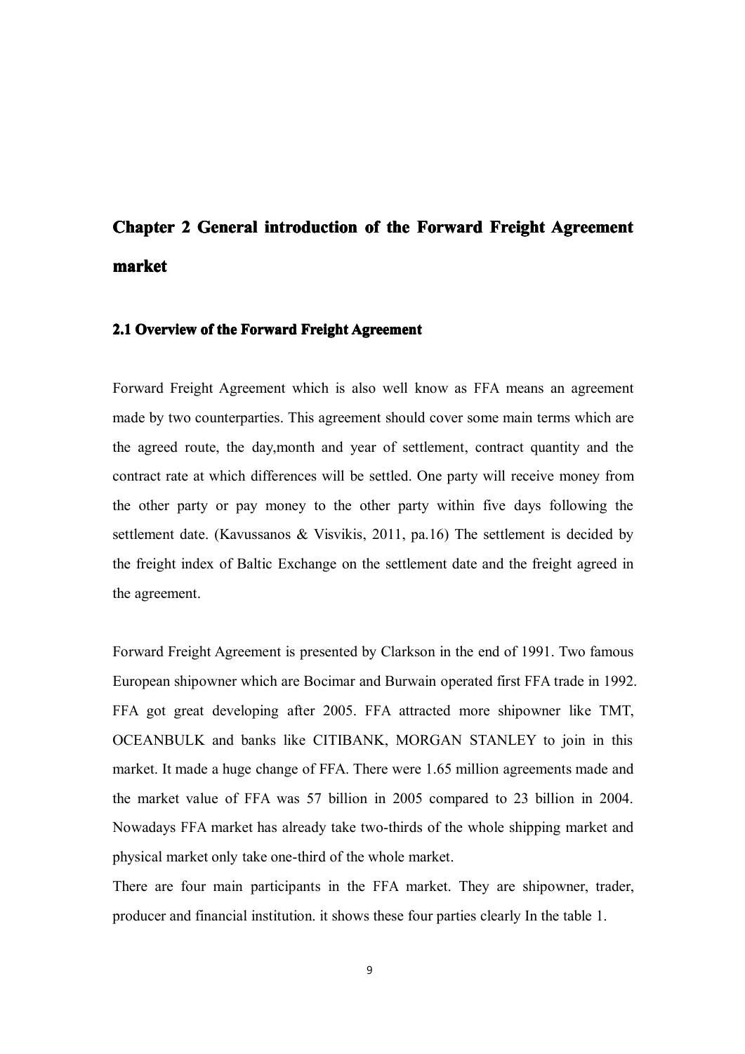# Chapter 2 General introduction of the Forward Freight Agreement market

## 2.1 Overview of the Forward Freight Agreement

Forward Freight Agreement which is also well know as FFA means an agreement made by two counterparties. This agreement should cover some main terms which are the agreed route, the day,month and year of settlement, contract quantity and the contract rate at which differences will be settled. One party will receive money from the other party or pay money to the other party within five days following the settlement date. (Kavussanos & Visvikis, 2011, pa.16) The settlement is decided by the freight index of Baltic Exchange on the settlement date and the freight agreed in the agreement.

Forward Freight Agreement is presented by Clarkson in the end of 1991. Two famous European shipowner which are Bocimar and Burwain operated first FFA trade in 1992. FFA got great developing after 2005. FFA attracted more shipowner like TMT, OCEANBULK and banks like CITIBANK, MORGAN STANLEY to join in this market. It made a huge change of FFA. There were 1.65 million agreements made and the market value of FFA was 57 billion in 2005 compared to 23 billion in 2004. Nowadays FFA market has already take two-thirds of the whole shipping market and physical market only take one-third of the whole market.

There are four main participants in the FFA market. They are shipowner, trader, producer and financial institution. it shows these four parties clearly In the table 1.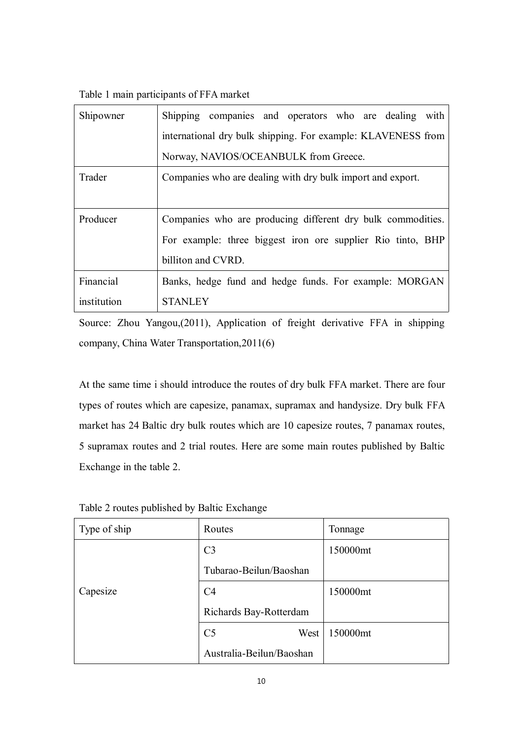Table 1 main participants of FFA market

| | |
|---|---|
| Shipowner | Shipping companies and operators who are dealing with international dry bulk shipping. For example: KLAVENESS from Norway, NAVIOS/OCEANBULK from Greece. |
| Trader | Companies who are dealing with dry bulk import and export. |
| Producer | Companies who are producing different dry bulk commodities. For example: three biggest iron ore supplier Rio tinto, BHP billiton and CVRD. |
| Financial institution | Banks, hedge fund and hedge funds. For example: MORGAN STANLEY |

Source: Zhou Yangou,(2011), Application of freight derivative FFA in shipping company, China Water Transportation,2011(6)

At the same time i should introduce the routes of dry bulk FFA market. There are four types of routes which are capesize, panamax, supramax and handysize. Dry bulk FFA market has 24 Baltic dry bulk routes which are 10 capesize routes, 7 panamax routes, 5 supramax routes and 2 trial routes. Here are some main routes published by Baltic Exchange in the table 2.

Table 2 routes published by Baltic Exchange

| Type of ship | Routes | Tonnage |
|---|---|---|
| Capesize | C3 Tubarao-Beilun/Baoshan | 150000mt |
| | C4 Richards Bay-Rotterdam | 150000mt |
| | C5 West Australia-Beilun/Baoshan | 150000mt |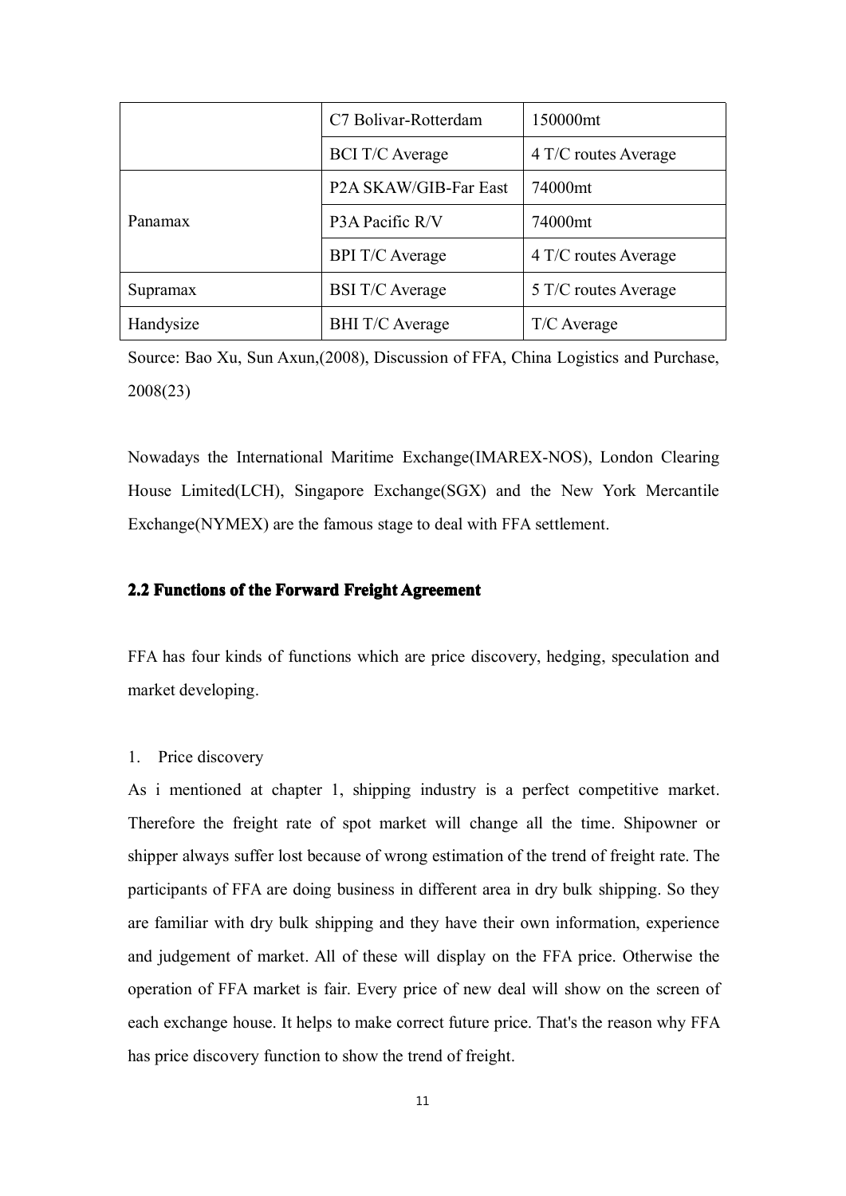| | | |
|---|---|---|
| | C7 Bolivar-Rotterdam | 150000mt |
| | BCI T/C Average | 4 T/C routes Average |
| Panamax | P2A SKAW/GIB-Far East | 74000mt |
| | P3A Pacific R/V | 74000mt |
| | BPI T/C Average | 4 T/C routes Average |
| Supramax | BSI T/C Average | 5 T/C routes Average |
| Handysize | BHI T/C Average | T/C Average |

Source: Bao Xu, Sun Axun,(2008), Discussion of FFA, China Logistics and Purchase, 2008(23)

Nowadays the International Maritime Exchange(IMAREX-NOS), London Clearing House Limited(LCH), Singapore Exchange(SGX) and the New York Mercantile Exchange(NYMEX) are the famous stage to deal with FFA settlement.

## 2.2 Functions of the Forward Freight Agreement

FFA has four kinds of functions which are price discovery, hedging, speculation and market developing.

1. Price discovery

As i mentioned at chapter 1, shipping industry is a perfect competitive market. Therefore the freight rate of spot market will change all the time. Shipowner or shipper always suffer lost because of wrong estimation of the trend of freight rate. The participants of FFA are doing business in different area in dry bulk shipping. So they are familiar with dry bulk shipping and they have their own information, experience and judgement of market. All of these will display on the FFA price. Otherwise the operation of FFA market is fair. Every price of new deal will show on the screen of each exchange house. It helps to make correct future price. That's the reason why FFA has price discovery function to show the trend of freight.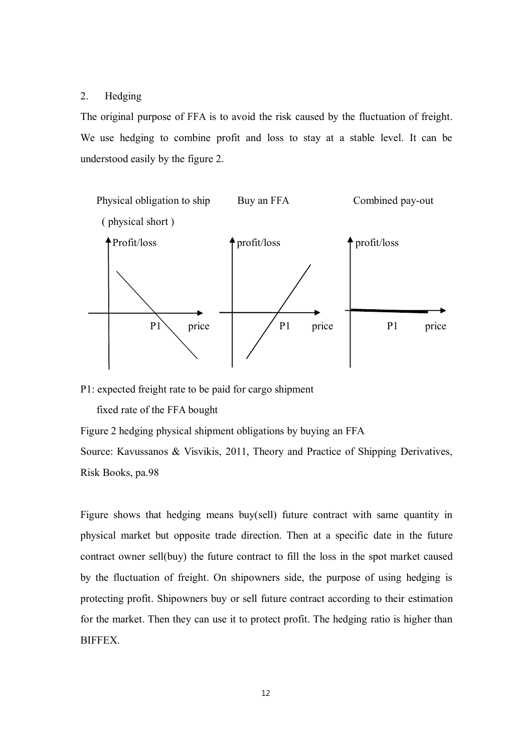2. Hedging

The original purpose of FFA is to avoid the risk caused by the fluctuation of freight. We use hedging to combine profit and loss to stay at a stable level. It can be understood easily by the figure 2.

Physical obligation to ship ( physical short ) — Buy an FFA — Combined pay-out

P1: expected freight rate to be paid for cargo shipment

fixed rate of the FFA bought

Figure 2 hedging physical shipment obligations by buying an FFA

Source: Kavussanos & Visvikis, 2011, Theory and Practice of Shipping Derivatives, Risk Books, pa.98

Figure shows that hedging means buy(sell) future contract with same quantity in physical market but opposite trade direction. Then at a specific date in the future contract owner sell(buy) the future contract to fill the loss in the spot market caused by the fluctuation of freight. On shipowners side, the purpose of using hedging is protecting profit. Shipowners buy or sell future contract according to their estimation for the market. Then they can use it to protect profit. The hedging ratio is higher than BIFFEX.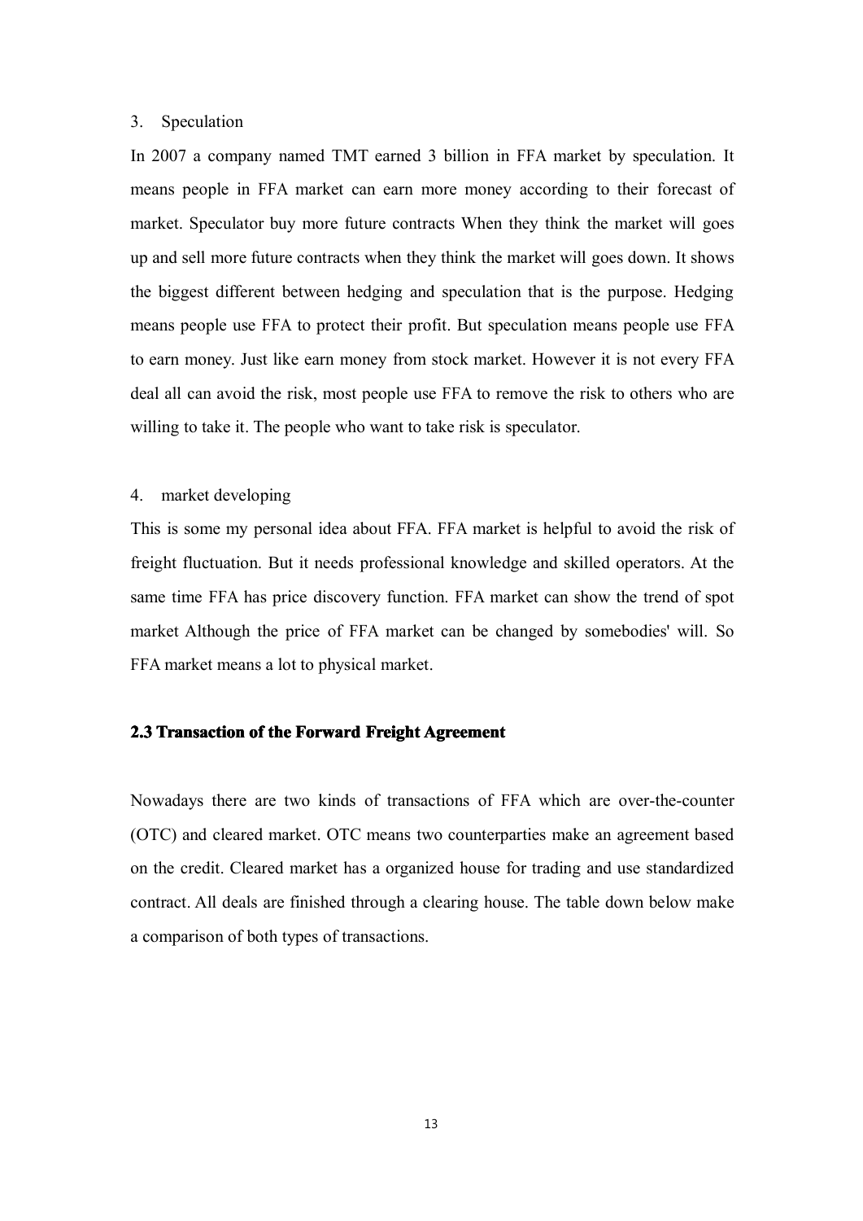3. Speculation

In 2007 a company named TMT earned 3 billion in FFA market by speculation. It means people in FFA market can earn more money according to their forecast of market. Speculator buy more future contracts When they think the market will goes up and sell more future contracts when they think the market will goes down. It shows the biggest different between hedging and speculation that is the purpose. Hedging means people use FFA to protect their profit. But speculation means people use FFA to earn money. Just like earn money from stock market. However it is not every FFA deal all can avoid the risk, most people use FFA to remove the risk to others who are willing to take it. The people who want to take risk is speculator.

4. market developing

This is some my personal idea about FFA. FFA market is helpful to avoid the risk of freight fluctuation. But it needs professional knowledge and skilled operators. At the same time FFA has price discovery function. FFA market can show the trend of spot market Although the price of FFA market can be changed by somebodies' will. So FFA market means a lot to physical market.

### 2.3 Transaction of the Forward Freight Agreement

Nowadays there are two kinds of transactions of FFA which are over-the-counter (OTC) and cleared market. OTC means two counterparties make an agreement based on the credit. Cleared market has a organized house for trading and use standardized contract. All deals are finished through a clearing house. The table down below make a comparison of both types of transactions.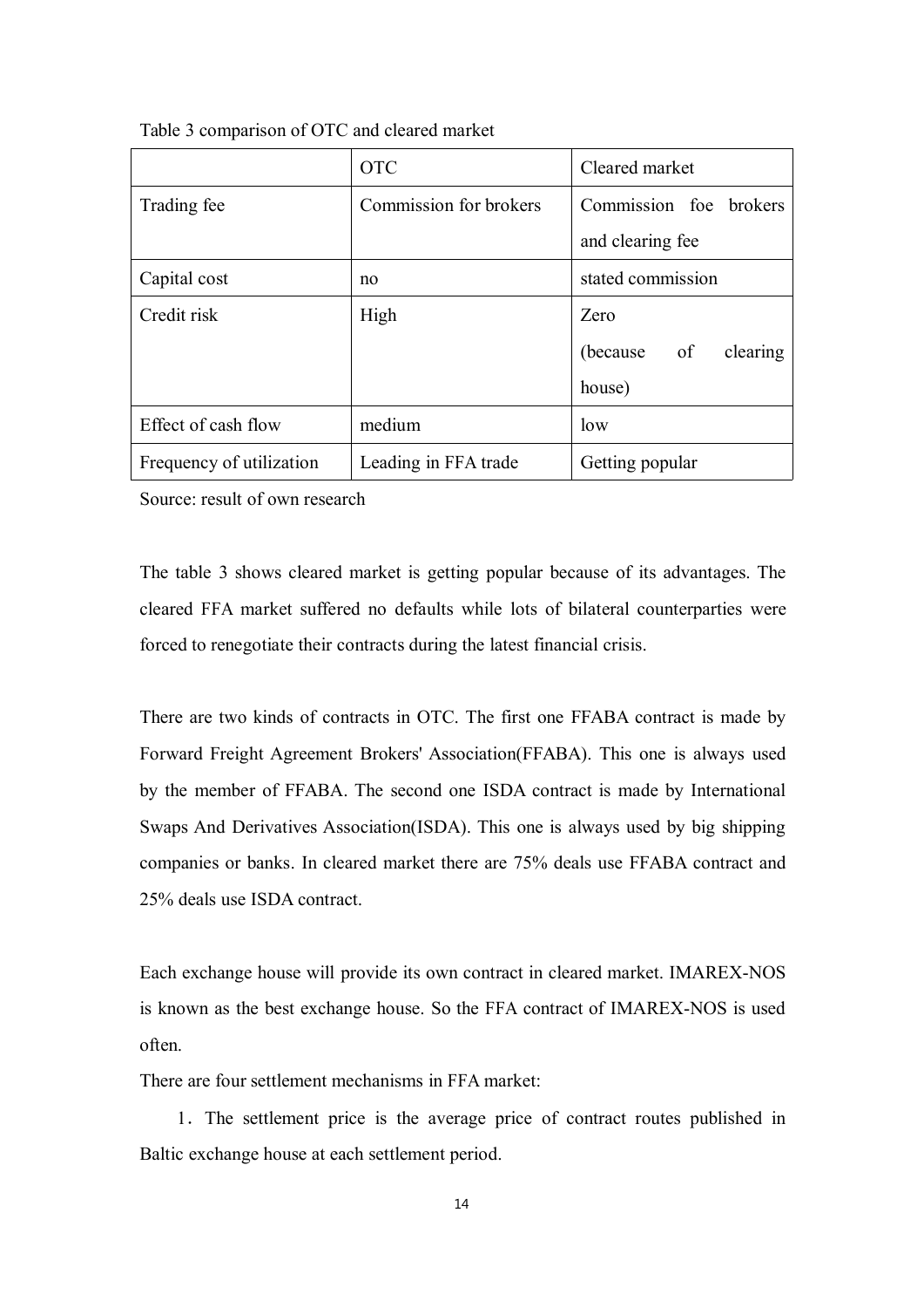Table 3 comparison of OTC and cleared market

| | OTC | Cleared market |
| --- | --- | --- |
| Trading fee | Commission for brokers | Commission foe brokers and clearing fee |
| Capital cost | no | stated commission |
| Credit risk | High | Zero (because of clearing house) |
| Effect of cash flow | medium | low |
| Frequency of utilization | Leading in FFA trade | Getting popular |

Source: result of own research

The table 3 shows cleared market is getting popular because of its advantages. The cleared FFA market suffered no defaults while lots of bilateral counterparties were forced to renegotiate their contracts during the latest financial crisis.

There are two kinds of contracts in OTC. The first one FFABA contract is made by Forward Freight Agreement Brokers' Association(FFABA). This one is always used by the member of FFABA. The second one ISDA contract is made by International Swaps And Derivatives Association(ISDA). This one is always used by big shipping companies or banks. In cleared market there are 75% deals use FFABA contract and 25% deals use ISDA contract.

Each exchange house will provide its own contract in cleared market. IMAREX-NOS is known as the best exchange house. So the FFA contract of IMAREX-NOS is used often.

There are four settlement mechanisms in FFA market:

1. The settlement price is the average price of contract routes published in Baltic exchange house at each settlement period.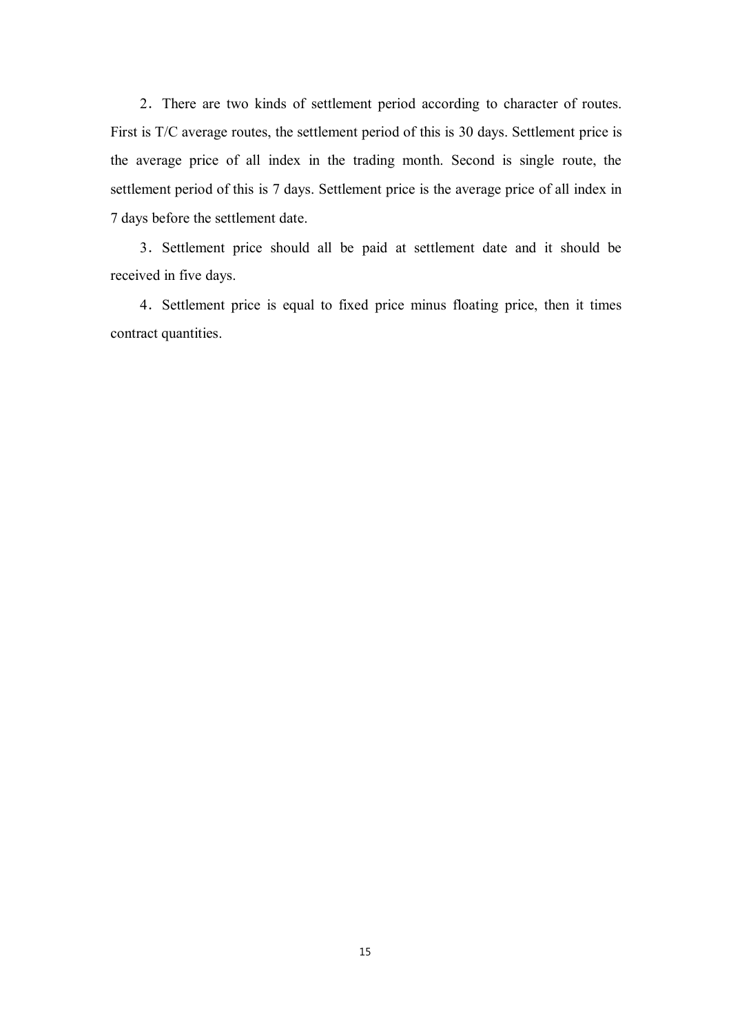2．There are two kinds of settlement period according to character of routes. First is T/C average routes, the settlement period of this is 30 days. Settlement price is the average price of all index in the trading month. Second is single route, the settlement period of this is 7 days. Settlement price is the average price of all index in 7 days before the settlement date.

3．Settlement price should all be paid at settlement date and it should be received in five days.

4．Settlement price is equal to fixed price minus floating price, then it times contract quantities.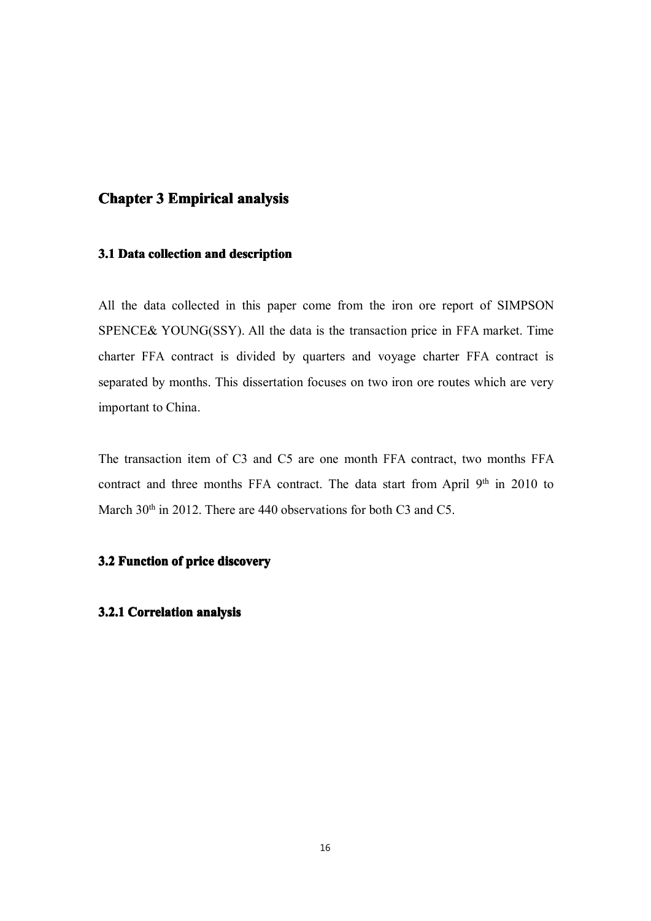# Chapter 3 Empirical analysis

## 3.1 Data collection and description

All the data collected in this paper come from the iron ore report of SIMPSON SPENCE& YOUNG(SSY). All the data is the transaction price in FFA market. Time charter FFA contract is divided by quarters and voyage charter FFA contract is separated by months. This dissertation focuses on two iron ore routes which are very important to China.

The transaction item of C3 and C5 are one month FFA contract, two months FFA contract and three months FFA contract. The data start from April 9th in 2010 to March 30th in 2012. There are 440 observations for both C3 and C5.

## 3.2 Function of price discovery

### 3.2.1 Correlation analysis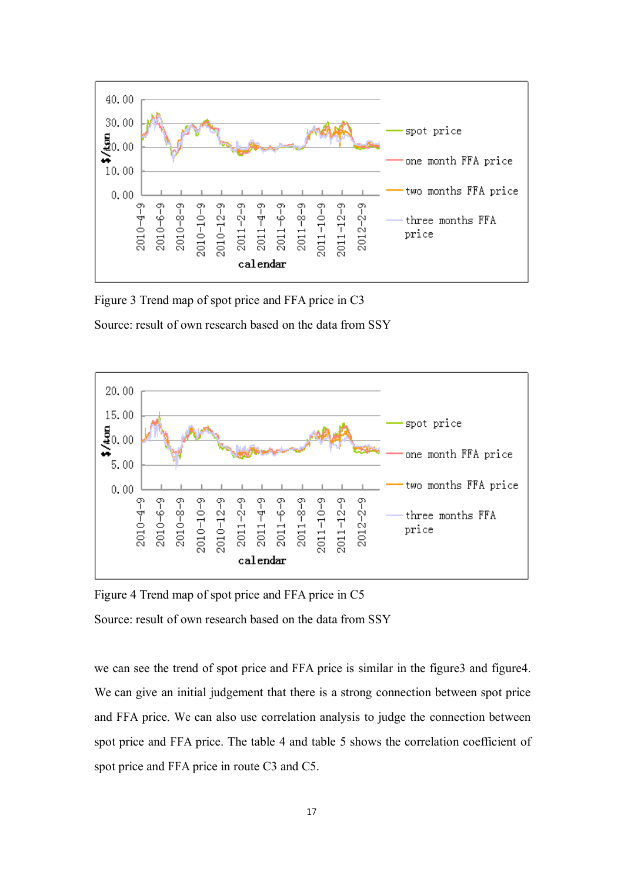Figure 3 Trend map of spot price and FFA price in C3

Source: result of own research based on the data from SSY

Figure 4 Trend map of spot price and FFA price in C5

Source: result of own research based on the data from SSY

we can see the trend of spot price and FFA price is similar in the figure3 and figure4. We can give an initial judgement that there is a strong connection between spot price and FFA price. We can also use correlation analysis to judge the connection between spot price and FFA price. The table 4 and table 5 shows the correlation coefficient of spot price and FFA price in route C3 and C5.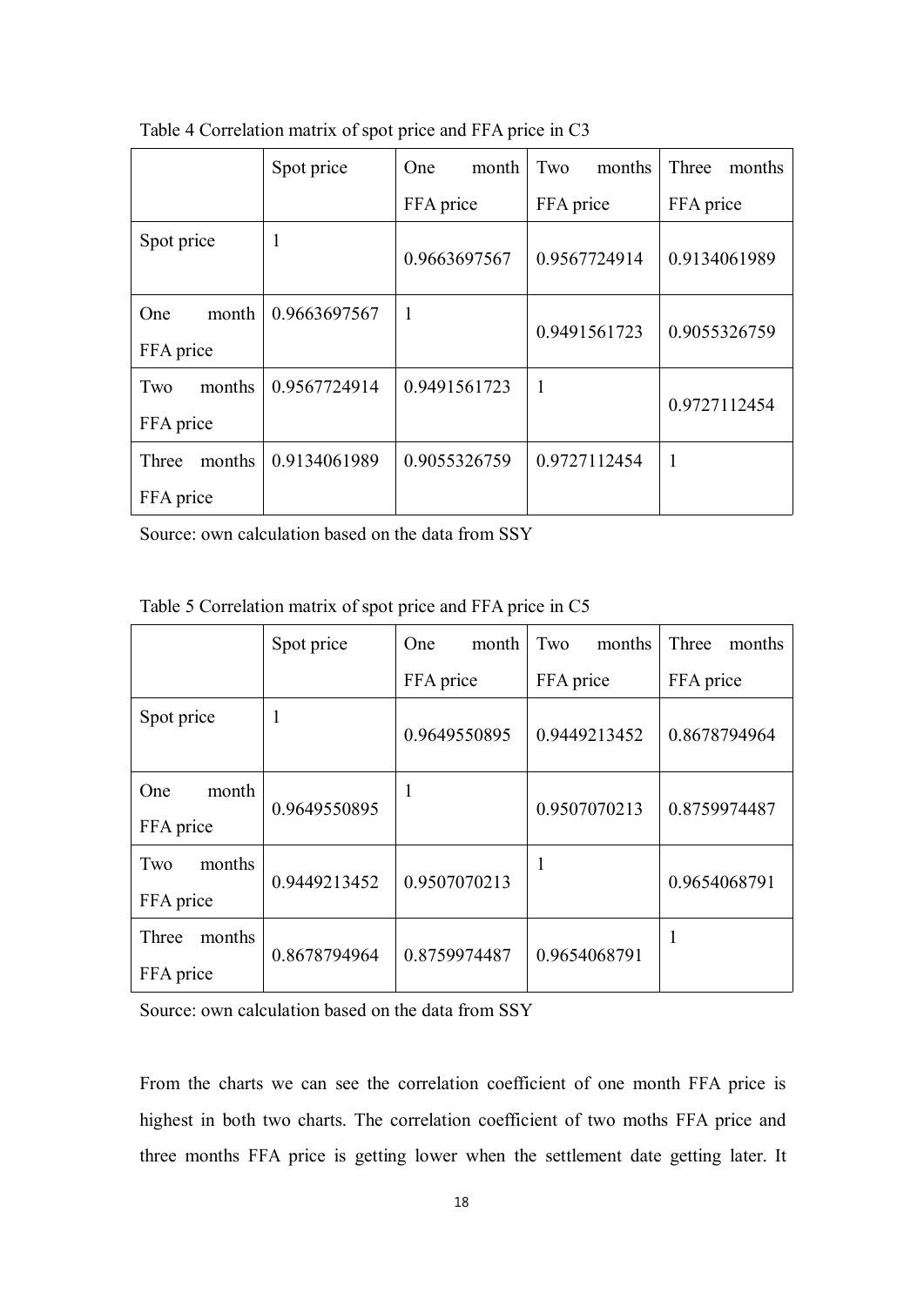Table 4 Correlation matrix of spot price and FFA price in C3

| | Spot price | One month FFA price | Two months FFA price | Three months FFA price |
|---|---|---|---|---|
| Spot price | 1 | 0.9663697567 | 0.9567724914 | 0.9134061989 |
| One month FFA price | 0.9663697567 | 1 | 0.9491561723 | 0.9055326759 |
| Two months FFA price | 0.9567724914 | 0.9491561723 | 1 | 0.9727112454 |
| Three months FFA price | 0.9134061989 | 0.9055326759 | 0.9727112454 | 1 |

Source: own calculation based on the data from SSY

Table 5 Correlation matrix of spot price and FFA price in C5

| | Spot price | One month FFA price | Two months FFA price | Three months FFA price |
|---|---|---|---|---|
| Spot price | 1 | 0.9649550895 | 0.9449213452 | 0.8678794964 |
| One month FFA price | 0.9649550895 | 1 | 0.9507070213 | 0.8759974487 |
| Two months FFA price | 0.9449213452 | 0.9507070213 | 1 | 0.9654068791 |
| Three months FFA price | 0.8678794964 | 0.8759974487 | 0.9654068791 | 1 |

Source: own calculation based on the data from SSY

From the charts we can see the correlation coefficient of one month FFA price is highest in both two charts. The correlation coefficient of two moths FFA price and three months FFA price is getting lower when the settlement date getting later. It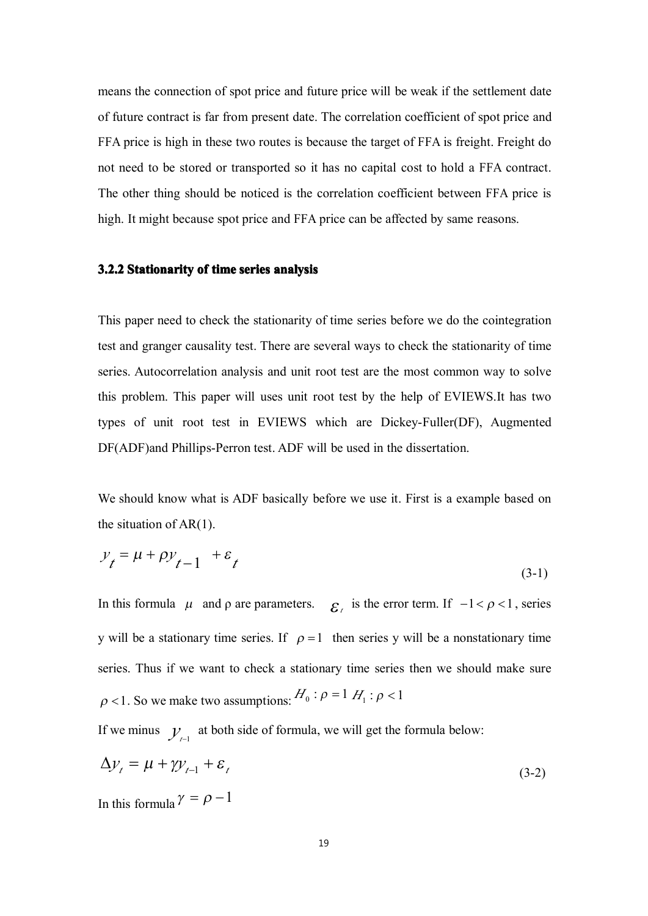means the connection of spot price and future price will be weak if the settlement date of future contract is far from present date. The correlation coefficient of spot price and FFA price is high in these two routes is because the target of FFA is freight. Freight do not need to be stored or transported so it has no capital cost to hold a FFA contract. The other thing should be noticed is the correlation coefficient between FFA price is high. It might because spot price and FFA price can be affected by same reasons.

### 3.2.2 Stationarity of time series analysis

This paper need to check the stationarity of time series before we do the cointegration test and granger causality test. There are several ways to check the stationarity of time series. Autocorrelation analysis and unit root test are the most common way to solve this problem. This paper will uses unit root test by the help of EVIEWS.It has two types of unit root test in EVIEWS which are Dickey-Fuller(DF), Augmented DF(ADF)and Phillips-Perron test. ADF will be used in the dissertation.

We should know what is ADF basically before we use it. First is a example based on the situation of AR(1).

$$y_t = \mu + \rho y_{t-1} + \varepsilon_t \tag{3-1}$$

In this formula $\mu$ and ρ are parameters. $\varepsilon_t$ is the error term. If $-1 < \rho < 1$, series y will be a stationary time series. If $\rho = 1$ then series y will be a nonstationary time series. Thus if we want to check a stationary time series then we should make sure $\rho < 1$. So we make two assumptions: $H_0 : \rho = 1$ $H_1 : \rho < 1$

If we minus $y_{t-1}$ at both side of formula, we will get the formula below:

$$\Delta y_t = \mu + \gamma y_{t-1} + \varepsilon_t \tag{3-2}$$

In this formula $\gamma = \rho - 1$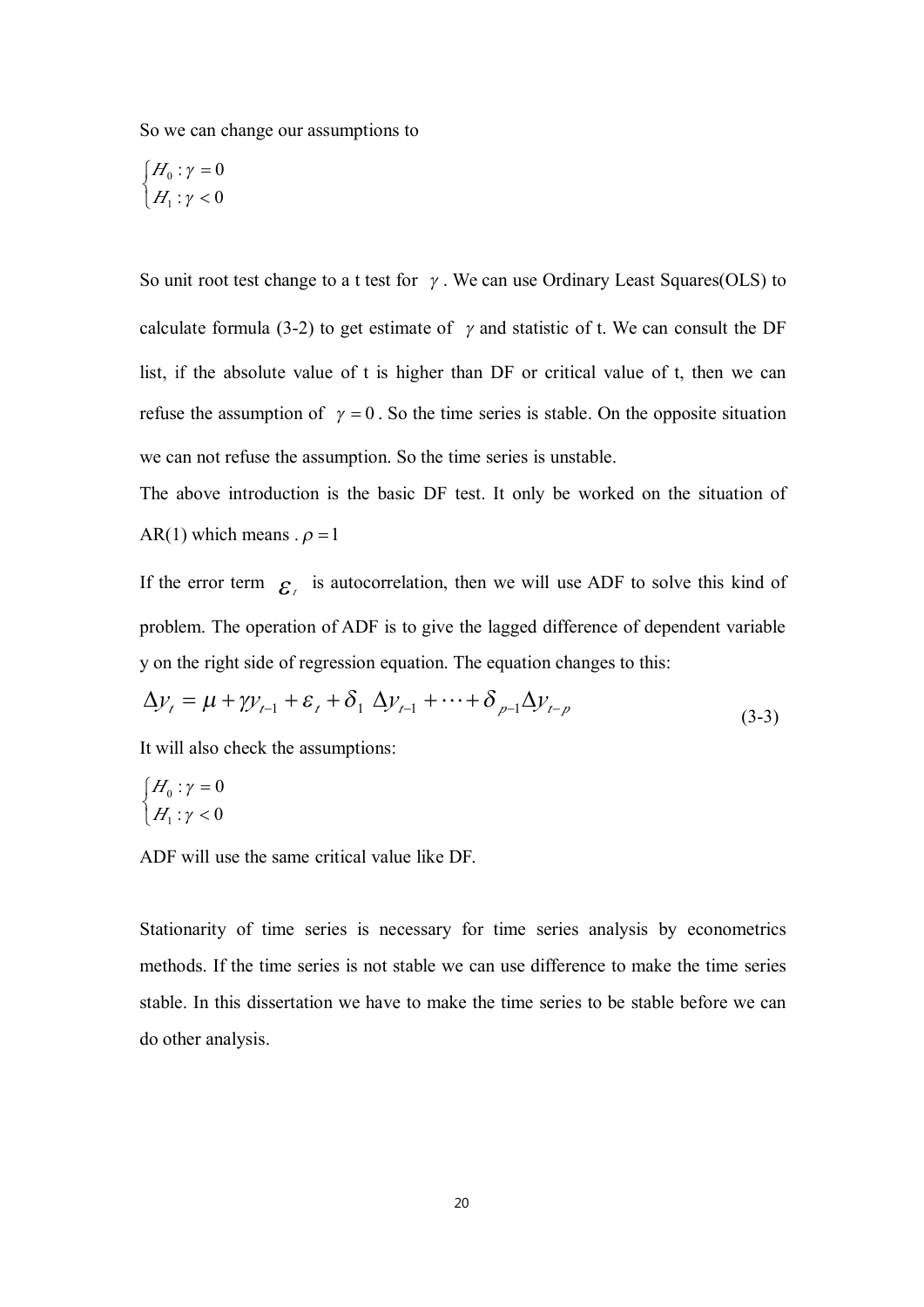So we can change our assumptions to

$$\begin{cases} H_0 : \gamma = 0 \\ H_1 : \gamma < 0 \end{cases}$$

So unit root test change to a t test for $\gamma$ . We can use Ordinary Least Squares(OLS) to calculate formula (3-2) to get estimate of $\gamma$ and statistic of t. We can consult the DF list, if the absolute value of t is higher than DF or critical value of t, then we can refuse the assumption of $\gamma = 0$ . So the time series is stable. On the opposite situation we can not refuse the assumption. So the time series is unstable.

The above introduction is the basic DF test. It only be worked on the situation of AR(1) which means . $\rho = 1$

If the error term $\varepsilon_t$ is autocorrelation, then we will use ADF to solve this kind of problem. The operation of ADF is to give the lagged difference of dependent variable y on the right side of regression equation. The equation changes to this:

$$\Delta y_t = \mu + \gamma y_{t-1} + \varepsilon_t + \delta_1 \ \Delta y_{t-1} + \cdots + \delta_{p-1} \Delta y_{t-p} \tag{3-3}$$

It will also check the assumptions:

$$\begin{cases} H_0 : \gamma = 0 \\ H_1 : \gamma < 0 \end{cases}$$

ADF will use the same critical value like DF.

Stationarity of time series is necessary for time series analysis by econometrics methods. If the time series is not stable we can use difference to make the time series stable. In this dissertation we have to make the time series to be stable before we can do other analysis.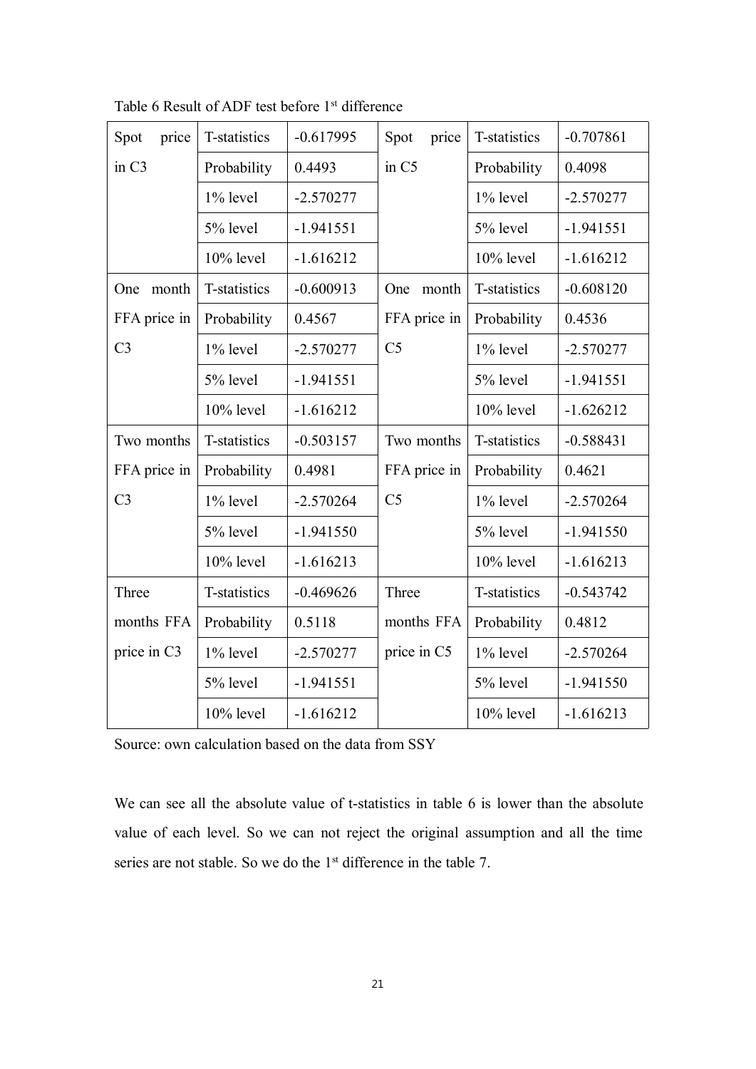Table 6 Result of ADF test before 1st difference

| | | | | | |
|---|---|---|---|---|---|
| Spot price in C3 | T-statistics | -0.617995 | Spot price in C5 | T-statistics | -0.707861 |
| | Probability | 0.4493 | | Probability | 0.4098 |
| | 1% level | -2.570277 | | 1% level | -2.570277 |
| | 5% level | -1.941551 | | 5% level | -1.941551 |
| | 10% level | -1.616212 | | 10% level | -1.616212 |
| One month FFA price in C3 | T-statistics | -0.600913 | One month FFA price in C5 | T-statistics | -0.608120 |
| | Probability | 0.4567 | | Probability | 0.4536 |
| | 1% level | -2.570277 | | 1% level | -2.570277 |
| | 5% level | -1.941551 | | 5% level | -1.941551 |
| | 10% level | -1.616212 | | 10% level | -1.626212 |
| Two months FFA price in C3 | T-statistics | -0.503157 | Two months FFA price in C5 | T-statistics | -0.588431 |
| | Probability | 0.4981 | | Probability | 0.4621 |
| | 1% level | -2.570264 | | 1% level | -2.570264 |
| | 5% level | -1.941550 | | 5% level | -1.941550 |
| | 10% level | -1.616213 | | 10% level | -1.616213 |
| Three months FFA price in C3 | T-statistics | -0.469626 | Three months FFA price in C5 | T-statistics | -0.543742 |
| | Probability | 0.5118 | | Probability | 0.4812 |
| | 1% level | -2.570277 | | 1% level | -2.570264 |
| | 5% level | -1.941551 | | 5% level | -1.941550 |
| | 10% level | -1.616212 | | 10% level | -1.616213 |

Source: own calculation based on the data from SSY

We can see all the absolute value of t-statistics in table 6 is lower than the absolute value of each level. So we can not reject the original assumption and all the time series are not stable. So we do the 1st difference in the table 7.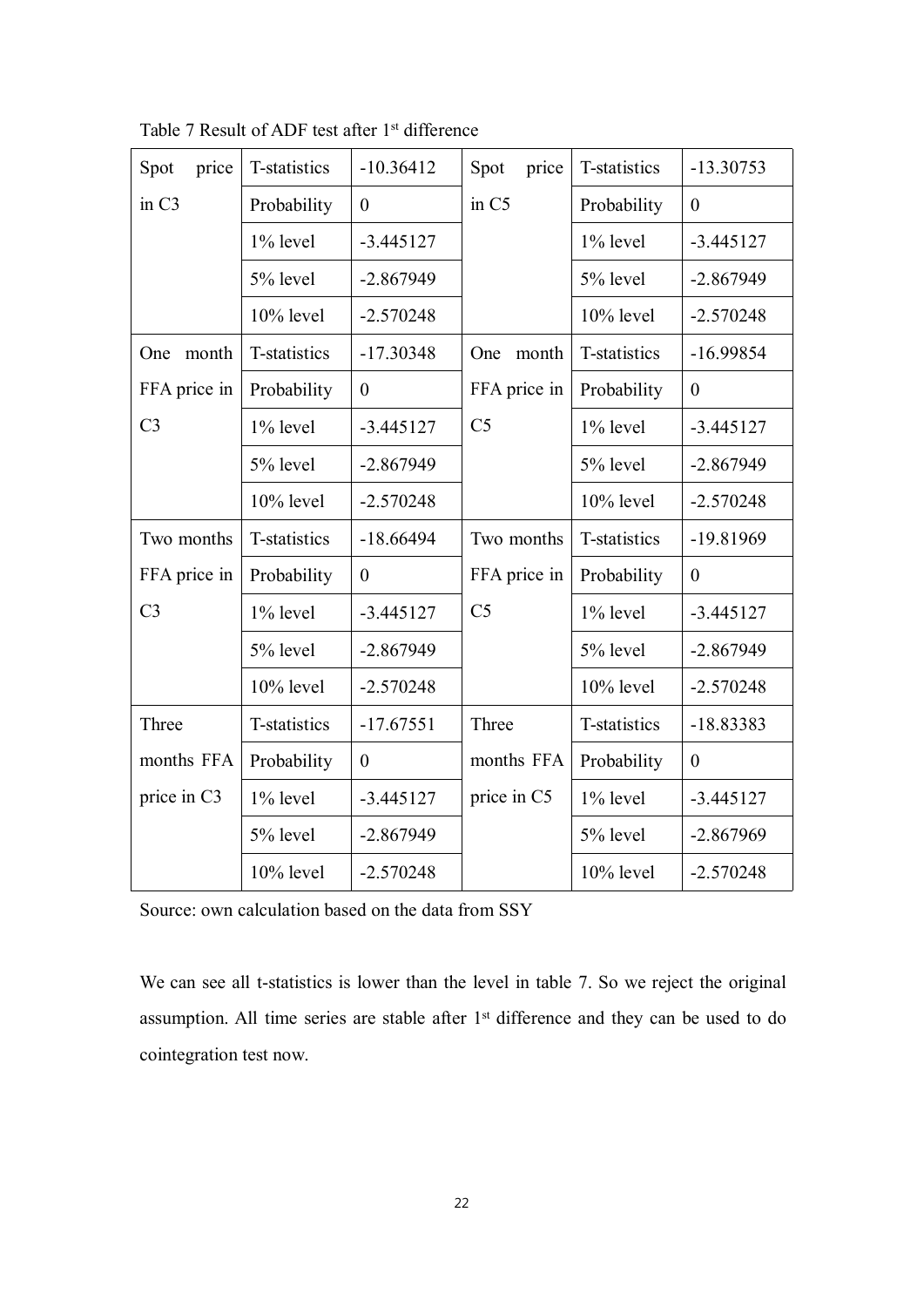Table 7 Result of ADF test after 1st difference

| | | | | | |
|---|---|---|---|---|---|
| Spot price in C3 | T-statistics | -10.36412 | Spot price in C5 | T-statistics | -13.30753 |
| | Probability | 0 | | Probability | 0 |
| | 1% level | -3.445127 | | 1% level | -3.445127 |
| | 5% level | -2.867949 | | 5% level | -2.867949 |
| | 10% level | -2.570248 | | 10% level | -2.570248 |
| One month FFA price in C3 | T-statistics | -17.30348 | One month FFA price in C5 | T-statistics | -16.99854 |
| | Probability | 0 | | Probability | 0 |
| | 1% level | -3.445127 | | 1% level | -3.445127 |
| | 5% level | -2.867949 | | 5% level | -2.867949 |
| | 10% level | -2.570248 | | 10% level | -2.570248 |
| Two months FFA price in C3 | T-statistics | -18.66494 | Two months FFA price in C5 | T-statistics | -19.81969 |
| | Probability | 0 | | Probability | 0 |
| | 1% level | -3.445127 | | 1% level | -3.445127 |
| | 5% level | -2.867949 | | 5% level | -2.867949 |
| | 10% level | -2.570248 | | 10% level | -2.570248 |
| Three months FFA price in C3 | T-statistics | -17.67551 | Three months FFA price in C5 | T-statistics | -18.83383 |
| | Probability | 0 | | Probability | 0 |
| | 1% level | -3.445127 | | 1% level | -3.445127 |
| | 5% level | -2.867949 | | 5% level | -2.867969 |
| | 10% level | -2.570248 | | 10% level | -2.570248 |

Source: own calculation based on the data from SSY

We can see all t-statistics is lower than the level in table 7. So we reject the original assumption. All time series are stable after 1st difference and they can be used to do cointegration test now.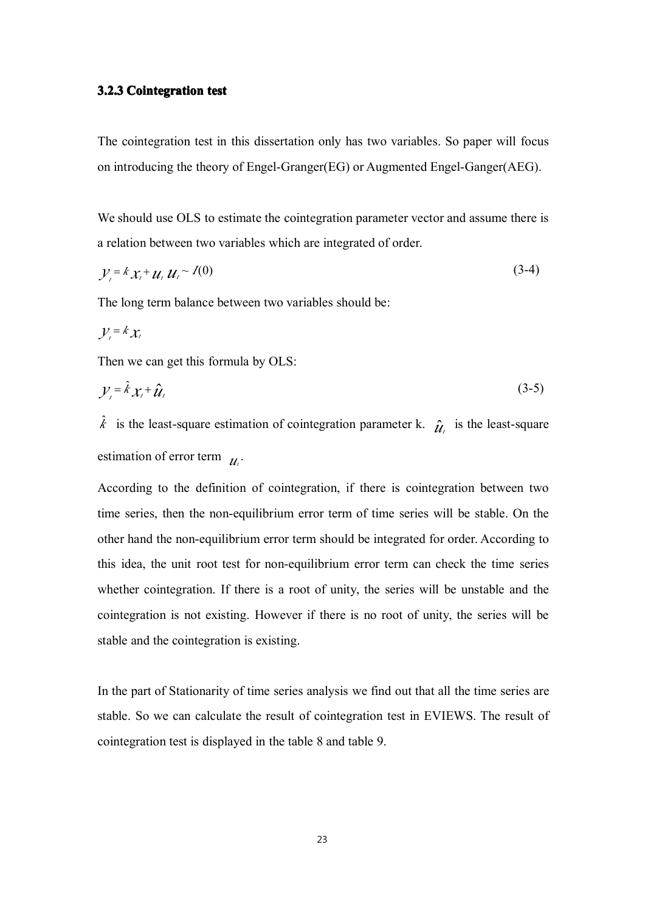### 3.2.3 Cointegration test

The cointegration test in this dissertation only has two variables. So paper will focus on introducing the theory of Engel-Granger(EG) or Augmented Engel-Ganger(AEG).

We should use OLS to estimate the cointegration parameter vector and assume there is a relation between two variables which are integrated of order.

$$y_t = k x_t + u_t \quad u_t \sim I(0) \tag{3-4}$$

The long term balance between two variables should be:

$$y_t = k x_t$$

Then we can get this formula by OLS:

$$y_t = \hat{k} x_t + \hat{u}_t \tag{3-5}$$

$\hat{k}$ is the least-square estimation of cointegration parameter k. $\hat{u}_t$ is the least-square estimation of error term $u_t$.

According to the definition of cointegration, if there is cointegration between two time series, then the non-equilibrium error term of time series will be stable. On the other hand the non-equilibrium error term should be integrated for order. According to this idea, the unit root test for non-equilibrium error term can check the time series whether cointegration. If there is a root of unity, the series will be unstable and the cointegration is not existing. However if there is no root of unity, the series will be stable and the cointegration is existing.

In the part of Stationarity of time series analysis we find out that all the time series are stable. So we can calculate the result of cointegration test in EVIEWS. The result of cointegration test is displayed in the table 8 and table 9.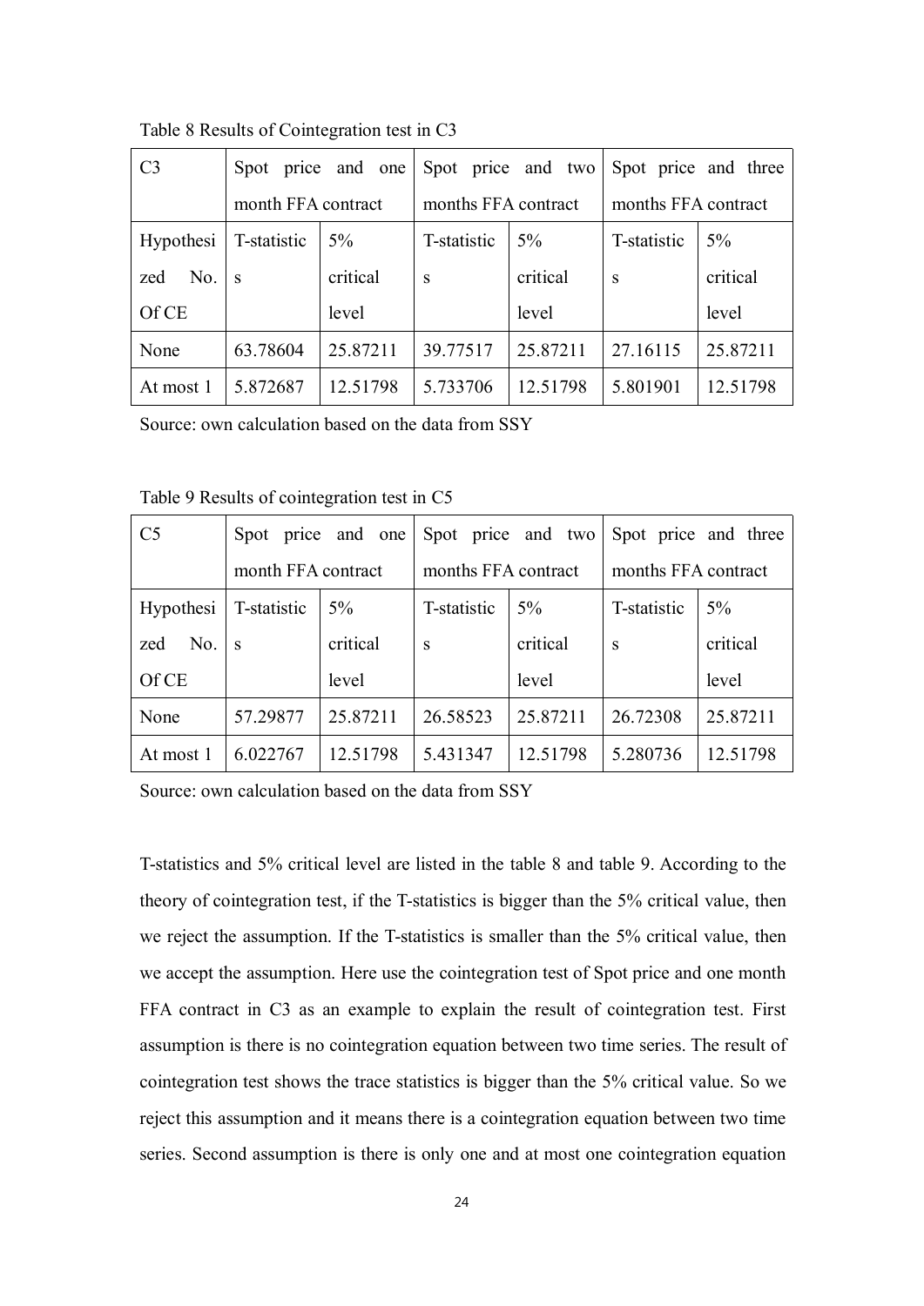Table 8 Results of Cointegration test in C3

| C3 | Spot price and one month FFA contract | | Spot price and two months FFA contract | | Spot price and three months FFA contract | |
|---|---|---|---|---|---|---|
| Hypothesized No. Of CE | T-statistics | 5% critical level | T-statistics | 5% critical level | T-statistics | 5% critical level |
| None | 63.78604 | 25.87211 | 39.77517 | 25.87211 | 27.16115 | 25.87211 |
| At most 1 | 5.872687 | 12.51798 | 5.733706 | 12.51798 | 5.801901 | 12.51798 |

Source: own calculation based on the data from SSY

Table 9 Results of cointegration test in C5

| C5 | Spot price and one month FFA contract | | Spot price and two months FFA contract | | Spot price and three months FFA contract | |
|---|---|---|---|---|---|---|
| Hypothesized No. Of CE | T-statistics | 5% critical level | T-statistics | 5% critical level | T-statistics | 5% critical level |
| None | 57.29877 | 25.87211 | 26.58523 | 25.87211 | 26.72308 | 25.87211 |
| At most 1 | 6.022767 | 12.51798 | 5.431347 | 12.51798 | 5.280736 | 12.51798 |

Source: own calculation based on the data from SSY

T-statistics and 5% critical level are listed in the table 8 and table 9. According to the theory of cointegration test, if the T-statistics is bigger than the 5% critical value, then we reject the assumption. If the T-statistics is smaller than the 5% critical value, then we accept the assumption. Here use the cointegration test of Spot price and one month FFA contract in C3 as an example to explain the result of cointegration test. First assumption is there is no cointegration equation between two time series. The result of cointegration test shows the trace statistics is bigger than the 5% critical value. So we reject this assumption and it means there is a cointegration equation between two time series. Second assumption is there is only one and at most one cointegration equation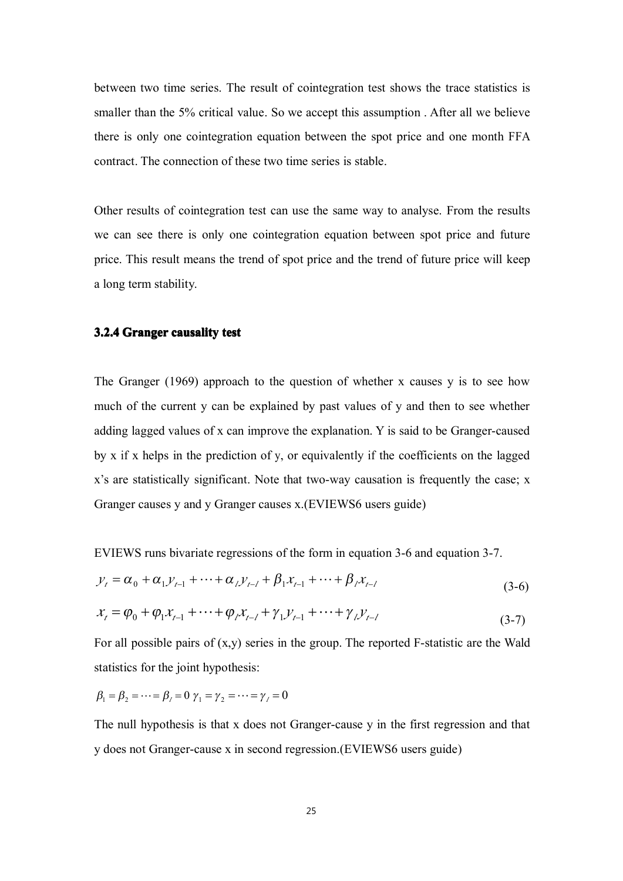between two time series. The result of cointegration test shows the trace statistics is smaller than the 5% critical value. So we accept this assumption . After all we believe there is only one cointegration equation between the spot price and one month FFA contract. The connection of these two time series is stable.

Other results of cointegration test can use the same way to analyse. From the results we can see there is only one cointegration equation between spot price and future price. This result means the trend of spot price and the trend of future price will keep a long term stability.

### 3.2.4 Granger causality test

The Granger (1969) approach to the question of whether x causes y is to see how much of the current y can be explained by past values of y and then to see whether adding lagged values of x can improve the explanation. Y is said to be Granger-caused by x if x helps in the prediction of y, or equivalently if the coefficients on the lagged x's are statistically significant. Note that two-way causation is frequently the case; x Granger causes y and y Granger causes x.(EVIEWS6 users guide)

EVIEWS runs bivariate regressions of the form in equation 3-6 and equation 3-7.

$$y_t = \alpha_0 + \alpha_1 y_{t-1} + \cdots + \alpha_l y_{t-l} + \beta_1 x_{t-1} + \cdots + \beta_l x_{t-l} \tag{3-6}$$

$$x_t = \varphi_0 + \varphi_1 x_{t-1} + \cdots + \varphi_l x_{t-l} + \gamma_1 y_{t-1} + \cdots + \gamma_l y_{t-l} \tag{3-7}$$

For all possible pairs of (x,y) series in the group. The reported F-statistic are the Wald statistics for the joint hypothesis:

$\beta_1 = \beta_2 = \cdots = \beta_l = 0 \quad \gamma_1 = \gamma_2 = \cdots = \gamma_l = 0$

The null hypothesis is that x does not Granger-cause y in the first regression and that y does not Granger-cause x in second regression.(EVIEWS6 users guide)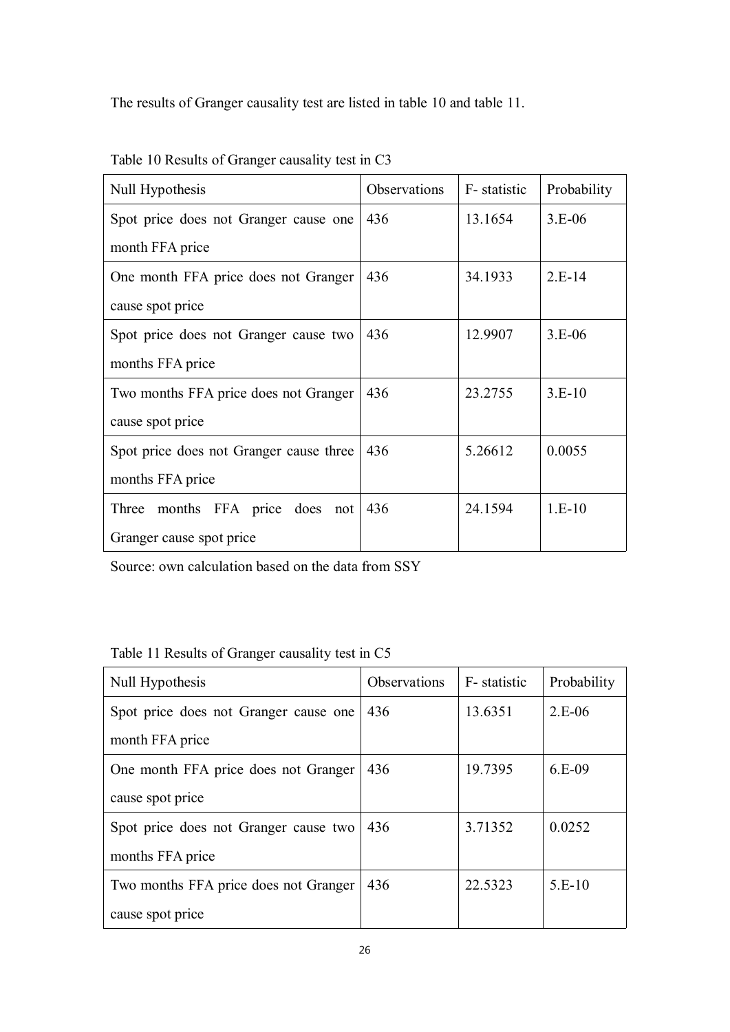The results of Granger causality test are listed in table 10 and table 11.

Table 10 Results of Granger causality test in C3

| Null Hypothesis | Observations | F- statistic | Probability |
| --- | --- | --- | --- |
| Spot price does not Granger cause one month FFA price | 436 | 13.1654 | 3.E-06 |
| One month FFA price does not Granger cause spot price | 436 | 34.1933 | 2.E-14 |
| Spot price does not Granger cause two months FFA price | 436 | 12.9907 | 3.E-06 |
| Two months FFA price does not Granger cause spot price | 436 | 23.2755 | 3.E-10 |
| Spot price does not Granger cause three months FFA price | 436 | 5.26612 | 0.0055 |
| Three months FFA price does not Granger cause spot price | 436 | 24.1594 | 1.E-10 |

Source: own calculation based on the data from SSY

Table 11 Results of Granger causality test in C5

| Null Hypothesis | Observations | F- statistic | Probability |
| --- | --- | --- | --- |
| Spot price does not Granger cause one month FFA price | 436 | 13.6351 | 2.E-06 |
| One month FFA price does not Granger cause spot price | 436 | 19.7395 | 6.E-09 |
| Spot price does not Granger cause two months FFA price | 436 | 3.71352 | 0.0252 |
| Two months FFA price does not Granger cause spot price | 436 | 22.5323 | 5.E-10 |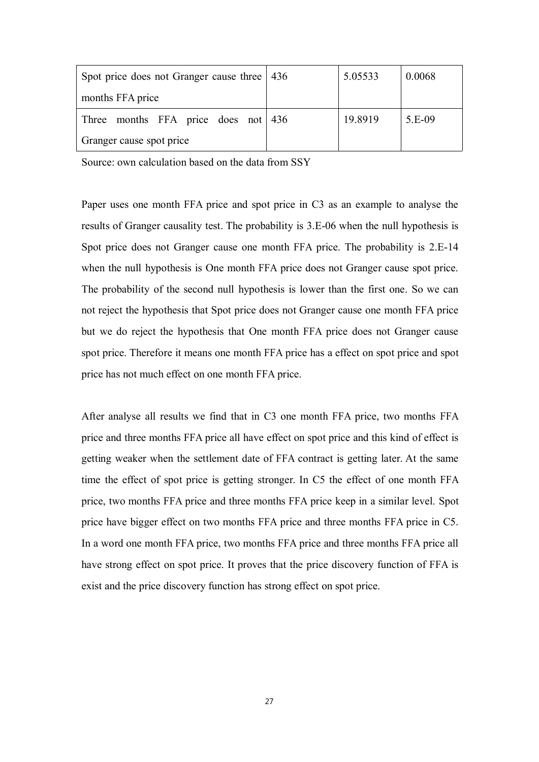| | | | |
|---|---|---|---|
| Spot price does not Granger cause three months FFA price | 436 | 5.05533 | 0.0068 |
| Three months FFA price does not Granger cause spot price | 436 | 19.8919 | 5.E-09 |

Source: own calculation based on the data from SSY

Paper uses one month FFA price and spot price in C3 as an example to analyse the results of Granger causality test. The probability is 3.E-06 when the null hypothesis is Spot price does not Granger cause one month FFA price. The probability is 2.E-14 when the null hypothesis is One month FFA price does not Granger cause spot price. The probability of the second null hypothesis is lower than the first one. So we can not reject the hypothesis that Spot price does not Granger cause one month FFA price but we do reject the hypothesis that One month FFA price does not Granger cause spot price. Therefore it means one month FFA price has a effect on spot price and spot price has not much effect on one month FFA price.

After analyse all results we find that in C3 one month FFA price, two months FFA price and three months FFA price all have effect on spot price and this kind of effect is getting weaker when the settlement date of FFA contract is getting later. At the same time the effect of spot price is getting stronger. In C5 the effect of one month FFA price, two months FFA price and three months FFA price keep in a similar level. Spot price have bigger effect on two months FFA price and three months FFA price in C5. In a word one month FFA price, two months FFA price and three months FFA price all have strong effect on spot price. It proves that the price discovery function of FFA is exist and the price discovery function has strong effect on spot price.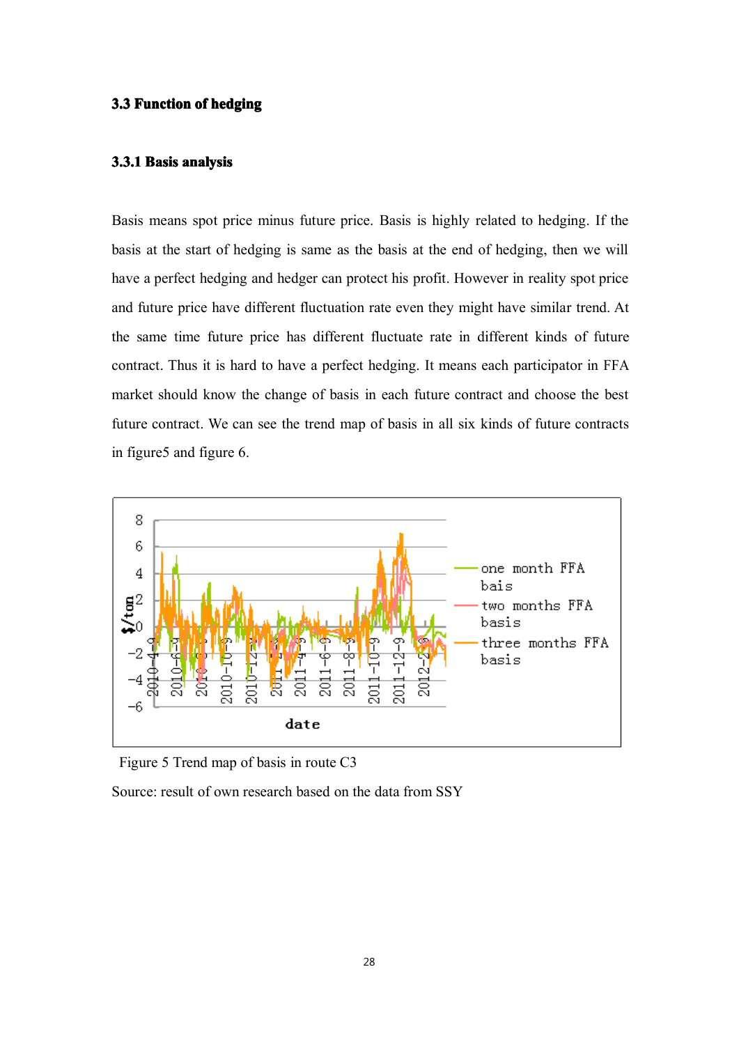### 3.3 Function of hedging

#### 3.3.1 Basis analysis

Basis means spot price minus future price. Basis is highly related to hedging. If the basis at the start of hedging is same as the basis at the end of hedging, then we will have a perfect hedging and hedger can protect his profit. However in reality spot price and future price have different fluctuation rate even they might have similar trend. At the same time future price has different fluctuate rate in different kinds of future contract. Thus it is hard to have a perfect hedging. It means each participator in FFA market should know the change of basis in each future contract and choose the best future contract. We can see the trend map of basis in all six kinds of future contracts in figure5 and figure 6.

Figure 5 Trend map of basis in route C3

Source: result of own research based on the data from SSY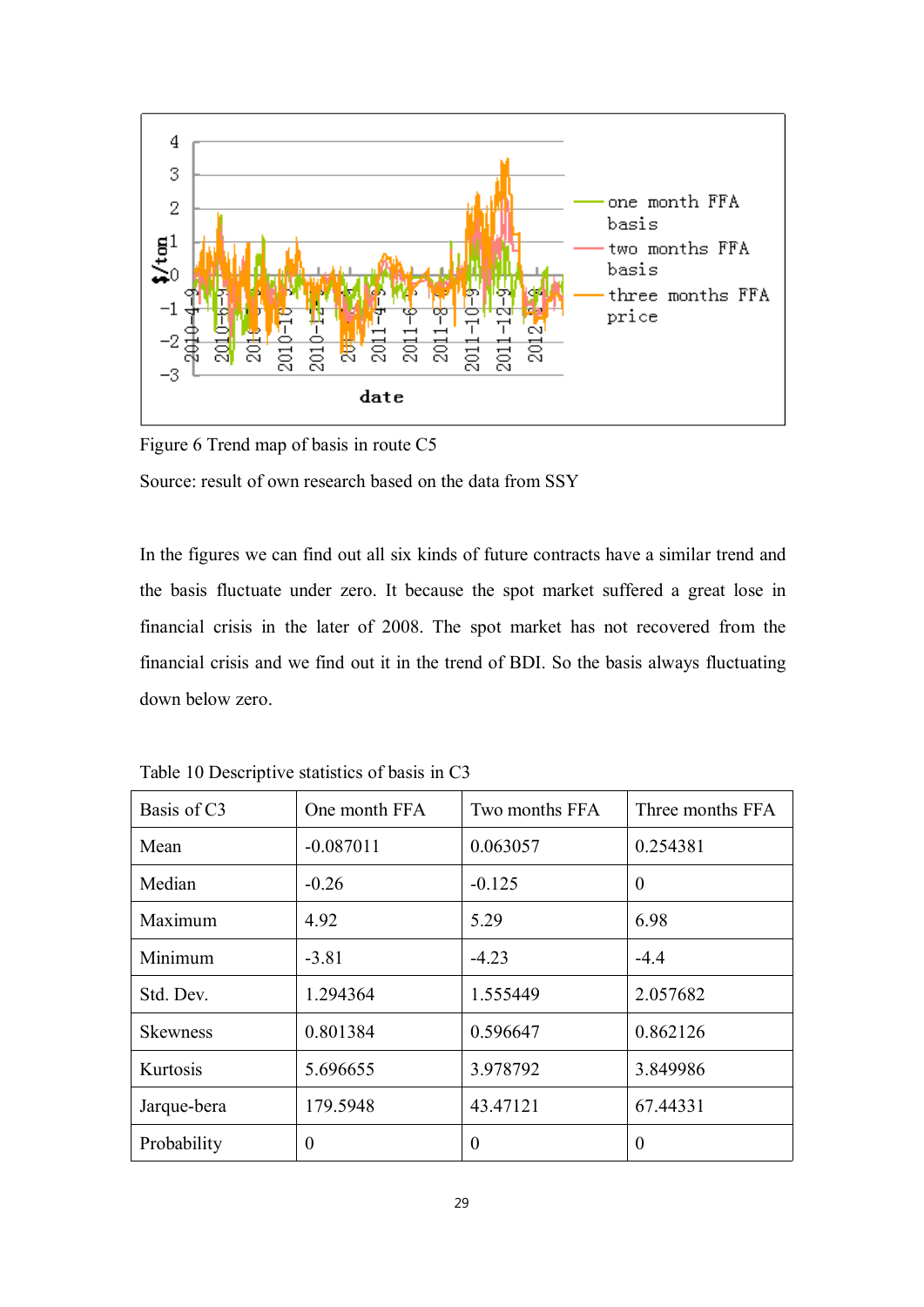Figure 6 Trend map of basis in route C5

Source: result of own research based on the data from SSY

In the figures we can find out all six kinds of future contracts have a similar trend and the basis fluctuate under zero. It because the spot market suffered a great lose in financial crisis in the later of 2008. The spot market has not recovered from the financial crisis and we find out it in the trend of BDI. So the basis always fluctuating down below zero.

Table 10 Descriptive statistics of basis in C3

| Basis of C3 | One month FFA | Two months FFA | Three months FFA |
|---|---|---|---|
| Mean | -0.087011 | 0.063057 | 0.254381 |
| Median | -0.26 | -0.125 | 0 |
| Maximum | 4.92 | 5.29 | 6.98 |
| Minimum | -3.81 | -4.23 | -4.4 |
| Std. Dev. | 1.294364 | 1.555449 | 2.057682 |
| Skewness | 0.801384 | 0.596647 | 0.862126 |
| Kurtosis | 5.696655 | 3.978792 | 3.849986 |
| Jarque-bera | 179.5948 | 43.47121 | 67.44331 |
| Probability | 0 | 0 | 0 |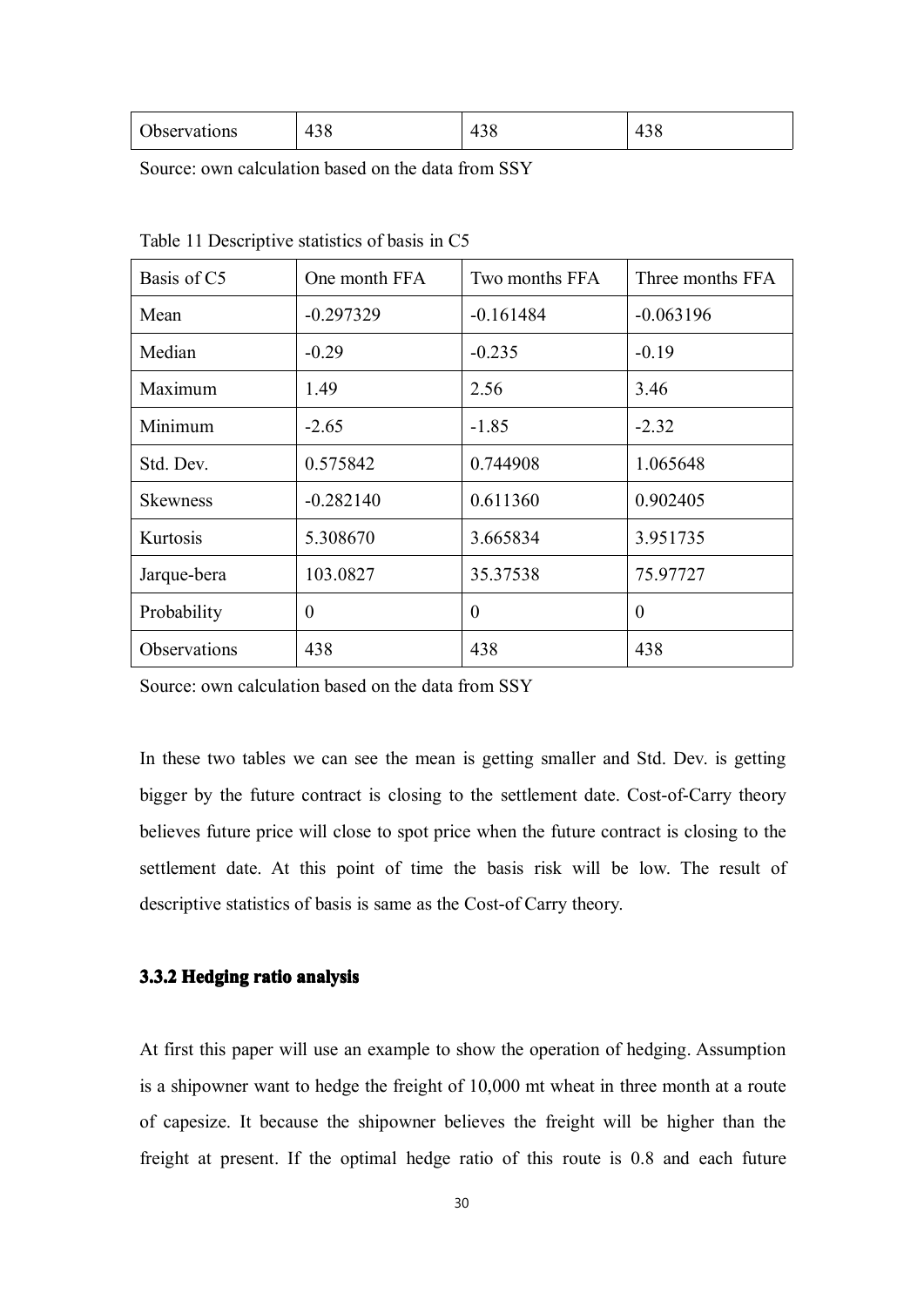| Observations | 438 | 438 | 438 |
|---|---|---|---|

Source: own calculation based on the data from SSY

Table 11 Descriptive statistics of basis in C5

| Basis of C5 | One month FFA | Two months FFA | Three months FFA |
|---|---|---|---|
| Mean | -0.297329 | -0.161484 | -0.063196 |
| Median | -0.29 | -0.235 | -0.19 |
| Maximum | 1.49 | 2.56 | 3.46 |
| Minimum | -2.65 | -1.85 | -2.32 |
| Std. Dev. | 0.575842 | 0.744908 | 1.065648 |
| Skewness | -0.282140 | 0.611360 | 0.902405 |
| Kurtosis | 5.308670 | 3.665834 | 3.951735 |
| Jarque-bera | 103.0827 | 35.37538 | 75.97727 |
| Probability | 0 | 0 | 0 |
| Observations | 438 | 438 | 438 |

Source: own calculation based on the data from SSY

In these two tables we can see the mean is getting smaller and Std. Dev. is getting bigger by the future contract is closing to the settlement date. Cost-of-Carry theory believes future price will close to spot price when the future contract is closing to the settlement date. At this point of time the basis risk will be low. The result of descriptive statistics of basis is same as the Cost-of Carry theory.

### 3.3.2 Hedging ratio analysis

At first this paper will use an example to show the operation of hedging. Assumption is a shipowner want to hedge the freight of 10,000 mt wheat in three month at a route of capesize. It because the shipowner believes the freight will be higher than the freight at present. If the optimal hedge ratio of this route is 0.8 and each future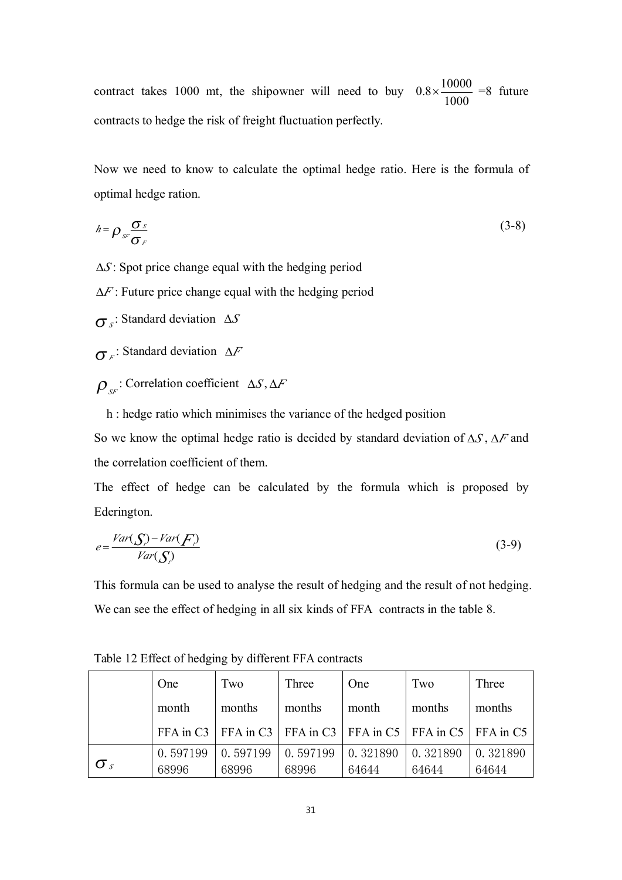contract takes 1000 mt, the shipowner will need to buy $0.8 \times \frac{10000}{1000}$ =8 future contracts to hedge the risk of freight fluctuation perfectly.

Now we need to know to calculate the optimal hedge ratio. Here is the formula of optimal hedge ration.

$$h = \rho_{SF} \frac{\sigma_S}{\sigma_F} \tag{3-8}$$

$\Delta S$: Spot price change equal with the hedging period

$\Delta F$: Future price change equal with the hedging period

$\sigma_S$: Standard deviation $\Delta S$

$\sigma_F$: Standard deviation $\Delta F$

$\rho_{SF}$: Correlation coefficient $\Delta S, \Delta F$

h : hedge ratio which minimises the variance of the hedged position

So we know the optimal hedge ratio is decided by standard deviation of $\Delta S$, $\Delta F$ and the correlation coefficient of them.

The effect of hedge can be calculated by the formula which is proposed by Ederington.

$$e = \frac{Var(S_t) - Var(F_t)}{Var(S_t)} \tag{3-9}$$

This formula can be used to analyse the result of hedging and the result of not hedging. We can see the effect of hedging in all six kinds of FFA contracts in the table 8.

Table 12 Effect of hedging by different FFA contracts

| | One month FFA in C3 | Two months FFA in C3 | Three months FFA in C3 | One month FFA in C5 | Two months FFA in C5 | Three months FFA in C5 |
|---|---|---|---|---|---|---|
| $\sigma_S$ | 0.59719968996 | 0.59719968996 | 0.59719968996 | 0.32189064644 | 0.32189064644 | 0.32189064644 |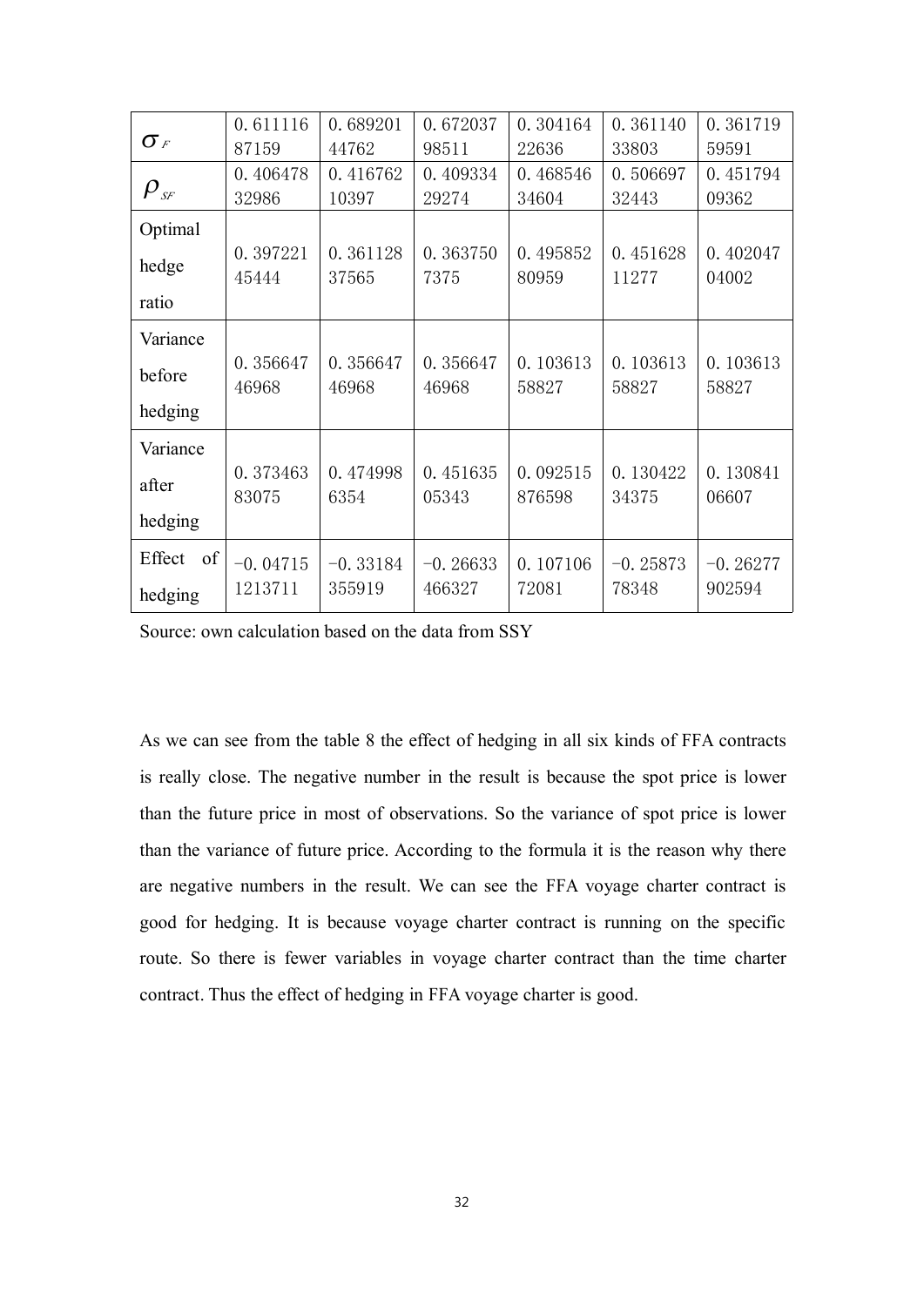| | | | | | | |
|---|---|---|---|---|---|---|
| $\sigma_F$ | 0.61111687159 | 0.68920144762 | 0.67203798511 | 0.30416422636 | 0.36114033803 | 0.36171959591 |
| $\rho_{SF}$ | 0.40647832986 | 0.41676210397 | 0.40933429274 | 0.46854634604 | 0.50669732443 | 0.45179409362 |
| Optimal hedge ratio | 0.39722145444 | 0.36112837565 | 0.3637507375 | 0.49585280959 | 0.45162811277 | 0.40204704002 |
| Variance before hedging | 0.35664746968 | 0.35664746968 | 0.35664746968 | 0.10361358827 | 0.10361358827 | 0.10361358827 |
| Variance after hedging | 0.37346383075 | 0.4749986354 | 0.45163505343 | 0.092515876598 | 0.13042234375 | 0.13084106607 |
| Effect of hedging | −0.047151213711 | −0.33184355919 | −0.26633466327 | 0.10710672081 | −0.2587378348 | −0.26277902594 |

Source: own calculation based on the data from SSY

As we can see from the table 8 the effect of hedging in all six kinds of FFA contracts is really close. The negative number in the result is because the spot price is lower than the future price in most of observations. So the variance of spot price is lower than the variance of future price. According to the formula it is the reason why there are negative numbers in the result. We can see the FFA voyage charter contract is good for hedging. It is because voyage charter contract is running on the specific route. So there is fewer variables in voyage charter contract than the time charter contract. Thus the effect of hedging in FFA voyage charter is good.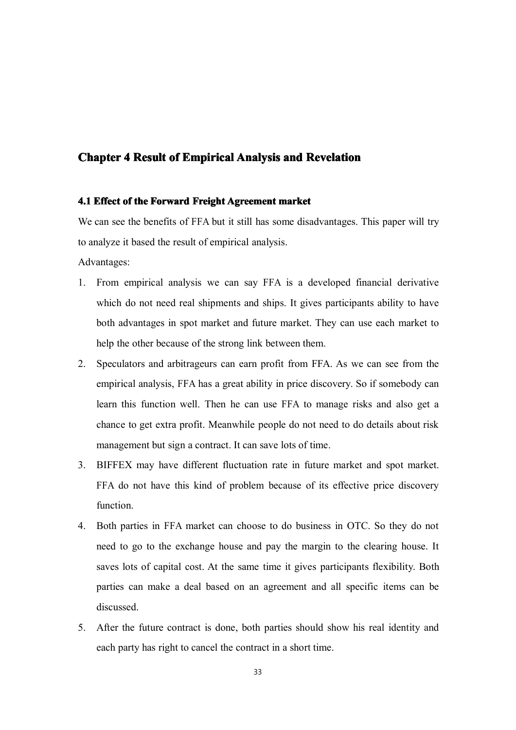# Chapter 4 Result of Empirical Analysis and Revelation

## 4.1 Effect of the Forward Freight Agreement market

We can see the benefits of FFA but it still has some disadvantages. This paper will try to analyze it based the result of empirical analysis.

Advantages:

1. From empirical analysis we can say FFA is a developed financial derivative which do not need real shipments and ships. It gives participants ability to have both advantages in spot market and future market. They can use each market to help the other because of the strong link between them.
2. Speculators and arbitrageurs can earn profit from FFA. As we can see from the empirical analysis, FFA has a great ability in price discovery. So if somebody can learn this function well. Then he can use FFA to manage risks and also get a chance to get extra profit. Meanwhile people do not need to do details about risk management but sign a contract. It can save lots of time.
3. BIFFEX may have different fluctuation rate in future market and spot market. FFA do not have this kind of problem because of its effective price discovery function.
4. Both parties in FFA market can choose to do business in OTC. So they do not need to go to the exchange house and pay the margin to the clearing house. It saves lots of capital cost. At the same time it gives participants flexibility. Both parties can make a deal based on an agreement and all specific items can be discussed.
5. After the future contract is done, both parties should show his real identity and each party has right to cancel the contract in a short time.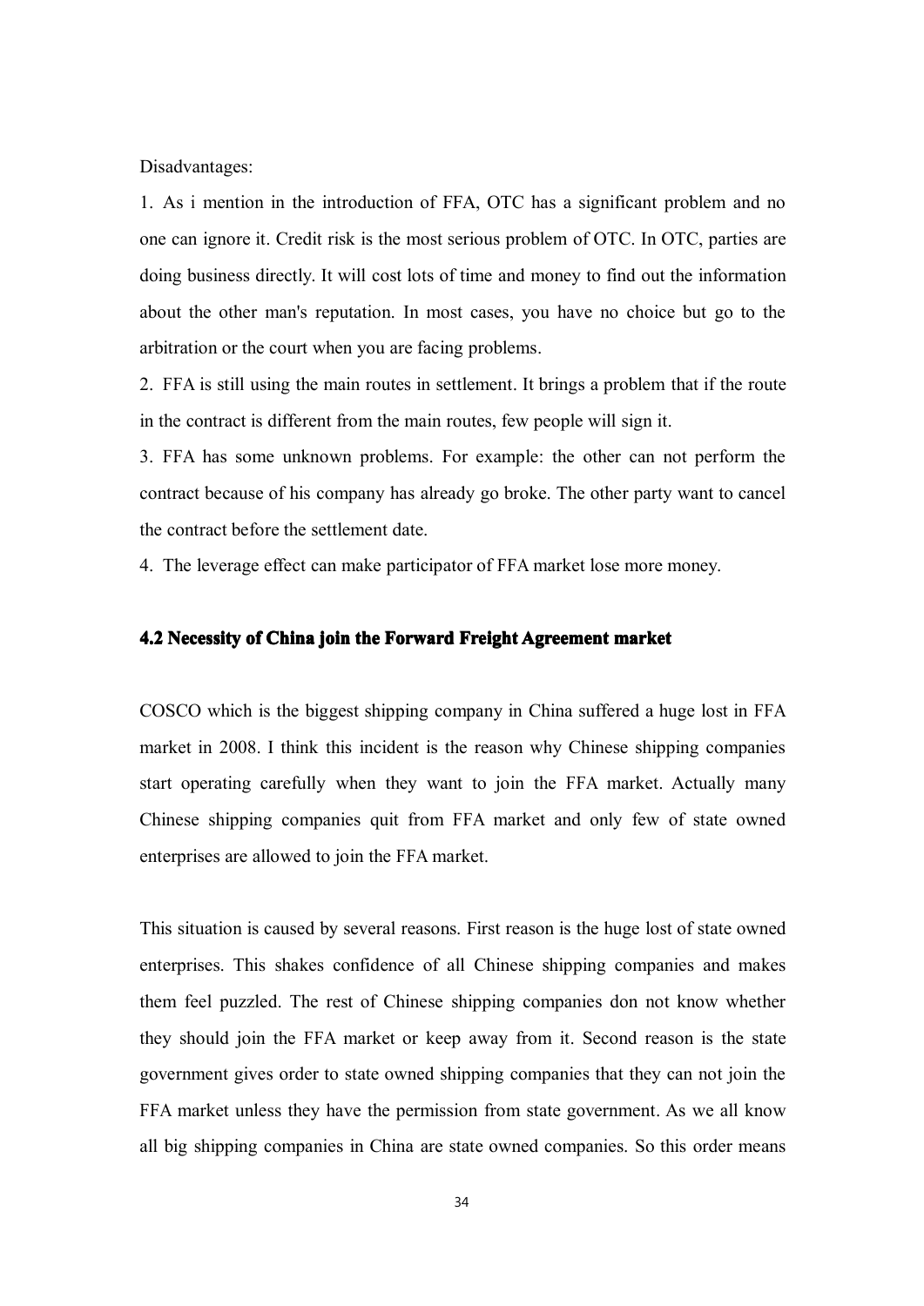Disadvantages:

1. As i mention in the introduction of FFA, OTC has a significant problem and no one can ignore it. Credit risk is the most serious problem of OTC. In OTC, parties are doing business directly. It will cost lots of time and money to find out the information about the other man's reputation. In most cases, you have no choice but go to the arbitration or the court when you are facing problems.
2. FFA is still using the main routes in settlement. It brings a problem that if the route in the contract is different from the main routes, few people will sign it.
3. FFA has some unknown problems. For example: the other can not perform the contract because of his company has already go broke. The other party want to cancel the contract before the settlement date.
4. The leverage effect can make participator of FFA market lose more money.

### 4.2 Necessity of China join the Forward Freight Agreement market

COSCO which is the biggest shipping company in China suffered a huge lost in FFA market in 2008. I think this incident is the reason why Chinese shipping companies start operating carefully when they want to join the FFA market. Actually many Chinese shipping companies quit from FFA market and only few of state owned enterprises are allowed to join the FFA market.

This situation is caused by several reasons. First reason is the huge lost of state owned enterprises. This shakes confidence of all Chinese shipping companies and makes them feel puzzled. The rest of Chinese shipping companies don not know whether they should join the FFA market or keep away from it. Second reason is the state government gives order to state owned shipping companies that they can not join the FFA market unless they have the permission from state government. As we all know all big shipping companies in China are state owned companies. So this order means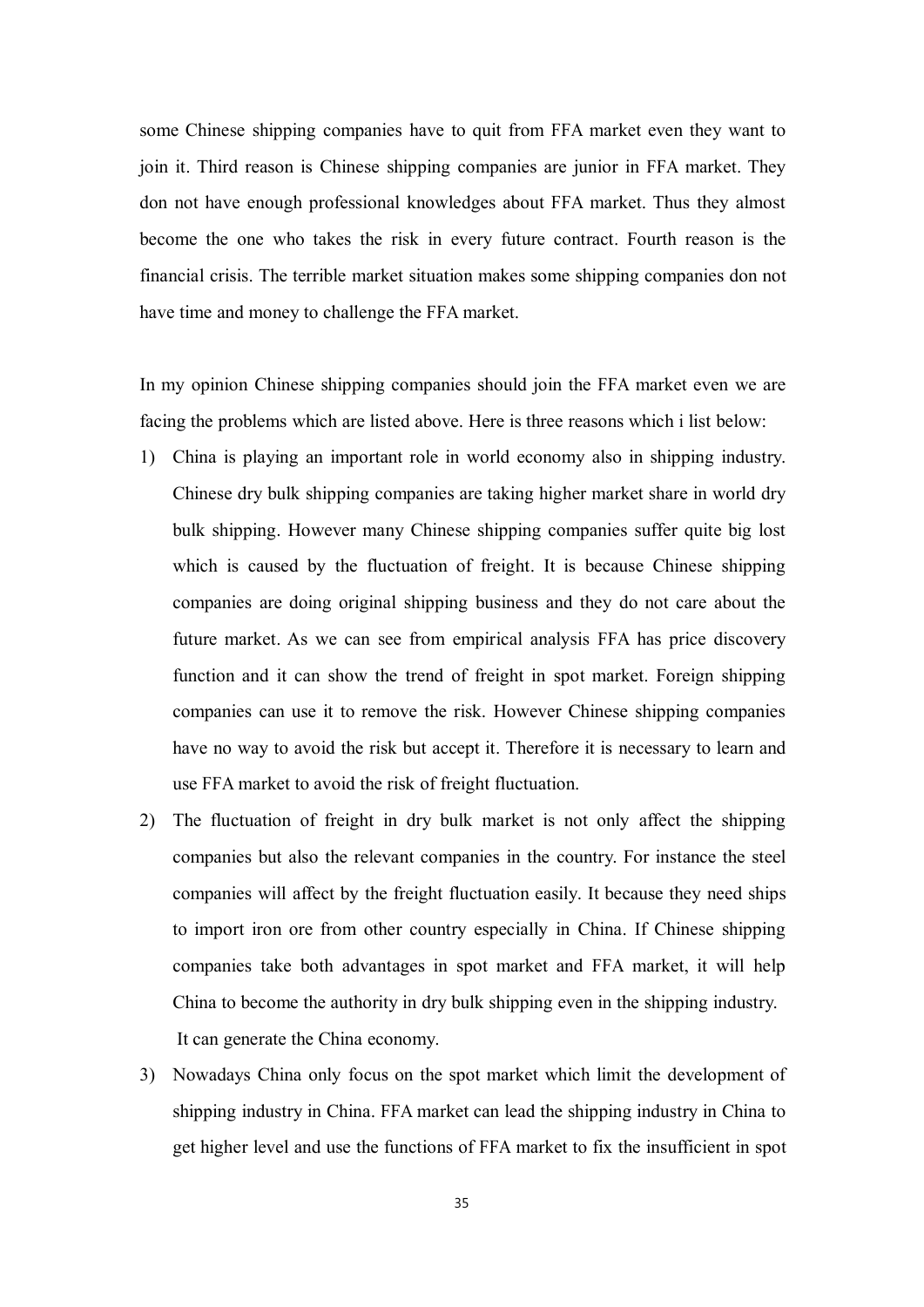some Chinese shipping companies have to quit from FFA market even they want to join it. Third reason is Chinese shipping companies are junior in FFA market. They don not have enough professional knowledges about FFA market. Thus they almost become the one who takes the risk in every future contract. Fourth reason is the financial crisis. The terrible market situation makes some shipping companies don not have time and money to challenge the FFA market.

In my opinion Chinese shipping companies should join the FFA market even we are facing the problems which are listed above. Here is three reasons which i list below:

1) China is playing an important role in world economy also in shipping industry. Chinese dry bulk shipping companies are taking higher market share in world dry bulk shipping. However many Chinese shipping companies suffer quite big lost which is caused by the fluctuation of freight. It is because Chinese shipping companies are doing original shipping business and they do not care about the future market. As we can see from empirical analysis FFA has price discovery function and it can show the trend of freight in spot market. Foreign shipping companies can use it to remove the risk. However Chinese shipping companies have no way to avoid the risk but accept it. Therefore it is necessary to learn and use FFA market to avoid the risk of freight fluctuation.
2) The fluctuation of freight in dry bulk market is not only affect the shipping companies but also the relevant companies in the country. For instance the steel companies will affect by the freight fluctuation easily. It because they need ships to import iron ore from other country especially in China. If Chinese shipping companies take both advantages in spot market and FFA market, it will help China to become the authority in dry bulk shipping even in the shipping industry. It can generate the China economy.
3) Nowadays China only focus on the spot market which limit the development of shipping industry in China. FFA market can lead the shipping industry in China to get higher level and use the functions of FFA market to fix the insufficient in spot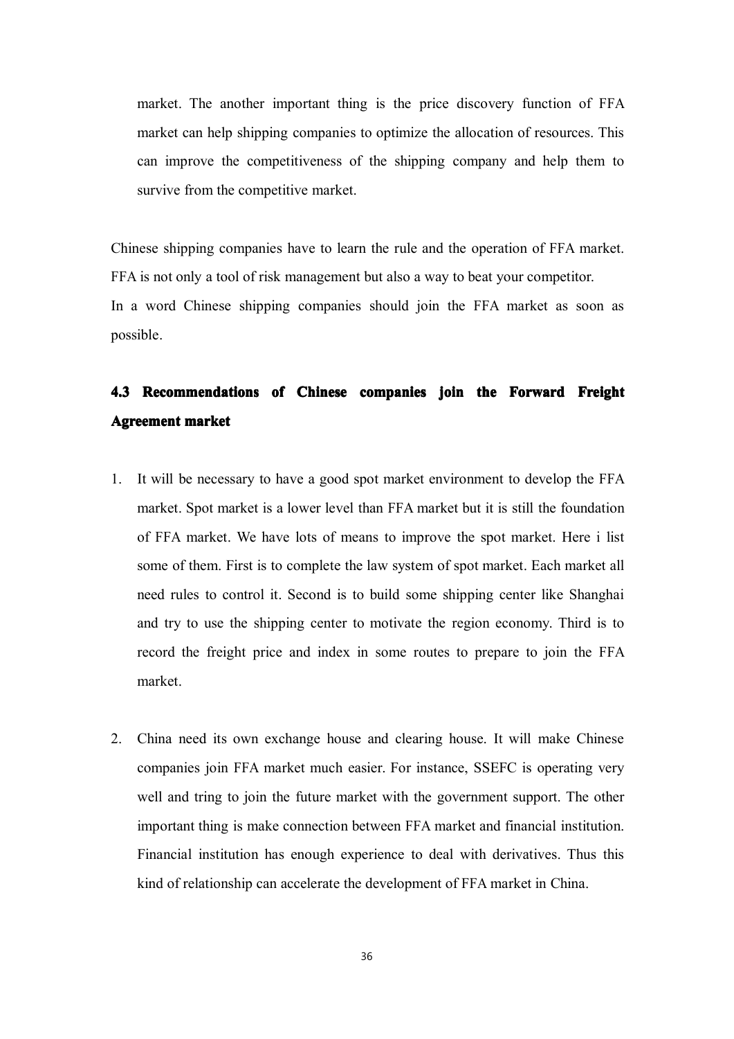market. The another important thing is the price discovery function of FFA market can help shipping companies to optimize the allocation of resources. This can improve the competitiveness of the shipping company and help them to survive from the competitive market.

Chinese shipping companies have to learn the rule and the operation of FFA market. FFA is not only a tool of risk management but also a way to beat your competitor.
In a word Chinese shipping companies should join the FFA market as soon as possible.

### 4.3 Recommendations of Chinese companies join the Forward Freight Agreement market

1. It will be necessary to have a good spot market environment to develop the FFA market. Spot market is a lower level than FFA market but it is still the foundation of FFA market. We have lots of means to improve the spot market. Here i list some of them. First is to complete the law system of spot market. Each market all need rules to control it. Second is to build some shipping center like Shanghai and try to use the shipping center to motivate the region economy. Third is to record the freight price and index in some routes to prepare to join the FFA market.

2. China need its own exchange house and clearing house. It will make Chinese companies join FFA market much easier. For instance, SSEFC is operating very well and tring to join the future market with the government support. The other important thing is make connection between FFA market and financial institution. Financial institution has enough experience to deal with derivatives. Thus this kind of relationship can accelerate the development of FFA market in China.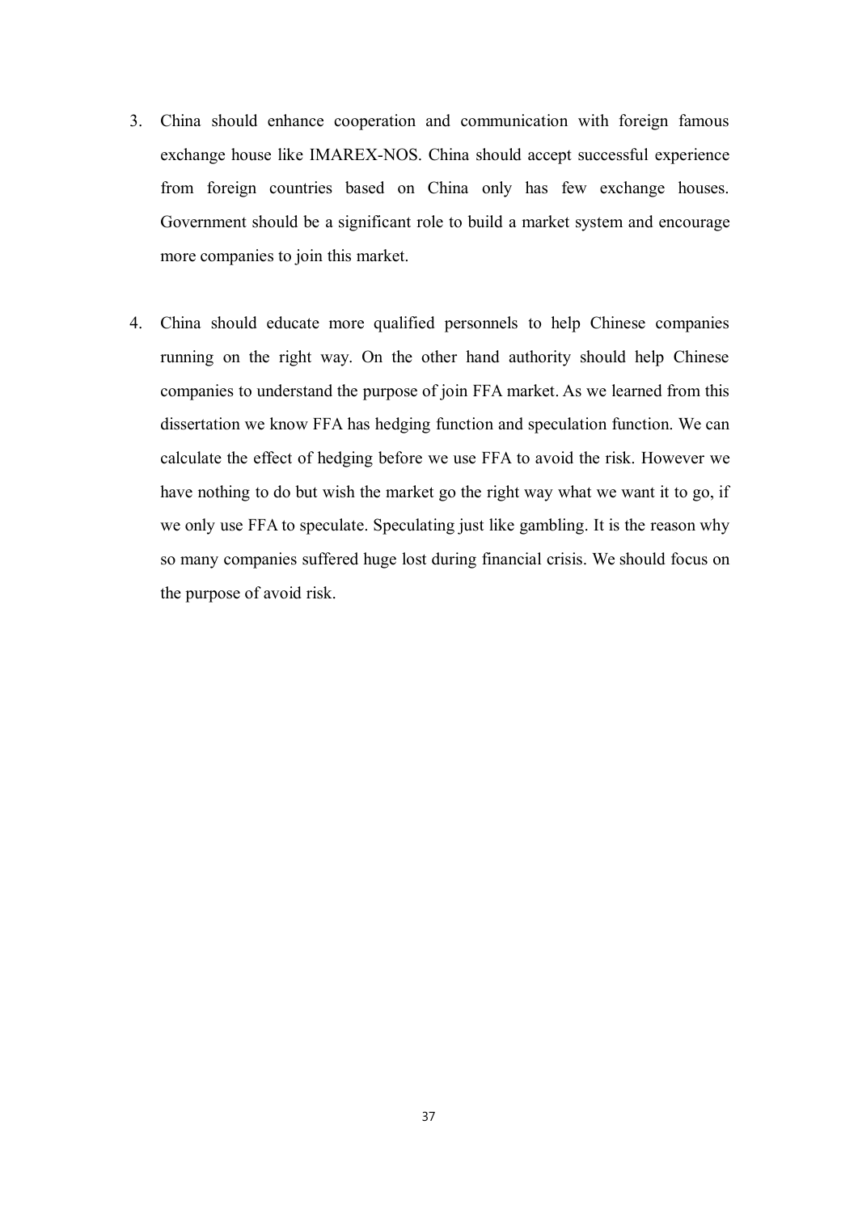3. China should enhance cooperation and communication with foreign famous exchange house like IMAREX-NOS. China should accept successful experience from foreign countries based on China only has few exchange houses. Government should be a significant role to build a market system and encourage more companies to join this market.

4. China should educate more qualified personnels to help Chinese companies running on the right way. On the other hand authority should help Chinese companies to understand the purpose of join FFA market. As we learned from this dissertation we know FFA has hedging function and speculation function. We can calculate the effect of hedging before we use FFA to avoid the risk. However we have nothing to do but wish the market go the right way what we want it to go, if we only use FFA to speculate. Speculating just like gambling. It is the reason why so many companies suffered huge lost during financial crisis. We should focus on the purpose of avoid risk.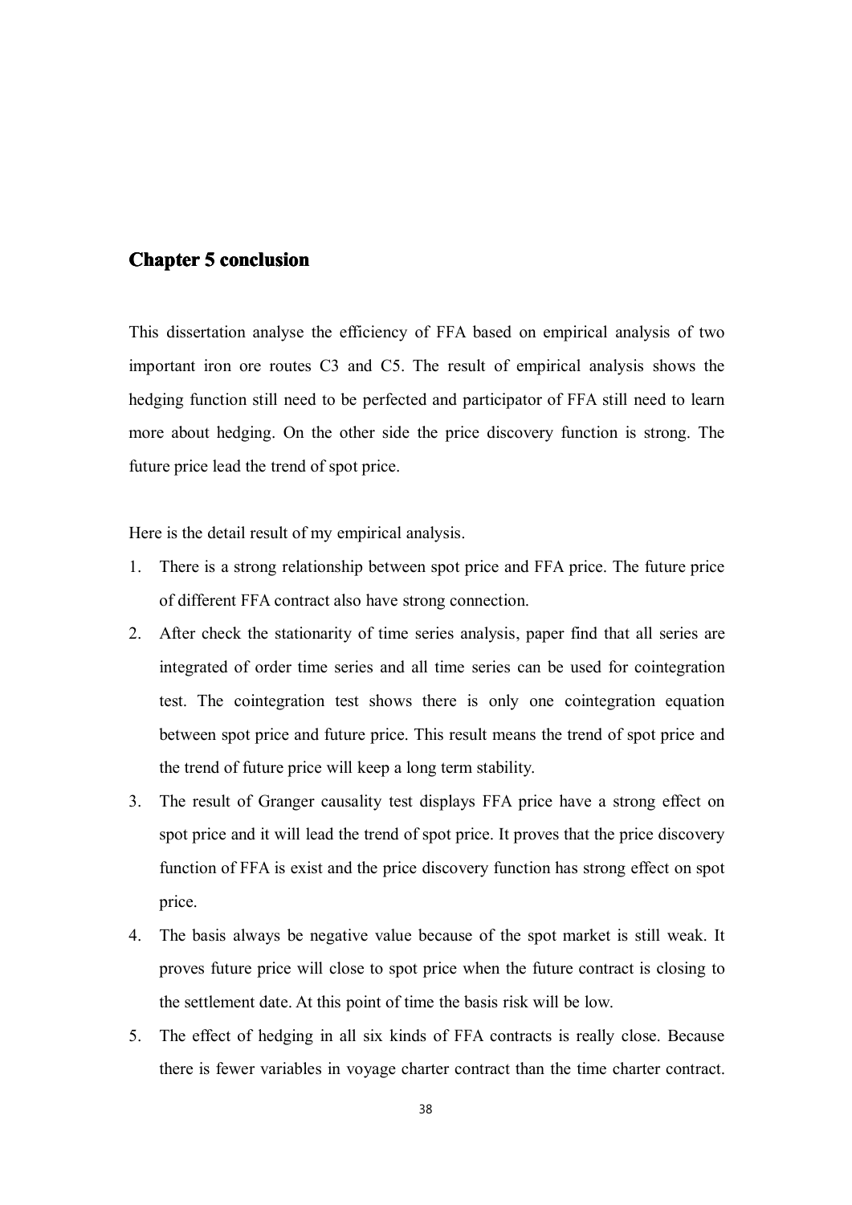# Chapter 5 conclusion

This dissertation analyse the efficiency of FFA based on empirical analysis of two important iron ore routes C3 and C5. The result of empirical analysis shows the hedging function still need to be perfected and participator of FFA still need to learn more about hedging. On the other side the price discovery function is strong. The future price lead the trend of spot price.

Here is the detail result of my empirical analysis.

1. There is a strong relationship between spot price and FFA price. The future price of different FFA contract also have strong connection.
2. After check the stationarity of time series analysis, paper find that all series are integrated of order time series and all time series can be used for cointegration test. The cointegration test shows there is only one cointegration equation between spot price and future price. This result means the trend of spot price and the trend of future price will keep a long term stability.
3. The result of Granger causality test displays FFA price have a strong effect on spot price and it will lead the trend of spot price. It proves that the price discovery function of FFA is exist and the price discovery function has strong effect on spot price.
4. The basis always be negative value because of the spot market is still weak. It proves future price will close to spot price when the future contract is closing to the settlement date. At this point of time the basis risk will be low.
5. The effect of hedging in all six kinds of FFA contracts is really close. Because there is fewer variables in voyage charter contract than the time charter contract.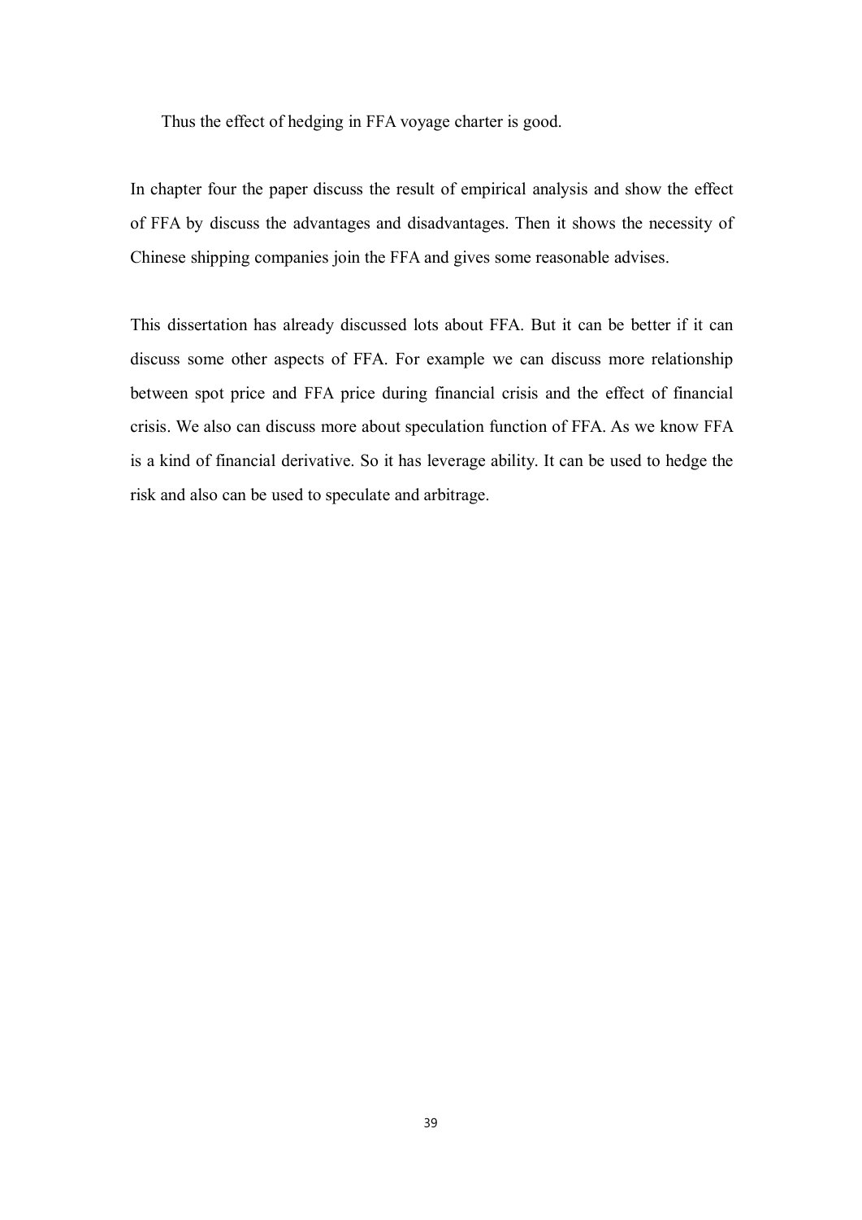Thus the effect of hedging in FFA voyage charter is good.

In chapter four the paper discuss the result of empirical analysis and show the effect of FFA by discuss the advantages and disadvantages. Then it shows the necessity of Chinese shipping companies join the FFA and gives some reasonable advises.

This dissertation has already discussed lots about FFA. But it can be better if it can discuss some other aspects of FFA. For example we can discuss more relationship between spot price and FFA price during financial crisis and the effect of financial crisis. We also can discuss more about speculation function of FFA. As we know FFA is a kind of financial derivative. So it has leverage ability. It can be used to hedge the risk and also can be used to speculate and arbitrage.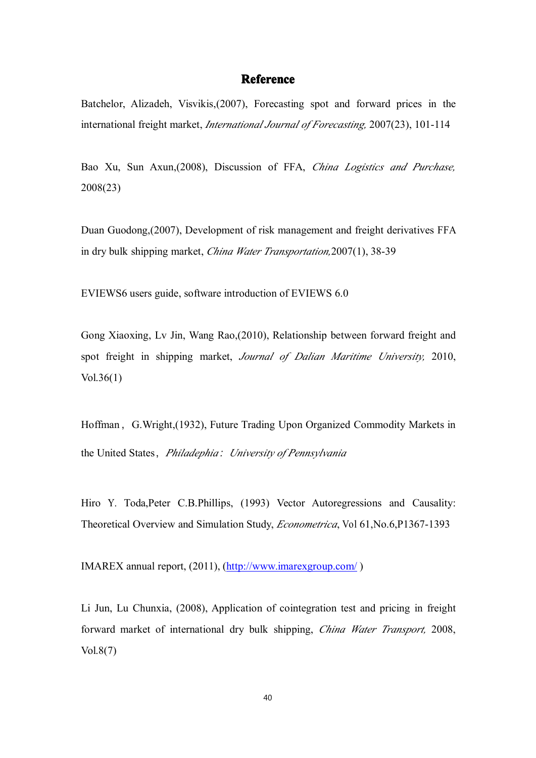# Reference

Batchelor, Alizadeh, Visvikis,(2007), Forecasting spot and forward prices in the international freight market, *International Journal of Forecasting,* 2007(23), 101-114

Bao Xu, Sun Axun,(2008), Discussion of FFA, *China Logistics and Purchase,* 2008(23)

Duan Guodong,(2007), Development of risk management and freight derivatives FFA in dry bulk shipping market, *China Water Transportation,*2007(1), 38-39

EVIEWS6 users guide, software introduction of EVIEWS 6.0

Gong Xiaoxing, Lv Jin, Wang Rao,(2010), Relationship between forward freight and spot freight in shipping market, *Journal of Dalian Maritime University,* 2010, Vol.36(1)

Hoffman， G.Wright,(1932), Future Trading Upon Organized Commodity Markets in the United States， *Philadephia： University of Pennsylvania*

Hiro Y. Toda,Peter C.B.Phillips, (1993) Vector Autoregressions and Causality: Theoretical Overview and Simulation Study, *Econometrica*, Vol 61,No.6,P1367-1393

IMAREX annual report, (2011), (http://www.imarexgroup.com/ )

Li Jun, Lu Chunxia, (2008), Application of cointegration test and pricing in freight forward market of international dry bulk shipping, *China Water Transport,* 2008, Vol.8(7)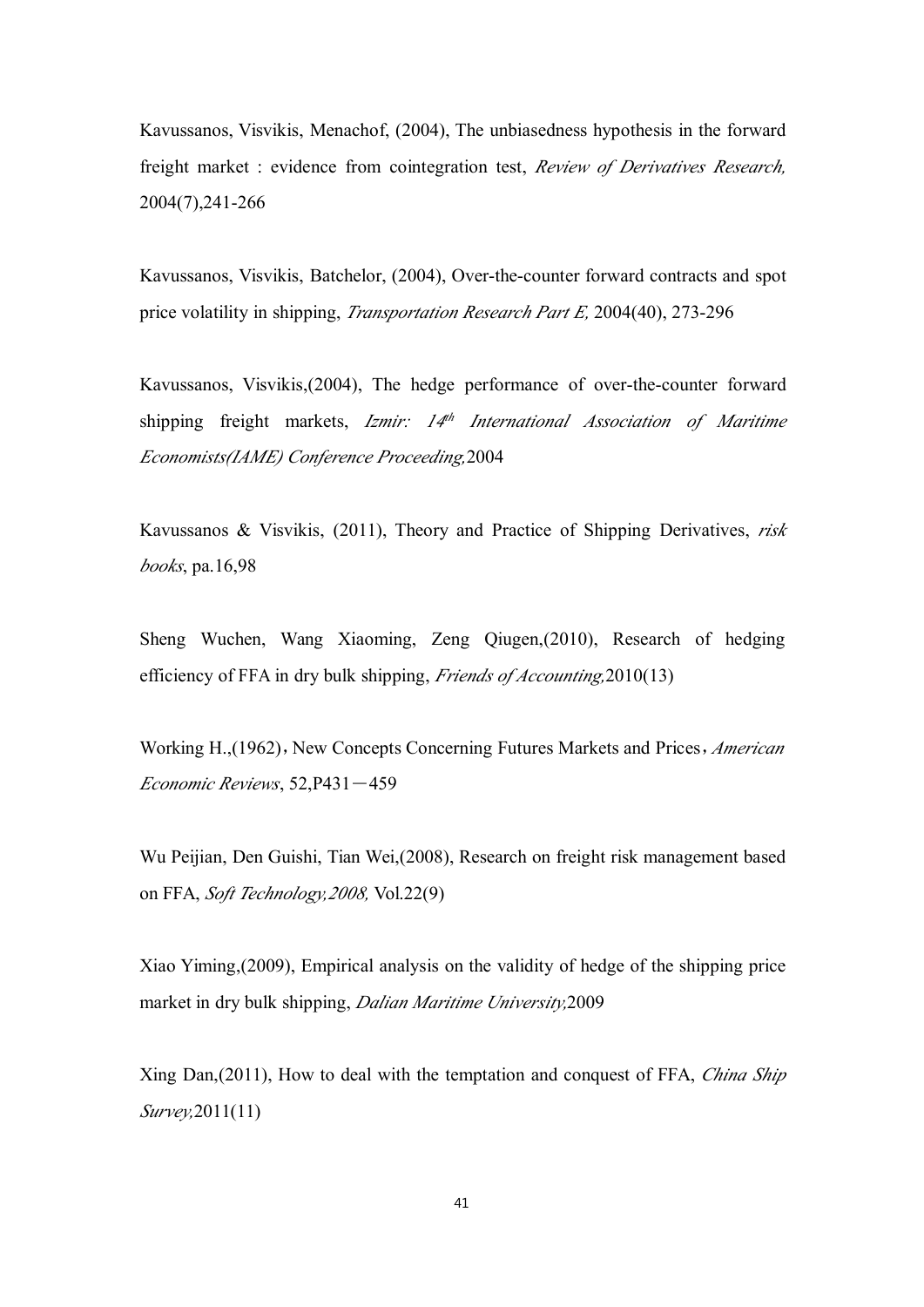Kavussanos, Visvikis, Menachof, (2004), The unbiasedness hypothesis in the forward freight market : evidence from cointegration test, *Review of Derivatives Research,* 2004(7),241-266

Kavussanos, Visvikis, Batchelor, (2004), Over-the-counter forward contracts and spot price volatility in shipping, *Transportation Research Part E,* 2004(40), 273-296

Kavussanos, Visvikis,(2004), The hedge performance of over-the-counter forward shipping freight markets, *Izmir: 14th International Association of Maritime Economists(IAME) Conference Proceeding,*2004

Kavussanos & Visvikis, (2011), Theory and Practice of Shipping Derivatives, *risk books*, pa.16,98

Sheng Wuchen, Wang Xiaoming, Zeng Qiugen,(2010), Research of hedging efficiency of FFA in dry bulk shipping, *Friends of Accounting,*2010(13)

Working H.,(1962)，New Concepts Concerning Futures Markets and Prices，*American Economic Reviews*, 52,P431－459

Wu Peijian, Den Guishi, Tian Wei,(2008), Research on freight risk management based on FFA, *Soft Technology,2008,* Vol.22(9)

Xiao Yiming,(2009), Empirical analysis on the validity of hedge of the shipping price market in dry bulk shipping, *Dalian Maritime University,*2009

Xing Dan,(2011), How to deal with the temptation and conquest of FFA, *China Ship Survey,*2011(11)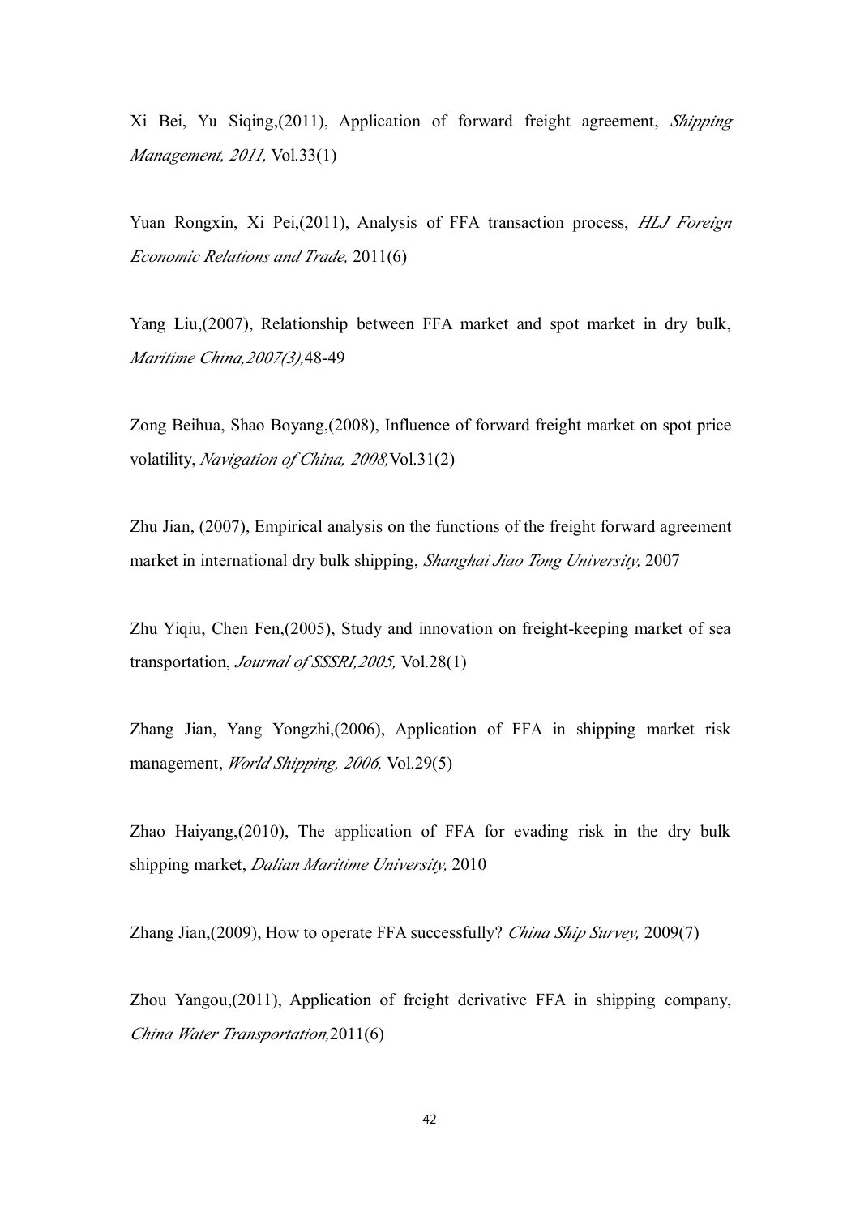Xi Bei, Yu Siqing,(2011), Application of forward freight agreement, *Shipping Management, 2011,* Vol.33(1)

Yuan Rongxin, Xi Pei,(2011), Analysis of FFA transaction process, *HLJ Foreign Economic Relations and Trade,* 2011(6)

Yang Liu,(2007), Relationship between FFA market and spot market in dry bulk, *Maritime China,2007(3),*48-49

Zong Beihua, Shao Boyang,(2008), Influence of forward freight market on spot price volatility, *Navigation of China, 2008,*Vol.31(2)

Zhu Jian, (2007), Empirical analysis on the functions of the freight forward agreement market in international dry bulk shipping, *Shanghai Jiao Tong University,* 2007

Zhu Yiqiu, Chen Fen,(2005), Study and innovation on freight-keeping market of sea transportation, *Journal of SSSRI,2005,* Vol.28(1)

Zhang Jian, Yang Yongzhi,(2006), Application of FFA in shipping market risk management, *World Shipping, 2006,* Vol.29(5)

Zhao Haiyang,(2010), The application of FFA for evading risk in the dry bulk shipping market, *Dalian Maritime University,* 2010

Zhang Jian,(2009), How to operate FFA successfully? *China Ship Survey,* 2009(7)

Zhou Yangou,(2011), Application of freight derivative FFA in shipping company, *China Water Transportation,*2011(6)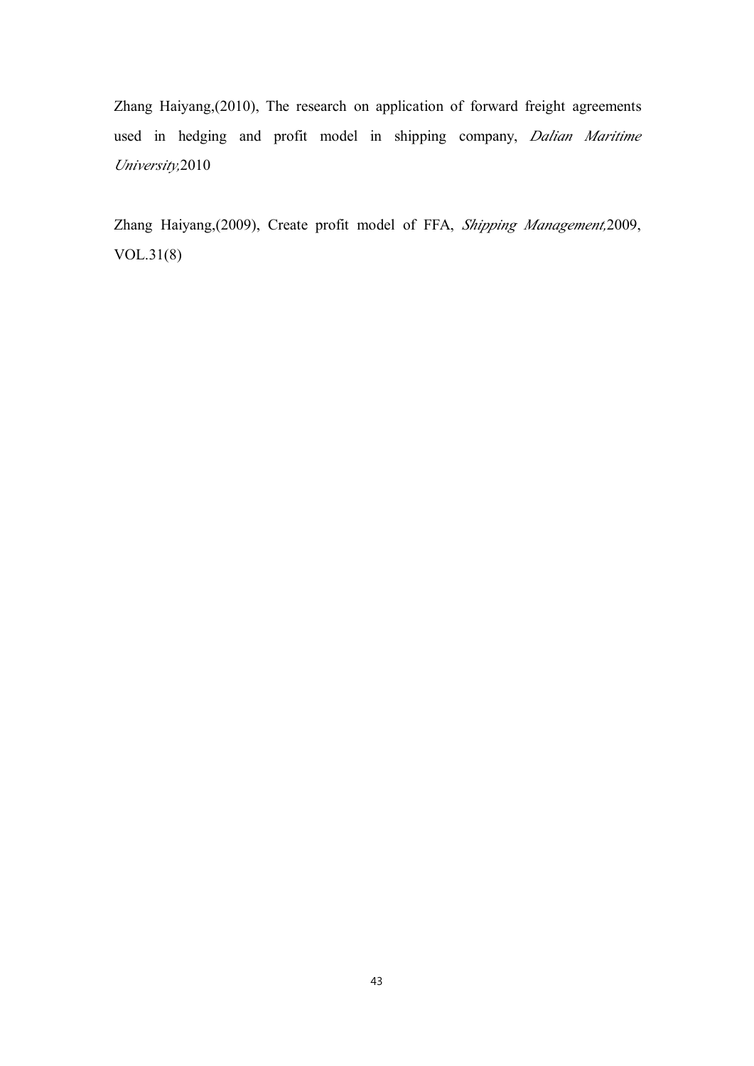Zhang Haiyang,(2010), The research on application of forward freight agreements used in hedging and profit model in shipping company, *Dalian Maritime University,*2010

Zhang Haiyang,(2009), Create profit model of FFA, *Shipping Management,*2009, VOL.31(8)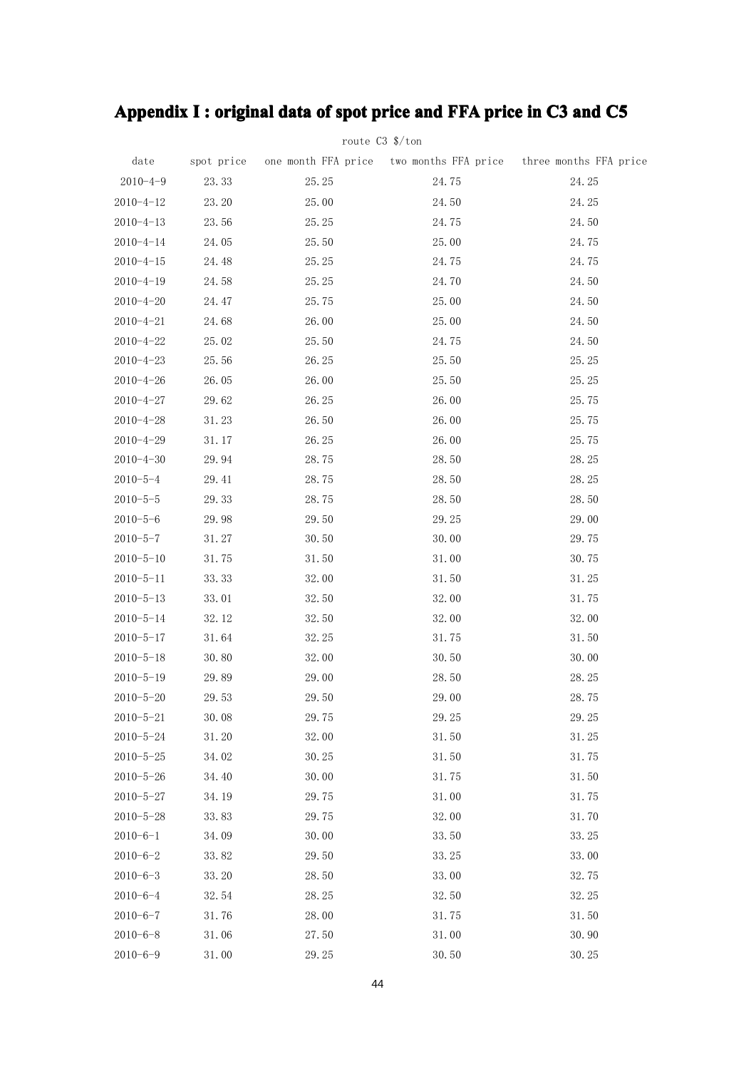# Appendix I : original data of spot price and FFA price in C3 and C5

route C3 $/ton

| date | spot price | one month FFA price | two months FFA price | three months FFA price |
|---|---|---|---|---|
| 2010-4-9 | 23.33 | 25.25 | 24.75 | 24.25 |
| 2010-4-12 | 23.20 | 25.00 | 24.50 | 24.25 |
| 2010-4-13 | 23.56 | 25.25 | 24.75 | 24.50 |
| 2010-4-14 | 24.05 | 25.50 | 25.00 | 24.75 |
| 2010-4-15 | 24.48 | 25.25 | 24.75 | 24.75 |
| 2010-4-19 | 24.58 | 25.25 | 24.70 | 24.50 |
| 2010-4-20 | 24.47 | 25.75 | 25.00 | 24.50 |
| 2010-4-21 | 24.68 | 26.00 | 25.00 | 24.50 |
| 2010-4-22 | 25.02 | 25.50 | 24.75 | 24.50 |
| 2010-4-23 | 25.56 | 26.25 | 25.50 | 25.25 |
| 2010-4-26 | 26.05 | 26.00 | 25.50 | 25.25 |
| 2010-4-27 | 29.62 | 26.25 | 26.00 | 25.75 |
| 2010-4-28 | 31.23 | 26.50 | 26.00 | 25.75 |
| 2010-4-29 | 31.17 | 26.25 | 26.00 | 25.75 |
| 2010-4-30 | 29.94 | 28.75 | 28.50 | 28.25 |
| 2010-5-4 | 29.41 | 28.75 | 28.50 | 28.25 |
| 2010-5-5 | 29.33 | 28.75 | 28.50 | 28.50 |
| 2010-5-6 | 29.98 | 29.50 | 29.25 | 29.00 |
| 2010-5-7 | 31.27 | 30.50 | 30.00 | 29.75 |
| 2010-5-10 | 31.75 | 31.50 | 31.00 | 30.75 |
| 2010-5-11 | 33.33 | 32.00 | 31.50 | 31.25 |
| 2010-5-13 | 33.01 | 32.50 | 32.00 | 31.75 |
| 2010-5-14 | 32.12 | 32.50 | 32.00 | 32.00 |
| 2010-5-17 | 31.64 | 32.25 | 31.75 | 31.50 |
| 2010-5-18 | 30.80 | 32.00 | 30.50 | 30.00 |
| 2010-5-19 | 29.89 | 29.00 | 28.50 | 28.25 |
| 2010-5-20 | 29.53 | 29.50 | 29.00 | 28.75 |
| 2010-5-21 | 30.08 | 29.75 | 29.25 | 29.25 |
| 2010-5-24 | 31.20 | 32.00 | 31.50 | 31.25 |
| 2010-5-25 | 34.02 | 30.25 | 31.50 | 31.75 |
| 2010-5-26 | 34.40 | 30.00 | 31.75 | 31.50 |
| 2010-5-27 | 34.19 | 29.75 | 31.00 | 31.75 |
| 2010-5-28 | 33.83 | 29.75 | 32.00 | 31.70 |
| 2010-6-1 | 34.09 | 30.00 | 33.50 | 33.25 |
| 2010-6-2 | 33.82 | 29.50 | 33.25 | 33.00 |
| 2010-6-3 | 33.20 | 28.50 | 33.00 | 32.75 |
| 2010-6-4 | 32.54 | 28.25 | 32.50 | 32.25 |
| 2010-6-7 | 31.76 | 28.00 | 31.75 | 31.50 |
| 2010-6-8 | 31.06 | 27.50 | 31.00 | 30.90 |
| 2010-6-9 | 31.00 | 29.25 | 30.50 | 30.25 |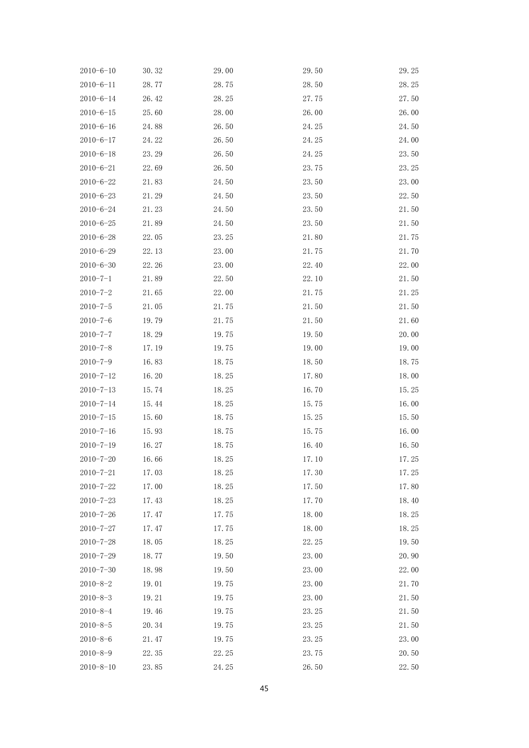| | | | | |
|---|---|---|---|---|
| 2010-6-10 | 30.32 | 29.00 | 29.50 | 29.25 |
| 2010-6-11 | 28.77 | 28.75 | 28.50 | 28.25 |
| 2010-6-14 | 26.42 | 28.25 | 27.75 | 27.50 |
| 2010-6-15 | 25.60 | 28.00 | 26.00 | 26.00 |
| 2010-6-16 | 24.88 | 26.50 | 24.25 | 24.50 |
| 2010-6-17 | 24.22 | 26.50 | 24.25 | 24.00 |
| 2010-6-18 | 23.29 | 26.50 | 24.25 | 23.50 |
| 2010-6-21 | 22.69 | 26.50 | 23.75 | 23.25 |
| 2010-6-22 | 21.83 | 24.50 | 23.50 | 23.00 |
| 2010-6-23 | 21.29 | 24.50 | 23.50 | 22.50 |
| 2010-6-24 | 21.23 | 24.50 | 23.50 | 21.50 |
| 2010-6-25 | 21.89 | 24.50 | 23.50 | 21.50 |
| 2010-6-28 | 22.05 | 23.25 | 21.80 | 21.75 |
| 2010-6-29 | 22.13 | 23.00 | 21.75 | 21.70 |
| 2010-6-30 | 22.26 | 23.00 | 22.40 | 22.00 |
| 2010-7-1 | 21.89 | 22.50 | 22.10 | 21.50 |
| 2010-7-2 | 21.65 | 22.00 | 21.75 | 21.25 |
| 2010-7-5 | 21.05 | 21.75 | 21.50 | 21.50 |
| 2010-7-6 | 19.79 | 21.75 | 21.50 | 21.60 |
| 2010-7-7 | 18.29 | 19.75 | 19.50 | 20.00 |
| 2010-7-8 | 17.19 | 19.75 | 19.00 | 19.00 |
| 2010-7-9 | 16.83 | 18.75 | 18.50 | 18.75 |
| 2010-7-12 | 16.20 | 18.25 | 17.80 | 18.00 |
| 2010-7-13 | 15.74 | 18.25 | 16.70 | 15.25 |
| 2010-7-14 | 15.44 | 18.25 | 15.75 | 16.00 |
| 2010-7-15 | 15.60 | 18.75 | 15.25 | 15.50 |
| 2010-7-16 | 15.93 | 18.75 | 15.75 | 16.00 |
| 2010-7-19 | 16.27 | 18.75 | 16.40 | 16.50 |
| 2010-7-20 | 16.66 | 18.25 | 17.10 | 17.25 |
| 2010-7-21 | 17.03 | 18.25 | 17.30 | 17.25 |
| 2010-7-22 | 17.00 | 18.25 | 17.50 | 17.80 |
| 2010-7-23 | 17.43 | 18.25 | 17.70 | 18.40 |
| 2010-7-26 | 17.47 | 17.75 | 18.00 | 18.25 |
| 2010-7-27 | 17.47 | 17.75 | 18.00 | 18.25 |
| 2010-7-28 | 18.05 | 18.25 | 22.25 | 19.50 |
| 2010-7-29 | 18.77 | 19.50 | 23.00 | 20.90 |
| 2010-7-30 | 18.98 | 19.50 | 23.00 | 22.00 |
| 2010-8-2 | 19.01 | 19.75 | 23.00 | 21.70 |
| 2010-8-3 | 19.21 | 19.75 | 23.00 | 21.50 |
| 2010-8-4 | 19.46 | 19.75 | 23.25 | 21.50 |
| 2010-8-5 | 20.34 | 19.75 | 23.25 | 21.50 |
| 2010-8-6 | 21.47 | 19.75 | 23.25 | 23.00 |
| 2010-8-9 | 22.35 | 22.25 | 23.75 | 20.50 |
| 2010-8-10 | 23.85 | 24.25 | 26.50 | 22.50 |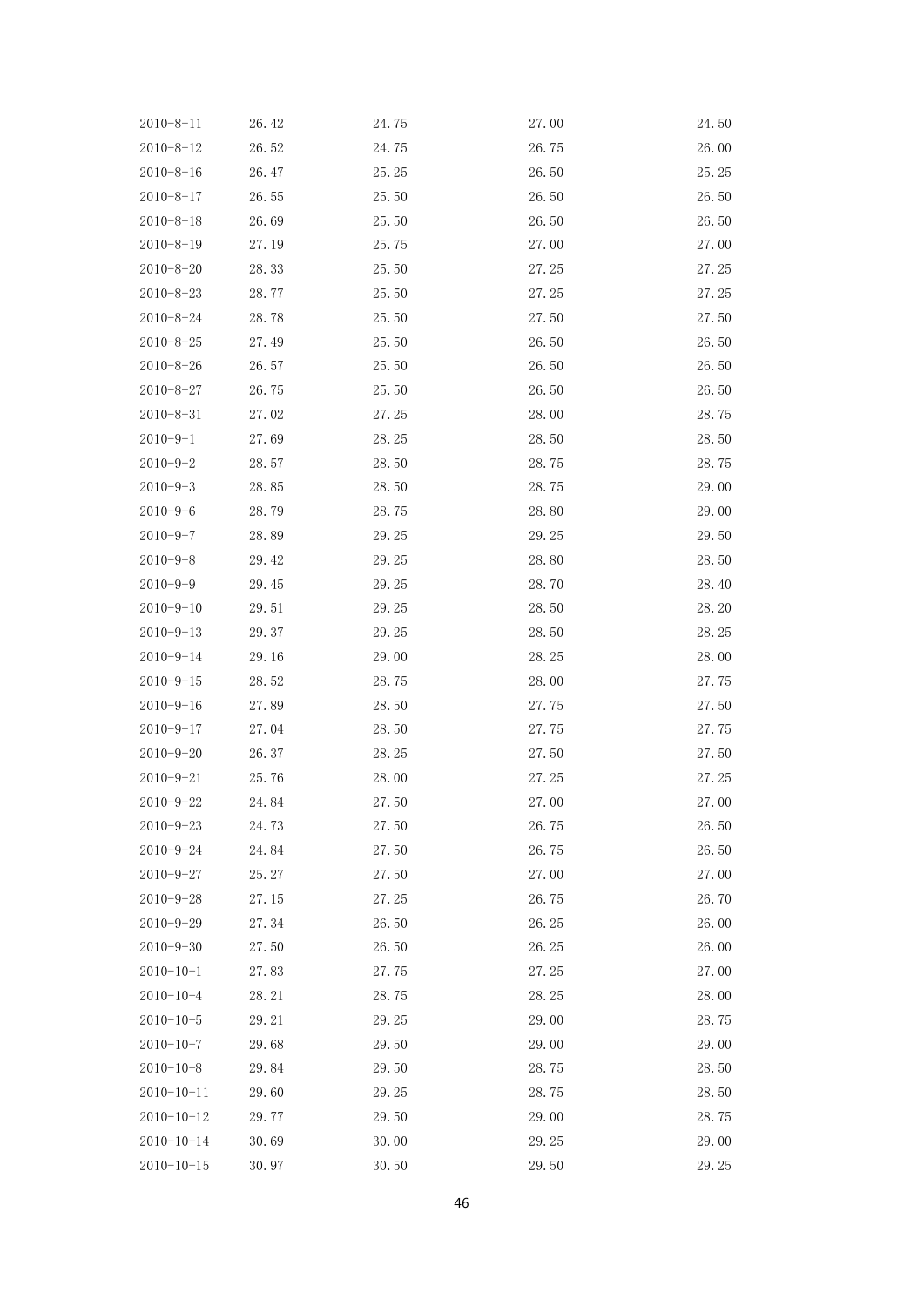| | | | | |
|---|---|---|---|---|
| 2010-8-11 | 26.42 | 24.75 | 27.00 | 24.50 |
| 2010-8-12 | 26.52 | 24.75 | 26.75 | 26.00 |
| 2010-8-16 | 26.47 | 25.25 | 26.50 | 25.25 |
| 2010-8-17 | 26.55 | 25.50 | 26.50 | 26.50 |
| 2010-8-18 | 26.69 | 25.50 | 26.50 | 26.50 |
| 2010-8-19 | 27.19 | 25.75 | 27.00 | 27.00 |
| 2010-8-20 | 28.33 | 25.50 | 27.25 | 27.25 |
| 2010-8-23 | 28.77 | 25.50 | 27.25 | 27.25 |
| 2010-8-24 | 28.78 | 25.50 | 27.50 | 27.50 |
| 2010-8-25 | 27.49 | 25.50 | 26.50 | 26.50 |
| 2010-8-26 | 26.57 | 25.50 | 26.50 | 26.50 |
| 2010-8-27 | 26.75 | 25.50 | 26.50 | 26.50 |
| 2010-8-31 | 27.02 | 27.25 | 28.00 | 28.75 |
| 2010-9-1 | 27.69 | 28.25 | 28.50 | 28.50 |
| 2010-9-2 | 28.57 | 28.50 | 28.75 | 28.75 |
| 2010-9-3 | 28.85 | 28.50 | 28.75 | 29.00 |
| 2010-9-6 | 28.79 | 28.75 | 28.80 | 29.00 |
| 2010-9-7 | 28.89 | 29.25 | 29.25 | 29.50 |
| 2010-9-8 | 29.42 | 29.25 | 28.80 | 28.50 |
| 2010-9-9 | 29.45 | 29.25 | 28.70 | 28.40 |
| 2010-9-10 | 29.51 | 29.25 | 28.50 | 28.20 |
| 2010-9-13 | 29.37 | 29.25 | 28.50 | 28.25 |
| 2010-9-14 | 29.16 | 29.00 | 28.25 | 28.00 |
| 2010-9-15 | 28.52 | 28.75 | 28.00 | 27.75 |
| 2010-9-16 | 27.89 | 28.50 | 27.75 | 27.50 |
| 2010-9-17 | 27.04 | 28.50 | 27.75 | 27.75 |
| 2010-9-20 | 26.37 | 28.25 | 27.50 | 27.50 |
| 2010-9-21 | 25.76 | 28.00 | 27.25 | 27.25 |
| 2010-9-22 | 24.84 | 27.50 | 27.00 | 27.00 |
| 2010-9-23 | 24.73 | 27.50 | 26.75 | 26.50 |
| 2010-9-24 | 24.84 | 27.50 | 26.75 | 26.50 |
| 2010-9-27 | 25.27 | 27.50 | 27.00 | 27.00 |
| 2010-9-28 | 27.15 | 27.25 | 26.75 | 26.70 |
| 2010-9-29 | 27.34 | 26.50 | 26.25 | 26.00 |
| 2010-9-30 | 27.50 | 26.50 | 26.25 | 26.00 |
| 2010-10-1 | 27.83 | 27.75 | 27.25 | 27.00 |
| 2010-10-4 | 28.21 | 28.75 | 28.25 | 28.00 |
| 2010-10-5 | 29.21 | 29.25 | 29.00 | 28.75 |
| 2010-10-7 | 29.68 | 29.50 | 29.00 | 29.00 |
| 2010-10-8 | 29.84 | 29.50 | 28.75 | 28.50 |
| 2010-10-11 | 29.60 | 29.25 | 28.75 | 28.50 |
| 2010-10-12 | 29.77 | 29.50 | 29.00 | 28.75 |
| 2010-10-14 | 30.69 | 30.00 | 29.25 | 29.00 |
| 2010-10-15 | 30.97 | 30.50 | 29.50 | 29.25 |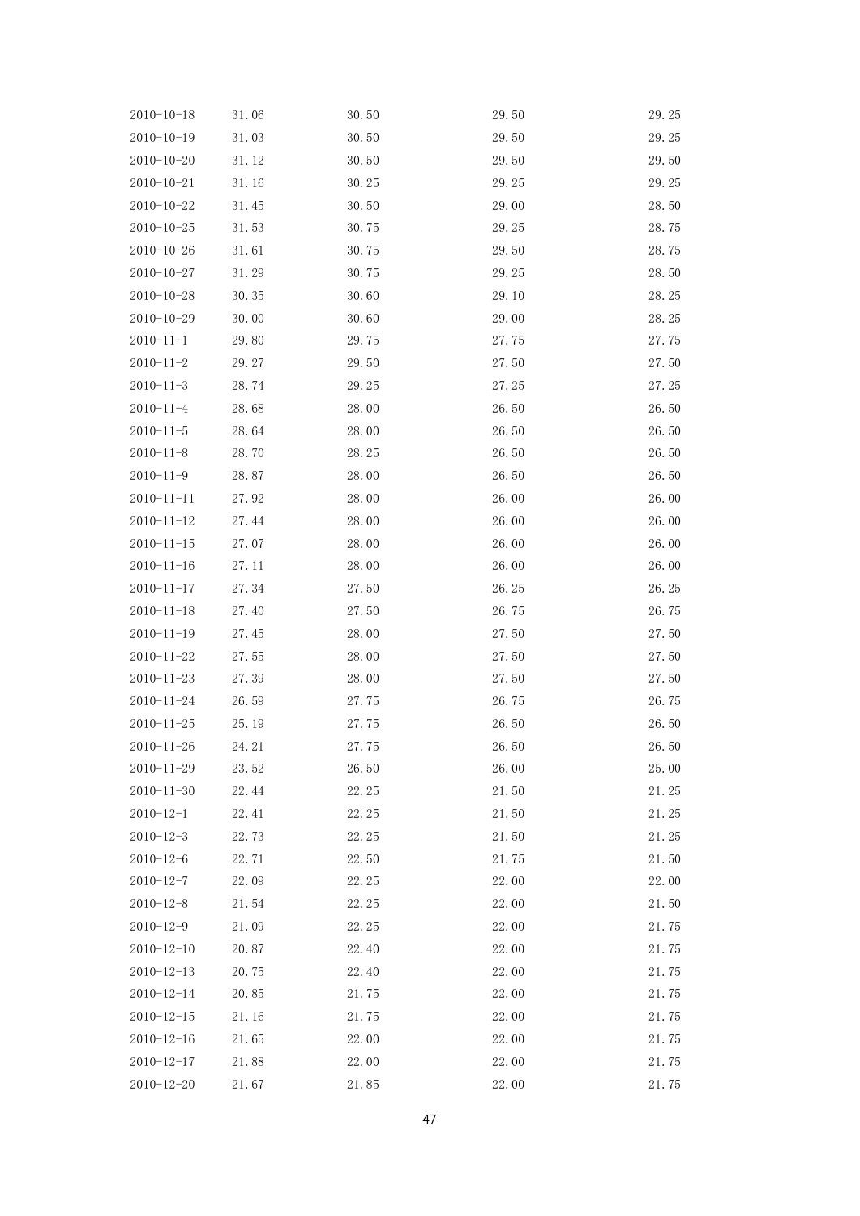| | | | | |
|---|---|---|---|---|
| 2010-10-18 | 31.06 | 30.50 | 29.50 | 29.25 |
| 2010-10-19 | 31.03 | 30.50 | 29.50 | 29.25 |
| 2010-10-20 | 31.12 | 30.50 | 29.50 | 29.50 |
| 2010-10-21 | 31.16 | 30.25 | 29.25 | 29.25 |
| 2010-10-22 | 31.45 | 30.50 | 29.00 | 28.50 |
| 2010-10-25 | 31.53 | 30.75 | 29.25 | 28.75 |
| 2010-10-26 | 31.61 | 30.75 | 29.50 | 28.75 |
| 2010-10-27 | 31.29 | 30.75 | 29.25 | 28.50 |
| 2010-10-28 | 30.35 | 30.60 | 29.10 | 28.25 |
| 2010-10-29 | 30.00 | 30.60 | 29.00 | 28.25 |
| 2010-11-1 | 29.80 | 29.75 | 27.75 | 27.75 |
| 2010-11-2 | 29.27 | 29.50 | 27.50 | 27.50 |
| 2010-11-3 | 28.74 | 29.25 | 27.25 | 27.25 |
| 2010-11-4 | 28.68 | 28.00 | 26.50 | 26.50 |
| 2010-11-5 | 28.64 | 28.00 | 26.50 | 26.50 |
| 2010-11-8 | 28.70 | 28.25 | 26.50 | 26.50 |
| 2010-11-9 | 28.87 | 28.00 | 26.50 | 26.50 |
| 2010-11-11 | 27.92 | 28.00 | 26.00 | 26.00 |
| 2010-11-12 | 27.44 | 28.00 | 26.00 | 26.00 |
| 2010-11-15 | 27.07 | 28.00 | 26.00 | 26.00 |
| 2010-11-16 | 27.11 | 28.00 | 26.00 | 26.00 |
| 2010-11-17 | 27.34 | 27.50 | 26.25 | 26.25 |
| 2010-11-18 | 27.40 | 27.50 | 26.75 | 26.75 |
| 2010-11-19 | 27.45 | 28.00 | 27.50 | 27.50 |
| 2010-11-22 | 27.55 | 28.00 | 27.50 | 27.50 |
| 2010-11-23 | 27.39 | 28.00 | 27.50 | 27.50 |
| 2010-11-24 | 26.59 | 27.75 | 26.75 | 26.75 |
| 2010-11-25 | 25.19 | 27.75 | 26.50 | 26.50 |
| 2010-11-26 | 24.21 | 27.75 | 26.50 | 26.50 |
| 2010-11-29 | 23.52 | 26.50 | 26.00 | 25.00 |
| 2010-11-30 | 22.44 | 22.25 | 21.50 | 21.25 |
| 2010-12-1 | 22.41 | 22.25 | 21.50 | 21.25 |
| 2010-12-3 | 22.73 | 22.25 | 21.50 | 21.25 |
| 2010-12-6 | 22.71 | 22.50 | 21.75 | 21.50 |
| 2010-12-7 | 22.09 | 22.25 | 22.00 | 22.00 |
| 2010-12-8 | 21.54 | 22.25 | 22.00 | 21.50 |
| 2010-12-9 | 21.09 | 22.25 | 22.00 | 21.75 |
| 2010-12-10 | 20.87 | 22.40 | 22.00 | 21.75 |
| 2010-12-13 | 20.75 | 22.40 | 22.00 | 21.75 |
| 2010-12-14 | 20.85 | 21.75 | 22.00 | 21.75 |
| 2010-12-15 | 21.16 | 21.75 | 22.00 | 21.75 |
| 2010-12-16 | 21.65 | 22.00 | 22.00 | 21.75 |
| 2010-12-17 | 21.88 | 22.00 | 22.00 | 21.75 |
| 2010-12-20 | 21.67 | 21.85 | 22.00 | 21.75 |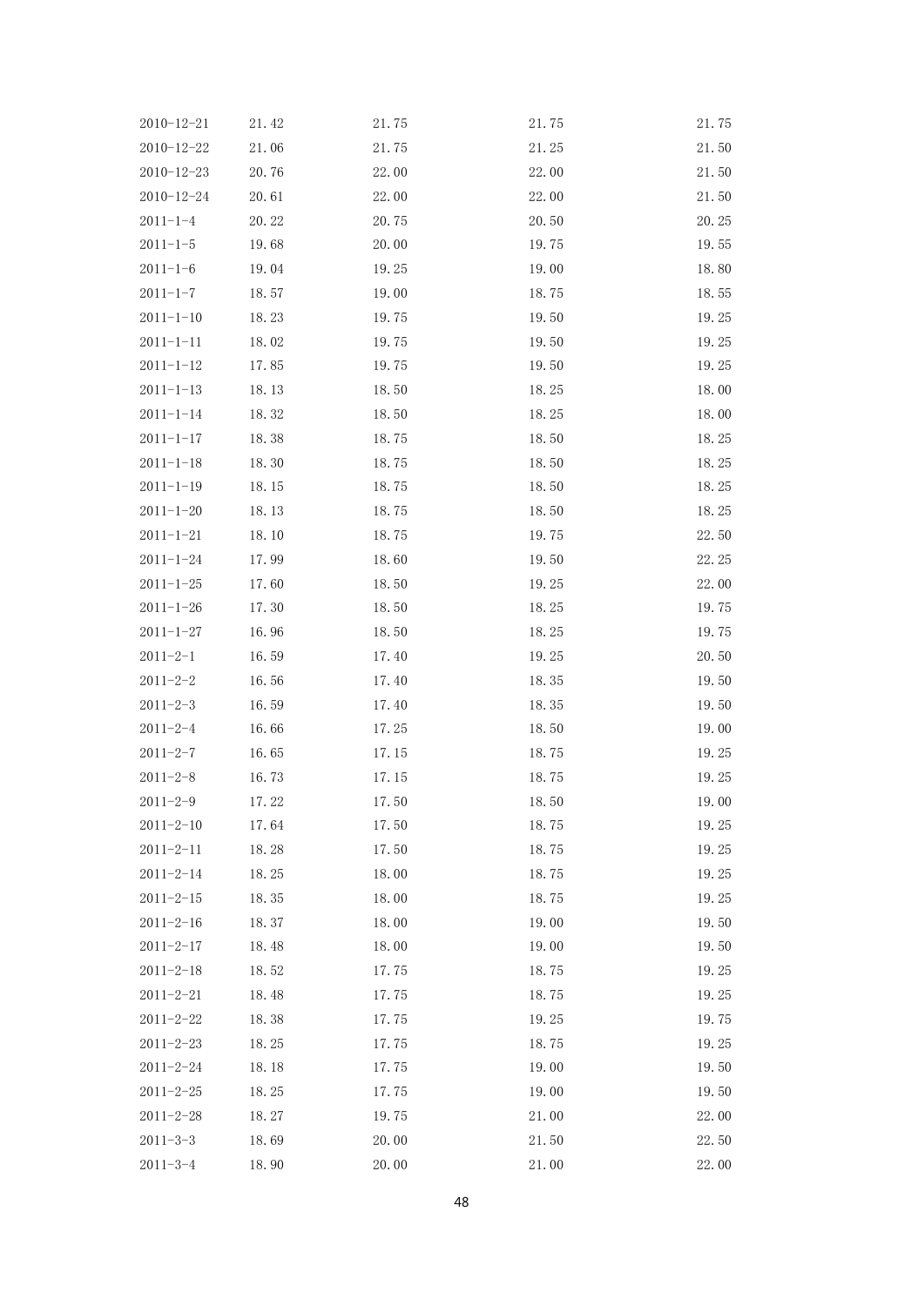| | | | | |
|---|---|---|---|---|
| 2010-12-21 | 21.42 | 21.75 | 21.75 | 21.75 |
| 2010-12-22 | 21.06 | 21.75 | 21.25 | 21.50 |
| 2010-12-23 | 20.76 | 22.00 | 22.00 | 21.50 |
| 2010-12-24 | 20.61 | 22.00 | 22.00 | 21.50 |
| 2011-1-4 | 20.22 | 20.75 | 20.50 | 20.25 |
| 2011-1-5 | 19.68 | 20.00 | 19.75 | 19.55 |
| 2011-1-6 | 19.04 | 19.25 | 19.00 | 18.80 |
| 2011-1-7 | 18.57 | 19.00 | 18.75 | 18.55 |
| 2011-1-10 | 18.23 | 19.75 | 19.50 | 19.25 |
| 2011-1-11 | 18.02 | 19.75 | 19.50 | 19.25 |
| 2011-1-12 | 17.85 | 19.75 | 19.50 | 19.25 |
| 2011-1-13 | 18.13 | 18.50 | 18.25 | 18.00 |
| 2011-1-14 | 18.32 | 18.50 | 18.25 | 18.00 |
| 2011-1-17 | 18.38 | 18.75 | 18.50 | 18.25 |
| 2011-1-18 | 18.30 | 18.75 | 18.50 | 18.25 |
| 2011-1-19 | 18.15 | 18.75 | 18.50 | 18.25 |
| 2011-1-20 | 18.13 | 18.75 | 18.50 | 18.25 |
| 2011-1-21 | 18.10 | 18.75 | 19.75 | 22.50 |
| 2011-1-24 | 17.99 | 18.60 | 19.50 | 22.25 |
| 2011-1-25 | 17.60 | 18.50 | 19.25 | 22.00 |
| 2011-1-26 | 17.30 | 18.50 | 18.25 | 19.75 |
| 2011-1-27 | 16.96 | 18.50 | 18.25 | 19.75 |
| 2011-2-1 | 16.59 | 17.40 | 19.25 | 20.50 |
| 2011-2-2 | 16.56 | 17.40 | 18.35 | 19.50 |
| 2011-2-3 | 16.59 | 17.40 | 18.35 | 19.50 |
| 2011-2-4 | 16.66 | 17.25 | 18.50 | 19.00 |
| 2011-2-7 | 16.65 | 17.15 | 18.75 | 19.25 |
| 2011-2-8 | 16.73 | 17.15 | 18.75 | 19.25 |
| 2011-2-9 | 17.22 | 17.50 | 18.50 | 19.00 |
| 2011-2-10 | 17.64 | 17.50 | 18.75 | 19.25 |
| 2011-2-11 | 18.28 | 17.50 | 18.75 | 19.25 |
| 2011-2-14 | 18.25 | 18.00 | 18.75 | 19.25 |
| 2011-2-15 | 18.35 | 18.00 | 18.75 | 19.25 |
| 2011-2-16 | 18.37 | 18.00 | 19.00 | 19.50 |
| 2011-2-17 | 18.48 | 18.00 | 19.00 | 19.50 |
| 2011-2-18 | 18.52 | 17.75 | 18.75 | 19.25 |
| 2011-2-21 | 18.48 | 17.75 | 18.75 | 19.25 |
| 2011-2-22 | 18.38 | 17.75 | 19.25 | 19.75 |
| 2011-2-23 | 18.25 | 17.75 | 18.75 | 19.25 |
| 2011-2-24 | 18.18 | 17.75 | 19.00 | 19.50 |
| 2011-2-25 | 18.25 | 17.75 | 19.00 | 19.50 |
| 2011-2-28 | 18.27 | 19.75 | 21.00 | 22.00 |
| 2011-3-3 | 18.69 | 20.00 | 21.50 | 22.50 |
| 2011-3-4 | 18.90 | 20.00 | 21.00 | 22.00 |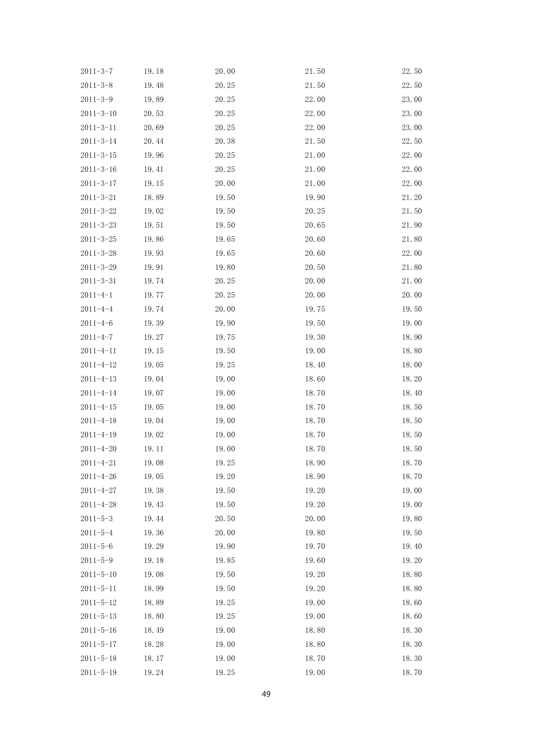| | | | | |
|---|---|---|---|---|
| 2011-3-7 | 19.18 | 20.00 | 21.50 | 22.50 |
| 2011-3-8 | 19.48 | 20.25 | 21.50 | 22.50 |
| 2011-3-9 | 19.89 | 20.25 | 22.00 | 23.00 |
| 2011-3-10 | 20.53 | 20.25 | 22.00 | 23.00 |
| 2011-3-11 | 20.69 | 20.25 | 22.00 | 23.00 |
| 2011-3-14 | 20.44 | 20.38 | 21.50 | 22.50 |
| 2011-3-15 | 19.96 | 20.25 | 21.00 | 22.00 |
| 2011-3-16 | 19.41 | 20.25 | 21.00 | 22.00 |
| 2011-3-17 | 19.15 | 20.00 | 21.00 | 22.00 |
| 2011-3-21 | 18.89 | 19.50 | 19.90 | 21.20 |
| 2011-3-22 | 19.02 | 19.50 | 20.25 | 21.50 |
| 2011-3-23 | 19.51 | 19.50 | 20.65 | 21.90 |
| 2011-3-25 | 19.86 | 19.65 | 20.60 | 21.80 |
| 2011-3-28 | 19.93 | 19.65 | 20.60 | 22.00 |
| 2011-3-29 | 19.91 | 19.80 | 20.50 | 21.80 |
| 2011-3-31 | 19.74 | 20.25 | 20.00 | 21.00 |
| 2011-4-1 | 19.77 | 20.25 | 20.00 | 20.00 |
| 2011-4-4 | 19.74 | 20.00 | 19.75 | 19.50 |
| 2011-4-6 | 19.39 | 19.90 | 19.50 | 19.00 |
| 2011-4-7 | 19.27 | 19.75 | 19.30 | 18.90 |
| 2011-4-11 | 19.15 | 19.50 | 19.00 | 18.80 |
| 2011-4-12 | 19.05 | 19.25 | 18.40 | 18.00 |
| 2011-4-13 | 19.04 | 19.00 | 18.60 | 18.20 |
| 2011-4-14 | 19.07 | 19.00 | 18.70 | 18.40 |
| 2011-4-15 | 19.05 | 19.00 | 18.70 | 18.50 |
| 2011-4-18 | 19.04 | 19.00 | 18.70 | 18.50 |
| 2011-4-19 | 19.02 | 19.00 | 18.70 | 18.50 |
| 2011-4-20 | 19.11 | 19.00 | 18.70 | 18.50 |
| 2011-4-21 | 19.08 | 19.25 | 18.90 | 18.70 |
| 2011-4-26 | 19.05 | 19.20 | 18.90 | 18.70 |
| 2011-4-27 | 19.38 | 19.50 | 19.20 | 19.00 |
| 2011-4-28 | 19.43 | 19.50 | 19.20 | 19.00 |
| 2011-5-3 | 19.44 | 20.50 | 20.00 | 19.80 |
| 2011-5-4 | 19.36 | 20.00 | 19.80 | 19.50 |
| 2011-5-6 | 19.29 | 19.90 | 19.70 | 19.40 |
| 2011-5-9 | 19.18 | 19.85 | 19.60 | 19.20 |
| 2011-5-10 | 19.08 | 19.50 | 19.20 | 18.80 |
| 2011-5-11 | 18.99 | 19.50 | 19.20 | 18.80 |
| 2011-5-12 | 18.89 | 19.25 | 19.00 | 18.60 |
| 2011-5-13 | 18.80 | 19.25 | 19.00 | 18.60 |
| 2011-5-16 | 18.49 | 19.00 | 18.80 | 18.30 |
| 2011-5-17 | 18.28 | 19.00 | 18.80 | 18.30 |
| 2011-5-18 | 18.17 | 19.00 | 18.70 | 18.30 |
| 2011-5-19 | 19.24 | 19.25 | 19.00 | 18.70 |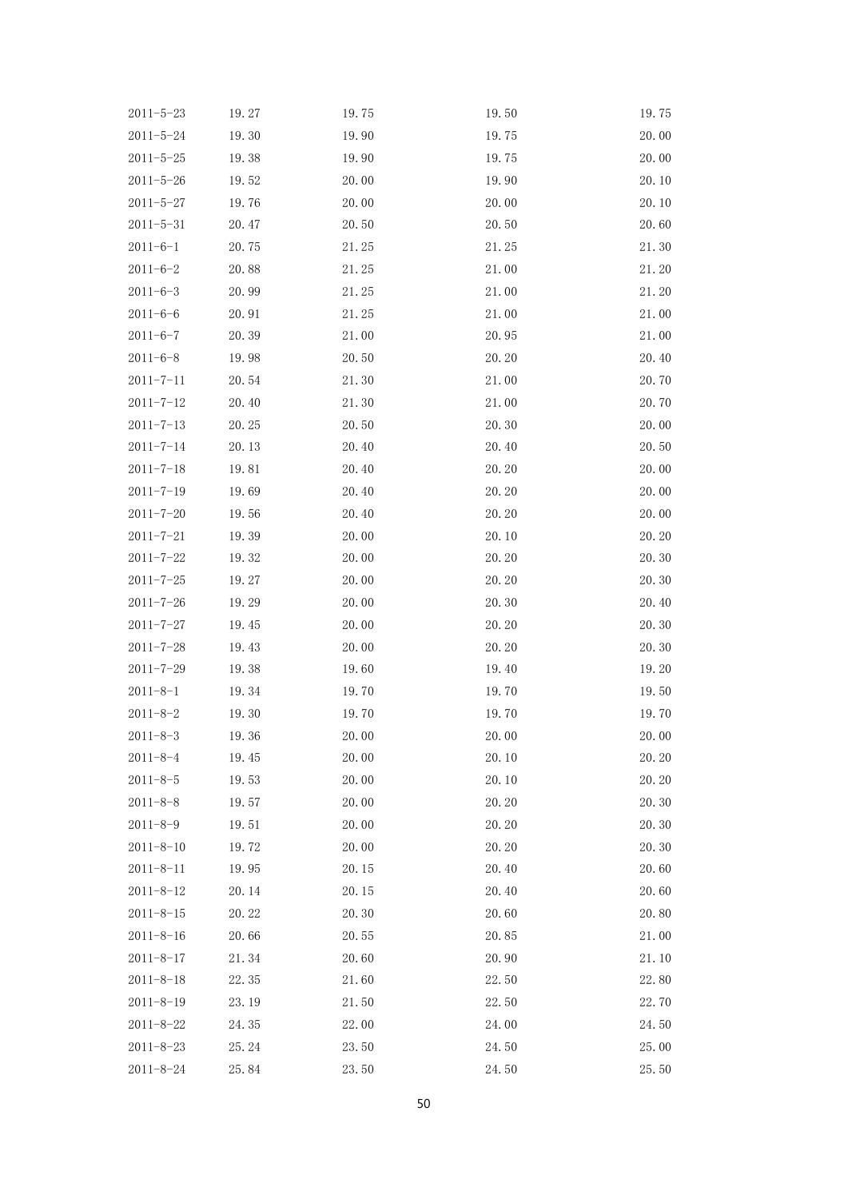| | | | | |
|---|---|---|---|---|
| 2011-5-23 | 19.27 | 19.75 | 19.50 | 19.75 |
| 2011-5-24 | 19.30 | 19.90 | 19.75 | 20.00 |
| 2011-5-25 | 19.38 | 19.90 | 19.75 | 20.00 |
| 2011-5-26 | 19.52 | 20.00 | 19.90 | 20.10 |
| 2011-5-27 | 19.76 | 20.00 | 20.00 | 20.10 |
| 2011-5-31 | 20.47 | 20.50 | 20.50 | 20.60 |
| 2011-6-1 | 20.75 | 21.25 | 21.25 | 21.30 |
| 2011-6-2 | 20.88 | 21.25 | 21.00 | 21.20 |
| 2011-6-3 | 20.99 | 21.25 | 21.00 | 21.20 |
| 2011-6-6 | 20.91 | 21.25 | 21.00 | 21.00 |
| 2011-6-7 | 20.39 | 21.00 | 20.95 | 21.00 |
| 2011-6-8 | 19.98 | 20.50 | 20.20 | 20.40 |
| 2011-7-11 | 20.54 | 21.30 | 21.00 | 20.70 |
| 2011-7-12 | 20.40 | 21.30 | 21.00 | 20.70 |
| 2011-7-13 | 20.25 | 20.50 | 20.30 | 20.00 |
| 2011-7-14 | 20.13 | 20.40 | 20.40 | 20.50 |
| 2011-7-18 | 19.81 | 20.40 | 20.20 | 20.00 |
| 2011-7-19 | 19.69 | 20.40 | 20.20 | 20.00 |
| 2011-7-20 | 19.56 | 20.40 | 20.20 | 20.00 |
| 2011-7-21 | 19.39 | 20.00 | 20.10 | 20.20 |
| 2011-7-22 | 19.32 | 20.00 | 20.20 | 20.30 |
| 2011-7-25 | 19.27 | 20.00 | 20.20 | 20.30 |
| 2011-7-26 | 19.29 | 20.00 | 20.30 | 20.40 |
| 2011-7-27 | 19.45 | 20.00 | 20.20 | 20.30 |
| 2011-7-28 | 19.43 | 20.00 | 20.20 | 20.30 |
| 2011-7-29 | 19.38 | 19.60 | 19.40 | 19.20 |
| 2011-8-1 | 19.34 | 19.70 | 19.70 | 19.50 |
| 2011-8-2 | 19.30 | 19.70 | 19.70 | 19.70 |
| 2011-8-3 | 19.36 | 20.00 | 20.00 | 20.00 |
| 2011-8-4 | 19.45 | 20.00 | 20.10 | 20.20 |
| 2011-8-5 | 19.53 | 20.00 | 20.10 | 20.20 |
| 2011-8-8 | 19.57 | 20.00 | 20.20 | 20.30 |
| 2011-8-9 | 19.51 | 20.00 | 20.20 | 20.30 |
| 2011-8-10 | 19.72 | 20.00 | 20.20 | 20.30 |
| 2011-8-11 | 19.95 | 20.15 | 20.40 | 20.60 |
| 2011-8-12 | 20.14 | 20.15 | 20.40 | 20.60 |
| 2011-8-15 | 20.22 | 20.30 | 20.60 | 20.80 |
| 2011-8-16 | 20.66 | 20.55 | 20.85 | 21.00 |
| 2011-8-17 | 21.34 | 20.60 | 20.90 | 21.10 |
| 2011-8-18 | 22.35 | 21.60 | 22.50 | 22.80 |
| 2011-8-19 | 23.19 | 21.50 | 22.50 | 22.70 |
| 2011-8-22 | 24.35 | 22.00 | 24.00 | 24.50 |
| 2011-8-23 | 25.24 | 23.50 | 24.50 | 25.00 |
| 2011-8-24 | 25.84 | 23.50 | 24.50 | 25.50 |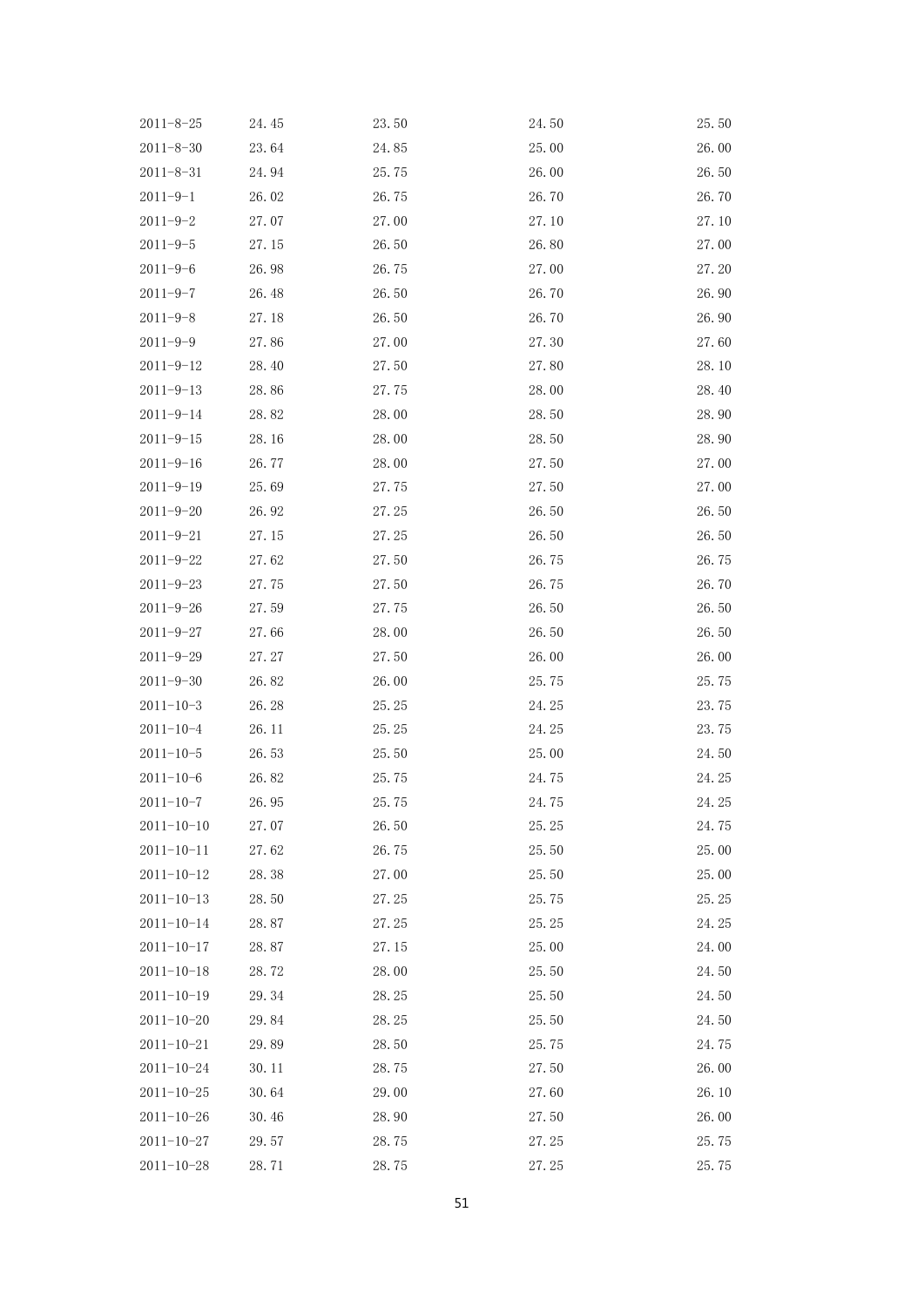| | | | | |
|---|---|---|---|---|
| 2011-8-25 | 24.45 | 23.50 | 24.50 | 25.50 |
| 2011-8-30 | 23.64 | 24.85 | 25.00 | 26.00 |
| 2011-8-31 | 24.94 | 25.75 | 26.00 | 26.50 |
| 2011-9-1 | 26.02 | 26.75 | 26.70 | 26.70 |
| 2011-9-2 | 27.07 | 27.00 | 27.10 | 27.10 |
| 2011-9-5 | 27.15 | 26.50 | 26.80 | 27.00 |
| 2011-9-6 | 26.98 | 26.75 | 27.00 | 27.20 |
| 2011-9-7 | 26.48 | 26.50 | 26.70 | 26.90 |
| 2011-9-8 | 27.18 | 26.50 | 26.70 | 26.90 |
| 2011-9-9 | 27.86 | 27.00 | 27.30 | 27.60 |
| 2011-9-12 | 28.40 | 27.50 | 27.80 | 28.10 |
| 2011-9-13 | 28.86 | 27.75 | 28.00 | 28.40 |
| 2011-9-14 | 28.82 | 28.00 | 28.50 | 28.90 |
| 2011-9-15 | 28.16 | 28.00 | 28.50 | 28.90 |
| 2011-9-16 | 26.77 | 28.00 | 27.50 | 27.00 |
| 2011-9-19 | 25.69 | 27.75 | 27.50 | 27.00 |
| 2011-9-20 | 26.92 | 27.25 | 26.50 | 26.50 |
| 2011-9-21 | 27.15 | 27.25 | 26.50 | 26.50 |
| 2011-9-22 | 27.62 | 27.50 | 26.75 | 26.75 |
| 2011-9-23 | 27.75 | 27.50 | 26.75 | 26.70 |
| 2011-9-26 | 27.59 | 27.75 | 26.50 | 26.50 |
| 2011-9-27 | 27.66 | 28.00 | 26.50 | 26.50 |
| 2011-9-29 | 27.27 | 27.50 | 26.00 | 26.00 |
| 2011-9-30 | 26.82 | 26.00 | 25.75 | 25.75 |
| 2011-10-3 | 26.28 | 25.25 | 24.25 | 23.75 |
| 2011-10-4 | 26.11 | 25.25 | 24.25 | 23.75 |
| 2011-10-5 | 26.53 | 25.50 | 25.00 | 24.50 |
| 2011-10-6 | 26.82 | 25.75 | 24.75 | 24.25 |
| 2011-10-7 | 26.95 | 25.75 | 24.75 | 24.25 |
| 2011-10-10 | 27.07 | 26.50 | 25.25 | 24.75 |
| 2011-10-11 | 27.62 | 26.75 | 25.50 | 25.00 |
| 2011-10-12 | 28.38 | 27.00 | 25.50 | 25.00 |
| 2011-10-13 | 28.50 | 27.25 | 25.75 | 25.25 |
| 2011-10-14 | 28.87 | 27.25 | 25.25 | 24.25 |
| 2011-10-17 | 28.87 | 27.15 | 25.00 | 24.00 |
| 2011-10-18 | 28.72 | 28.00 | 25.50 | 24.50 |
| 2011-10-19 | 29.34 | 28.25 | 25.50 | 24.50 |
| 2011-10-20 | 29.84 | 28.25 | 25.50 | 24.50 |
| 2011-10-21 | 29.89 | 28.50 | 25.75 | 24.75 |
| 2011-10-24 | 30.11 | 28.75 | 27.50 | 26.00 |
| 2011-10-25 | 30.64 | 29.00 | 27.60 | 26.10 |
| 2011-10-26 | 30.46 | 28.90 | 27.50 | 26.00 |
| 2011-10-27 | 29.57 | 28.75 | 27.25 | 25.75 |
| 2011-10-28 | 28.71 | 28.75 | 27.25 | 25.75 |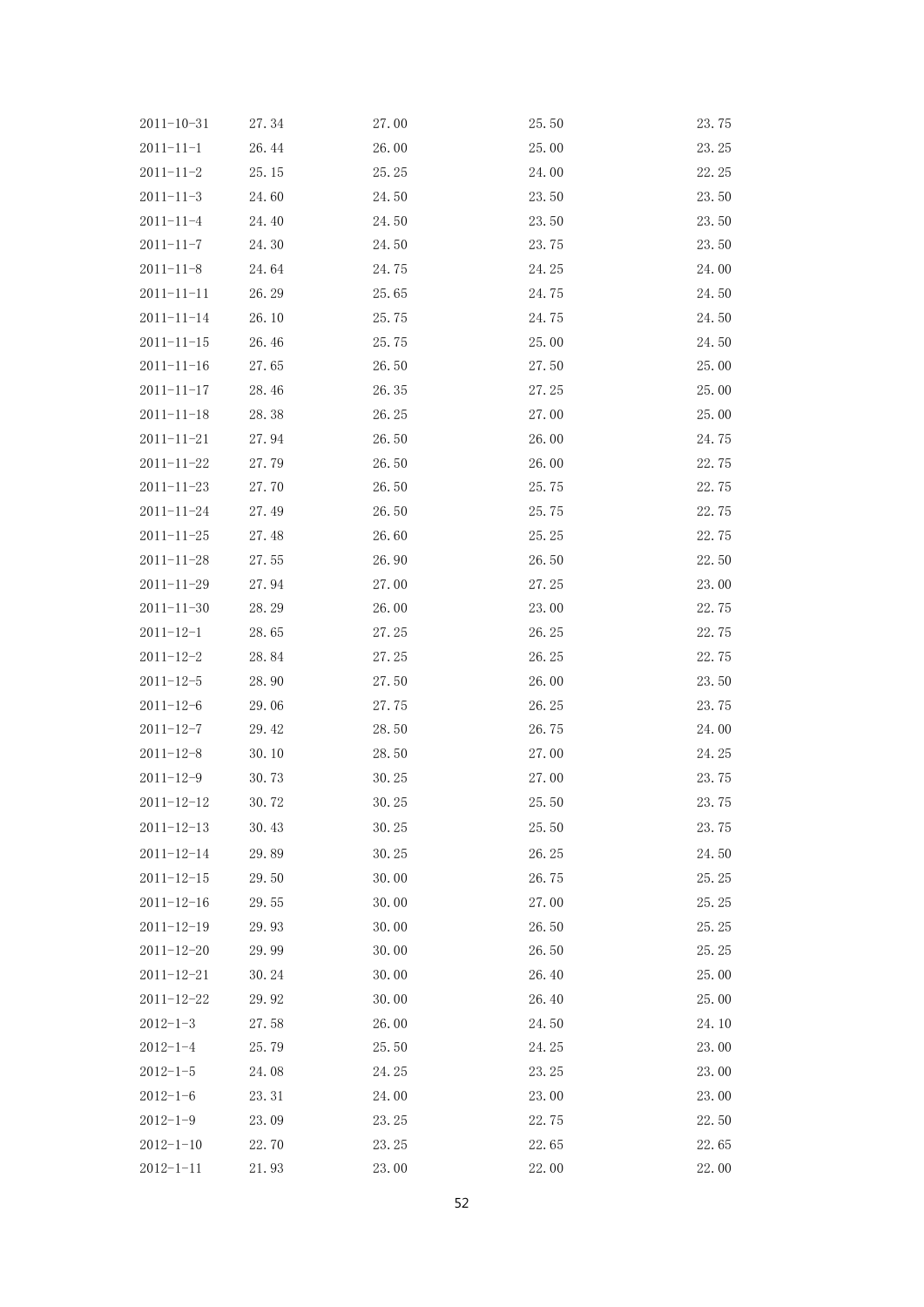| | | | | |
|---|---|---|---|---|
| 2011-10-31 | 27.34 | 27.00 | 25.50 | 23.75 |
| 2011-11-1 | 26.44 | 26.00 | 25.00 | 23.25 |
| 2011-11-2 | 25.15 | 25.25 | 24.00 | 22.25 |
| 2011-11-3 | 24.60 | 24.50 | 23.50 | 23.50 |
| 2011-11-4 | 24.40 | 24.50 | 23.50 | 23.50 |
| 2011-11-7 | 24.30 | 24.50 | 23.75 | 23.50 |
| 2011-11-8 | 24.64 | 24.75 | 24.25 | 24.00 |
| 2011-11-11 | 26.29 | 25.65 | 24.75 | 24.50 |
| 2011-11-14 | 26.10 | 25.75 | 24.75 | 24.50 |
| 2011-11-15 | 26.46 | 25.75 | 25.00 | 24.50 |
| 2011-11-16 | 27.65 | 26.50 | 27.50 | 25.00 |
| 2011-11-17 | 28.46 | 26.35 | 27.25 | 25.00 |
| 2011-11-18 | 28.38 | 26.25 | 27.00 | 25.00 |
| 2011-11-21 | 27.94 | 26.50 | 26.00 | 24.75 |
| 2011-11-22 | 27.79 | 26.50 | 26.00 | 22.75 |
| 2011-11-23 | 27.70 | 26.50 | 25.75 | 22.75 |
| 2011-11-24 | 27.49 | 26.50 | 25.75 | 22.75 |
| 2011-11-25 | 27.48 | 26.60 | 25.25 | 22.75 |
| 2011-11-28 | 27.55 | 26.90 | 26.50 | 22.50 |
| 2011-11-29 | 27.94 | 27.00 | 27.25 | 23.00 |
| 2011-11-30 | 28.29 | 26.00 | 23.00 | 22.75 |
| 2011-12-1 | 28.65 | 27.25 | 26.25 | 22.75 |
| 2011-12-2 | 28.84 | 27.25 | 26.25 | 22.75 |
| 2011-12-5 | 28.90 | 27.50 | 26.00 | 23.50 |
| 2011-12-6 | 29.06 | 27.75 | 26.25 | 23.75 |
| 2011-12-7 | 29.42 | 28.50 | 26.75 | 24.00 |
| 2011-12-8 | 30.10 | 28.50 | 27.00 | 24.25 |
| 2011-12-9 | 30.73 | 30.25 | 27.00 | 23.75 |
| 2011-12-12 | 30.72 | 30.25 | 25.50 | 23.75 |
| 2011-12-13 | 30.43 | 30.25 | 25.50 | 23.75 |
| 2011-12-14 | 29.89 | 30.25 | 26.25 | 24.50 |
| 2011-12-15 | 29.50 | 30.00 | 26.75 | 25.25 |
| 2011-12-16 | 29.55 | 30.00 | 27.00 | 25.25 |
| 2011-12-19 | 29.93 | 30.00 | 26.50 | 25.25 |
| 2011-12-20 | 29.99 | 30.00 | 26.50 | 25.25 |
| 2011-12-21 | 30.24 | 30.00 | 26.40 | 25.00 |
| 2011-12-22 | 29.92 | 30.00 | 26.40 | 25.00 |
| 2012-1-3 | 27.58 | 26.00 | 24.50 | 24.10 |
| 2012-1-4 | 25.79 | 25.50 | 24.25 | 23.00 |
| 2012-1-5 | 24.08 | 24.25 | 23.25 | 23.00 |
| 2012-1-6 | 23.31 | 24.00 | 23.00 | 23.00 |
| 2012-1-9 | 23.09 | 23.25 | 22.75 | 22.50 |
| 2012-1-10 | 22.70 | 23.25 | 22.65 | 22.65 |
| 2012-1-11 | 21.93 | 23.00 | 22.00 | 22.00 |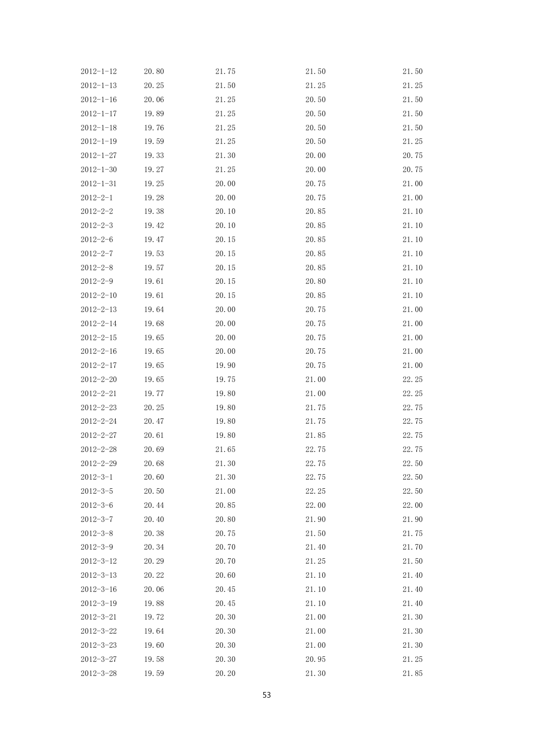| | | | | |
|---|---|---|---|---|
| 2012-1-12 | 20.80 | 21.75 | 21.50 | 21.50 |
| 2012-1-13 | 20.25 | 21.50 | 21.25 | 21.25 |
| 2012-1-16 | 20.06 | 21.25 | 20.50 | 21.50 |
| 2012-1-17 | 19.89 | 21.25 | 20.50 | 21.50 |
| 2012-1-18 | 19.76 | 21.25 | 20.50 | 21.50 |
| 2012-1-19 | 19.59 | 21.25 | 20.50 | 21.25 |
| 2012-1-27 | 19.33 | 21.30 | 20.00 | 20.75 |
| 2012-1-30 | 19.27 | 21.25 | 20.00 | 20.75 |
| 2012-1-31 | 19.25 | 20.00 | 20.75 | 21.00 |
| 2012-2-1 | 19.28 | 20.00 | 20.75 | 21.00 |
| 2012-2-2 | 19.38 | 20.10 | 20.85 | 21.10 |
| 2012-2-3 | 19.42 | 20.10 | 20.85 | 21.10 |
| 2012-2-6 | 19.47 | 20.15 | 20.85 | 21.10 |
| 2012-2-7 | 19.53 | 20.15 | 20.85 | 21.10 |
| 2012-2-8 | 19.57 | 20.15 | 20.85 | 21.10 |
| 2012-2-9 | 19.61 | 20.15 | 20.80 | 21.10 |
| 2012-2-10 | 19.61 | 20.15 | 20.85 | 21.10 |
| 2012-2-13 | 19.64 | 20.00 | 20.75 | 21.00 |
| 2012-2-14 | 19.68 | 20.00 | 20.75 | 21.00 |
| 2012-2-15 | 19.65 | 20.00 | 20.75 | 21.00 |
| 2012-2-16 | 19.65 | 20.00 | 20.75 | 21.00 |
| 2012-2-17 | 19.65 | 19.90 | 20.75 | 21.00 |
| 2012-2-20 | 19.65 | 19.75 | 21.00 | 22.25 |
| 2012-2-21 | 19.77 | 19.80 | 21.00 | 22.25 |
| 2012-2-23 | 20.25 | 19.80 | 21.75 | 22.75 |
| 2012-2-24 | 20.47 | 19.80 | 21.75 | 22.75 |
| 2012-2-27 | 20.61 | 19.80 | 21.85 | 22.75 |
| 2012-2-28 | 20.69 | 21.65 | 22.75 | 22.75 |
| 2012-2-29 | 20.68 | 21.30 | 22.75 | 22.50 |
| 2012-3-1 | 20.60 | 21.30 | 22.75 | 22.50 |
| 2012-3-5 | 20.50 | 21.00 | 22.25 | 22.50 |
| 2012-3-6 | 20.44 | 20.85 | 22.00 | 22.00 |
| 2012-3-7 | 20.40 | 20.80 | 21.90 | 21.90 |
| 2012-3-8 | 20.38 | 20.75 | 21.50 | 21.75 |
| 2012-3-9 | 20.34 | 20.70 | 21.40 | 21.70 |
| 2012-3-12 | 20.29 | 20.70 | 21.25 | 21.50 |
| 2012-3-13 | 20.22 | 20.60 | 21.10 | 21.40 |
| 2012-3-16 | 20.06 | 20.45 | 21.10 | 21.40 |
| 2012-3-19 | 19.88 | 20.45 | 21.10 | 21.40 |
| 2012-3-21 | 19.72 | 20.30 | 21.00 | 21.30 |
| 2012-3-22 | 19.64 | 20.30 | 21.00 | 21.30 |
| 2012-3-23 | 19.60 | 20.30 | 21.00 | 21.30 |
| 2012-3-27 | 19.58 | 20.30 | 20.95 | 21.25 |
| 2012-3-28 | 19.59 | 20.20 | 21.30 | 21.85 |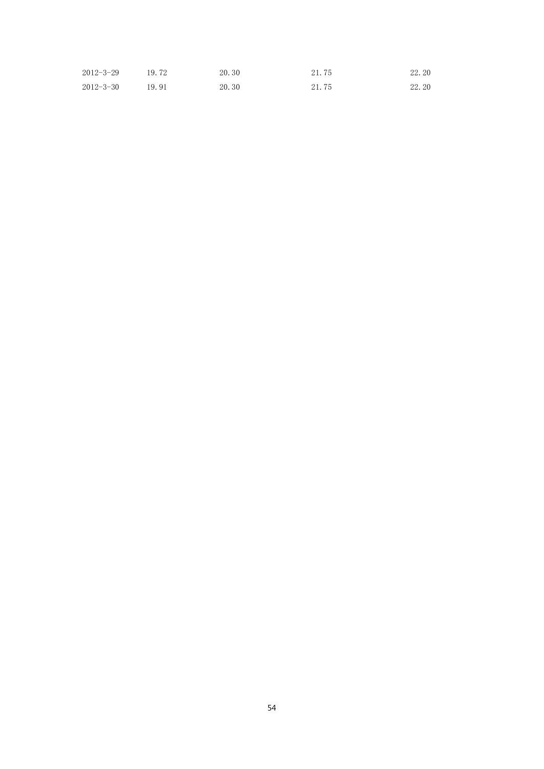| | | | | |
|---|---|---|---|---|
| 2012-3-29 | 19.72 | 20.30 | 21.75 | 22.20 |
| 2012-3-30 | 19.91 | 20.30 | 21.75 | 22.20 |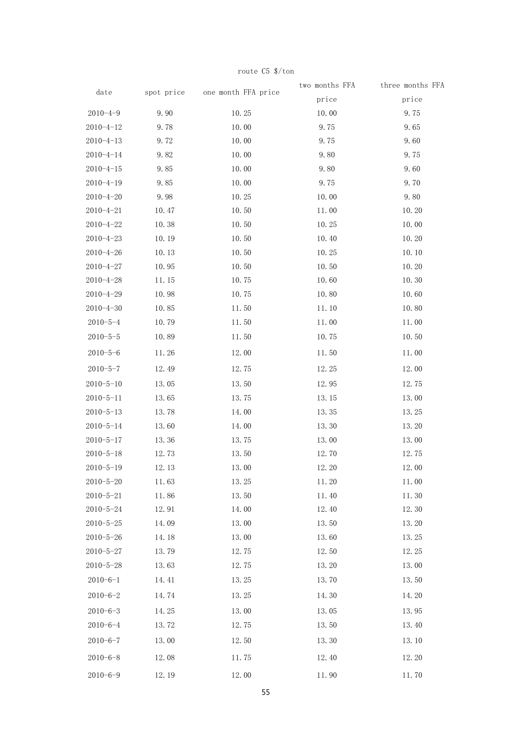route C5 $/ton

| date | spot price | one month FFA price | two months FFA price | three months FFA price |
|---|---|---|---|---|
| 2010-4-9 | 9.90 | 10.25 | 10.00 | 9.75 |
| 2010-4-12 | 9.78 | 10.00 | 9.75 | 9.65 |
| 2010-4-13 | 9.72 | 10.00 | 9.75 | 9.60 |
| 2010-4-14 | 9.82 | 10.00 | 9.80 | 9.75 |
| 2010-4-15 | 9.85 | 10.00 | 9.80 | 9.60 |
| 2010-4-19 | 9.85 | 10.00 | 9.75 | 9.70 |
| 2010-4-20 | 9.98 | 10.25 | 10.00 | 9.80 |
| 2010-4-21 | 10.47 | 10.50 | 11.00 | 10.20 |
| 2010-4-22 | 10.38 | 10.50 | 10.25 | 10.00 |
| 2010-4-23 | 10.19 | 10.50 | 10.40 | 10.20 |
| 2010-4-26 | 10.13 | 10.50 | 10.25 | 10.10 |
| 2010-4-27 | 10.95 | 10.50 | 10.50 | 10.20 |
| 2010-4-28 | 11.15 | 10.75 | 10.60 | 10.30 |
| 2010-4-29 | 10.98 | 10.75 | 10.80 | 10.60 |
| 2010-4-30 | 10.85 | 11.50 | 11.10 | 10.80 |
| 2010-5-4 | 10.79 | 11.50 | 11.00 | 11.00 |
| 2010-5-5 | 10.89 | 11.50 | 10.75 | 10.50 |
| 2010-5-6 | 11.26 | 12.00 | 11.50 | 11.00 |
| 2010-5-7 | 12.49 | 12.75 | 12.25 | 12.00 |
| 2010-5-10 | 13.05 | 13.50 | 12.95 | 12.75 |
| 2010-5-11 | 13.65 | 13.75 | 13.15 | 13.00 |
| 2010-5-13 | 13.78 | 14.00 | 13.35 | 13.25 |
| 2010-5-14 | 13.60 | 14.00 | 13.30 | 13.20 |
| 2010-5-17 | 13.36 | 13.75 | 13.00 | 13.00 |
| 2010-5-18 | 12.73 | 13.50 | 12.70 | 12.75 |
| 2010-5-19 | 12.13 | 13.00 | 12.20 | 12.00 |
| 2010-5-20 | 11.63 | 13.25 | 11.20 | 11.00 |
| 2010-5-21 | 11.86 | 13.50 | 11.40 | 11.30 |
| 2010-5-24 | 12.91 | 14.00 | 12.40 | 12.30 |
| 2010-5-25 | 14.09 | 13.00 | 13.50 | 13.20 |
| 2010-5-26 | 14.18 | 13.00 | 13.60 | 13.25 |
| 2010-5-27 | 13.79 | 12.75 | 12.50 | 12.25 |
| 2010-5-28 | 13.63 | 12.75 | 13.20 | 13.00 |
| 2010-6-1 | 14.41 | 13.25 | 13.70 | 13.50 |
| 2010-6-2 | 14.74 | 13.25 | 14.30 | 14.20 |
| 2010-6-3 | 14.25 | 13.00 | 13.05 | 13.95 |
| 2010-6-4 | 13.72 | 12.75 | 13.50 | 13.40 |
| 2010-6-7 | 13.00 | 12.50 | 13.30 | 13.10 |
| 2010-6-8 | 12.08 | 11.75 | 12.40 | 12.20 |
| 2010-6-9 | 12.19 | 12.00 | 11.90 | 11.70 |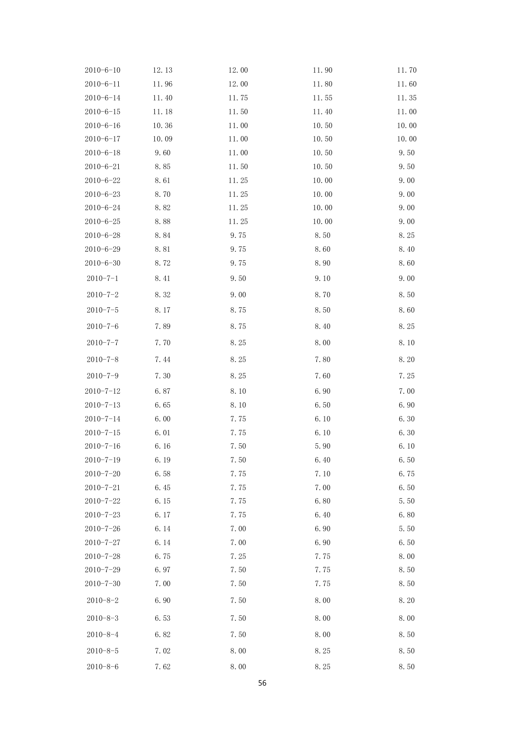| 2010-6-10 | 12.13 | 12.00 | 11.90 | 11.70 |
|---|---|---|---|---|
| 2010-6-11 | 11.96 | 12.00 | 11.80 | 11.60 |
| 2010-6-14 | 11.40 | 11.75 | 11.55 | 11.35 |
| 2010-6-15 | 11.18 | 11.50 | 11.40 | 11.00 |
| 2010-6-16 | 10.36 | 11.00 | 10.50 | 10.00 |
| 2010-6-17 | 10.09 | 11.00 | 10.50 | 10.00 |
| 2010-6-18 | 9.60 | 11.00 | 10.50 | 9.50 |
| 2010-6-21 | 8.85 | 11.50 | 10.50 | 9.50 |
| 2010-6-22 | 8.61 | 11.25 | 10.00 | 9.00 |
| 2010-6-23 | 8.70 | 11.25 | 10.00 | 9.00 |
| 2010-6-24 | 8.82 | 11.25 | 10.00 | 9.00 |
| 2010-6-25 | 8.88 | 11.25 | 10.00 | 9.00 |
| 2010-6-28 | 8.84 | 9.75 | 8.50 | 8.25 |
| 2010-6-29 | 8.81 | 9.75 | 8.60 | 8.40 |
| 2010-6-30 | 8.72 | 9.75 | 8.90 | 8.60 |
| 2010-7-1 | 8.41 | 9.50 | 9.10 | 9.00 |
| 2010-7-2 | 8.32 | 9.00 | 8.70 | 8.50 |
| 2010-7-5 | 8.17 | 8.75 | 8.50 | 8.60 |
| 2010-7-6 | 7.89 | 8.75 | 8.40 | 8.25 |
| 2010-7-7 | 7.70 | 8.25 | 8.00 | 8.10 |
| 2010-7-8 | 7.44 | 8.25 | 7.80 | 8.20 |
| 2010-7-9 | 7.30 | 8.25 | 7.60 | 7.25 |
| 2010-7-12 | 6.87 | 8.10 | 6.90 | 7.00 |
| 2010-7-13 | 6.65 | 8.10 | 6.50 | 6.90 |
| 2010-7-14 | 6.00 | 7.75 | 6.10 | 6.30 |
| 2010-7-15 | 6.01 | 7.75 | 6.10 | 6.30 |
| 2010-7-16 | 6.16 | 7.50 | 5.90 | 6.10 |
| 2010-7-19 | 6.19 | 7.50 | 6.40 | 6.50 |
| 2010-7-20 | 6.58 | 7.75 | 7.10 | 6.75 |
| 2010-7-21 | 6.45 | 7.75 | 7.00 | 6.50 |
| 2010-7-22 | 6.15 | 7.75 | 6.80 | 5.50 |
| 2010-7-23 | 6.17 | 7.75 | 6.40 | 6.80 |
| 2010-7-26 | 6.14 | 7.00 | 6.90 | 5.50 |
| 2010-7-27 | 6.14 | 7.00 | 6.90 | 6.50 |
| 2010-7-28 | 6.75 | 7.25 | 7.75 | 8.00 |
| 2010-7-29 | 6.97 | 7.50 | 7.75 | 8.50 |
| 2010-7-30 | 7.00 | 7.50 | 7.75 | 8.50 |
| 2010-8-2 | 6.90 | 7.50 | 8.00 | 8.20 |
| 2010-8-3 | 6.53 | 7.50 | 8.00 | 8.00 |
| 2010-8-4 | 6.82 | 7.50 | 8.00 | 8.50 |
| 2010-8-5 | 7.02 | 8.00 | 8.25 | 8.50 |
| 2010-8-6 | 7.62 | 8.00 | 8.25 | 8.50 |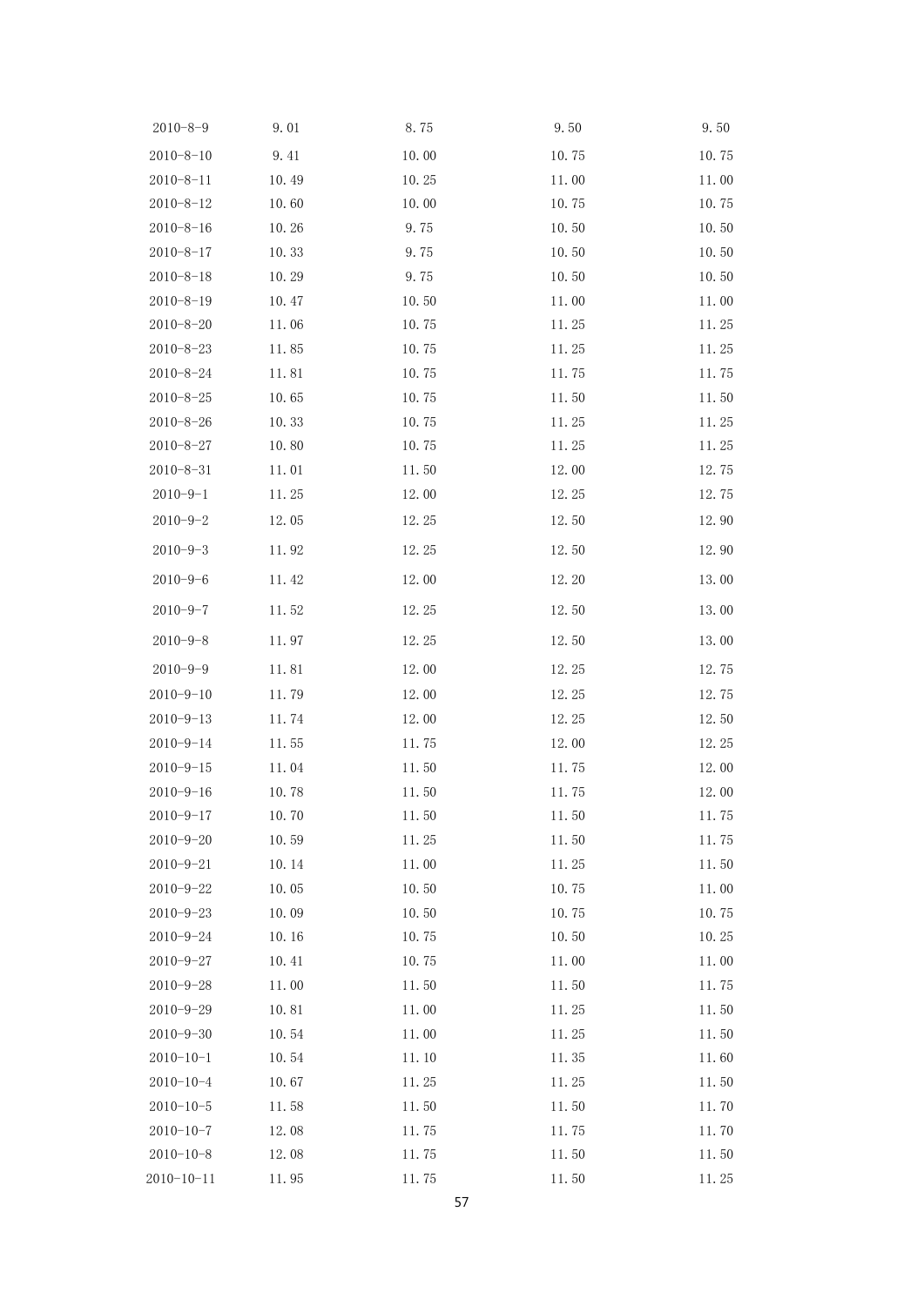| | | | | |
|---|---|---|---|---|
| 2010-8-9 | 9.01 | 8.75 | 9.50 | 9.50 |
| 2010-8-10 | 9.41 | 10.00 | 10.75 | 10.75 |
| 2010-8-11 | 10.49 | 10.25 | 11.00 | 11.00 |
| 2010-8-12 | 10.60 | 10.00 | 10.75 | 10.75 |
| 2010-8-16 | 10.26 | 9.75 | 10.50 | 10.50 |
| 2010-8-17 | 10.33 | 9.75 | 10.50 | 10.50 |
| 2010-8-18 | 10.29 | 9.75 | 10.50 | 10.50 |
| 2010-8-19 | 10.47 | 10.50 | 11.00 | 11.00 |
| 2010-8-20 | 11.06 | 10.75 | 11.25 | 11.25 |
| 2010-8-23 | 11.85 | 10.75 | 11.25 | 11.25 |
| 2010-8-24 | 11.81 | 10.75 | 11.75 | 11.75 |
| 2010-8-25 | 10.65 | 10.75 | 11.50 | 11.50 |
| 2010-8-26 | 10.33 | 10.75 | 11.25 | 11.25 |
| 2010-8-27 | 10.80 | 10.75 | 11.25 | 11.25 |
| 2010-8-31 | 11.01 | 11.50 | 12.00 | 12.75 |
| 2010-9-1 | 11.25 | 12.00 | 12.25 | 12.75 |
| 2010-9-2 | 12.05 | 12.25 | 12.50 | 12.90 |
| 2010-9-3 | 11.92 | 12.25 | 12.50 | 12.90 |
| 2010-9-6 | 11.42 | 12.00 | 12.20 | 13.00 |
| 2010-9-7 | 11.52 | 12.25 | 12.50 | 13.00 |
| 2010-9-8 | 11.97 | 12.25 | 12.50 | 13.00 |
| 2010-9-9 | 11.81 | 12.00 | 12.25 | 12.75 |
| 2010-9-10 | 11.79 | 12.00 | 12.25 | 12.75 |
| 2010-9-13 | 11.74 | 12.00 | 12.25 | 12.50 |
| 2010-9-14 | 11.55 | 11.75 | 12.00 | 12.25 |
| 2010-9-15 | 11.04 | 11.50 | 11.75 | 12.00 |
| 2010-9-16 | 10.78 | 11.50 | 11.75 | 12.00 |
| 2010-9-17 | 10.70 | 11.50 | 11.50 | 11.75 |
| 2010-9-20 | 10.59 | 11.25 | 11.50 | 11.75 |
| 2010-9-21 | 10.14 | 11.00 | 11.25 | 11.50 |
| 2010-9-22 | 10.05 | 10.50 | 10.75 | 11.00 |
| 2010-9-23 | 10.09 | 10.50 | 10.75 | 10.75 |
| 2010-9-24 | 10.16 | 10.75 | 10.50 | 10.25 |
| 2010-9-27 | 10.41 | 10.75 | 11.00 | 11.00 |
| 2010-9-28 | 11.00 | 11.50 | 11.50 | 11.75 |
| 2010-9-29 | 10.81 | 11.00 | 11.25 | 11.50 |
| 2010-9-30 | 10.54 | 11.00 | 11.25 | 11.50 |
| 2010-10-1 | 10.54 | 11.10 | 11.35 | 11.60 |
| 2010-10-4 | 10.67 | 11.25 | 11.25 | 11.50 |
| 2010-10-5 | 11.58 | 11.50 | 11.50 | 11.70 |
| 2010-10-7 | 12.08 | 11.75 | 11.75 | 11.70 |
| 2010-10-8 | 12.08 | 11.75 | 11.50 | 11.50 |
| 2010-10-11 | 11.95 | 11.75 | 11.50 | 11.25 |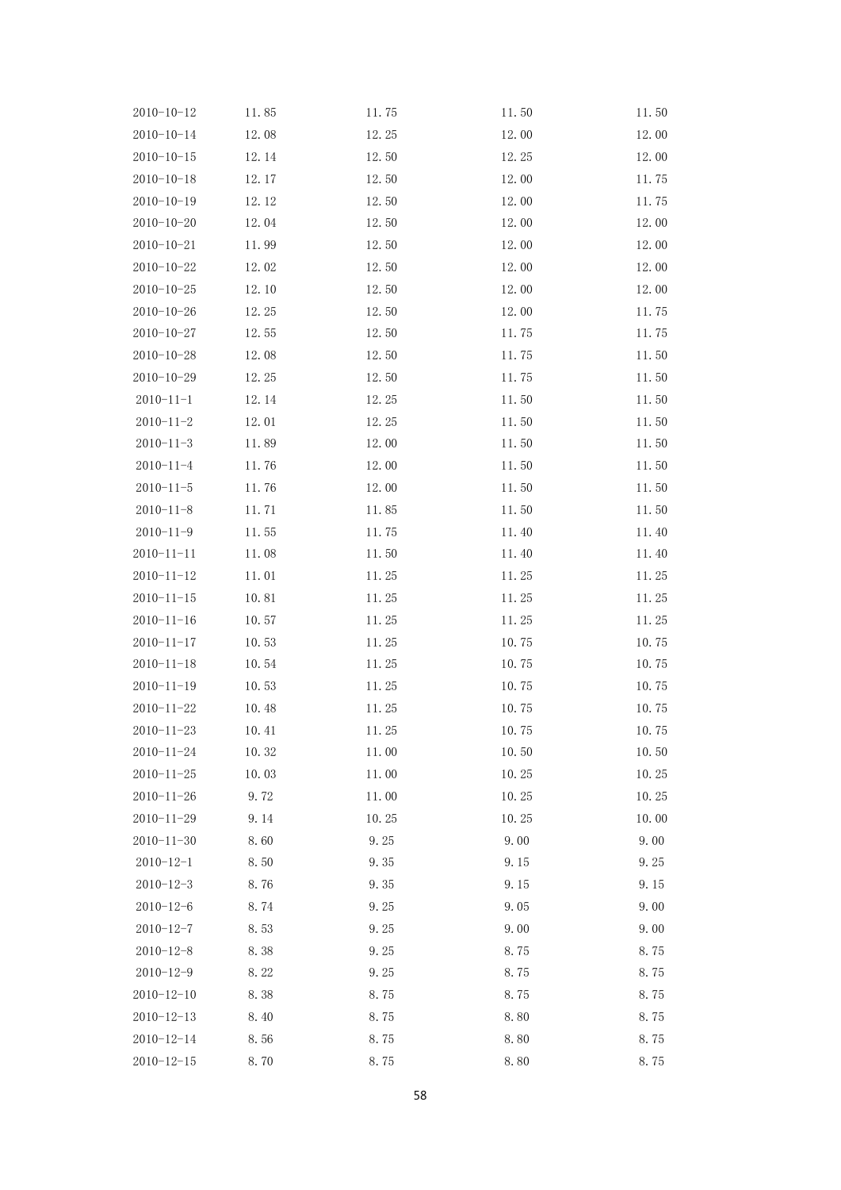| | | | | |
|---|---|---|---|---|
| 2010-10-12 | 11.85 | 11.75 | 11.50 | 11.50 |
| 2010-10-14 | 12.08 | 12.25 | 12.00 | 12.00 |
| 2010-10-15 | 12.14 | 12.50 | 12.25 | 12.00 |
| 2010-10-18 | 12.17 | 12.50 | 12.00 | 11.75 |
| 2010-10-19 | 12.12 | 12.50 | 12.00 | 11.75 |
| 2010-10-20 | 12.04 | 12.50 | 12.00 | 12.00 |
| 2010-10-21 | 11.99 | 12.50 | 12.00 | 12.00 |
| 2010-10-22 | 12.02 | 12.50 | 12.00 | 12.00 |
| 2010-10-25 | 12.10 | 12.50 | 12.00 | 12.00 |
| 2010-10-26 | 12.25 | 12.50 | 12.00 | 11.75 |
| 2010-10-27 | 12.55 | 12.50 | 11.75 | 11.75 |
| 2010-10-28 | 12.08 | 12.50 | 11.75 | 11.50 |
| 2010-10-29 | 12.25 | 12.50 | 11.75 | 11.50 |
| 2010-11-1 | 12.14 | 12.25 | 11.50 | 11.50 |
| 2010-11-2 | 12.01 | 12.25 | 11.50 | 11.50 |
| 2010-11-3 | 11.89 | 12.00 | 11.50 | 11.50 |
| 2010-11-4 | 11.76 | 12.00 | 11.50 | 11.50 |
| 2010-11-5 | 11.76 | 12.00 | 11.50 | 11.50 |
| 2010-11-8 | 11.71 | 11.85 | 11.50 | 11.50 |
| 2010-11-9 | 11.55 | 11.75 | 11.40 | 11.40 |
| 2010-11-11 | 11.08 | 11.50 | 11.40 | 11.40 |
| 2010-11-12 | 11.01 | 11.25 | 11.25 | 11.25 |
| 2010-11-15 | 10.81 | 11.25 | 11.25 | 11.25 |
| 2010-11-16 | 10.57 | 11.25 | 11.25 | 11.25 |
| 2010-11-17 | 10.53 | 11.25 | 10.75 | 10.75 |
| 2010-11-18 | 10.54 | 11.25 | 10.75 | 10.75 |
| 2010-11-19 | 10.53 | 11.25 | 10.75 | 10.75 |
| 2010-11-22 | 10.48 | 11.25 | 10.75 | 10.75 |
| 2010-11-23 | 10.41 | 11.25 | 10.75 | 10.75 |
| 2010-11-24 | 10.32 | 11.00 | 10.50 | 10.50 |
| 2010-11-25 | 10.03 | 11.00 | 10.25 | 10.25 |
| 2010-11-26 | 9.72 | 11.00 | 10.25 | 10.25 |
| 2010-11-29 | 9.14 | 10.25 | 10.25 | 10.00 |
| 2010-11-30 | 8.60 | 9.25 | 9.00 | 9.00 |
| 2010-12-1 | 8.50 | 9.35 | 9.15 | 9.25 |
| 2010-12-3 | 8.76 | 9.35 | 9.15 | 9.15 |
| 2010-12-6 | 8.74 | 9.25 | 9.05 | 9.00 |
| 2010-12-7 | 8.53 | 9.25 | 9.00 | 9.00 |
| 2010-12-8 | 8.38 | 9.25 | 8.75 | 8.75 |
| 2010-12-9 | 8.22 | 9.25 | 8.75 | 8.75 |
| 2010-12-10 | 8.38 | 8.75 | 8.75 | 8.75 |
| 2010-12-13 | 8.40 | 8.75 | 8.80 | 8.75 |
| 2010-12-14 | 8.56 | 8.75 | 8.80 | 8.75 |
| 2010-12-15 | 8.70 | 8.75 | 8.80 | 8.75 |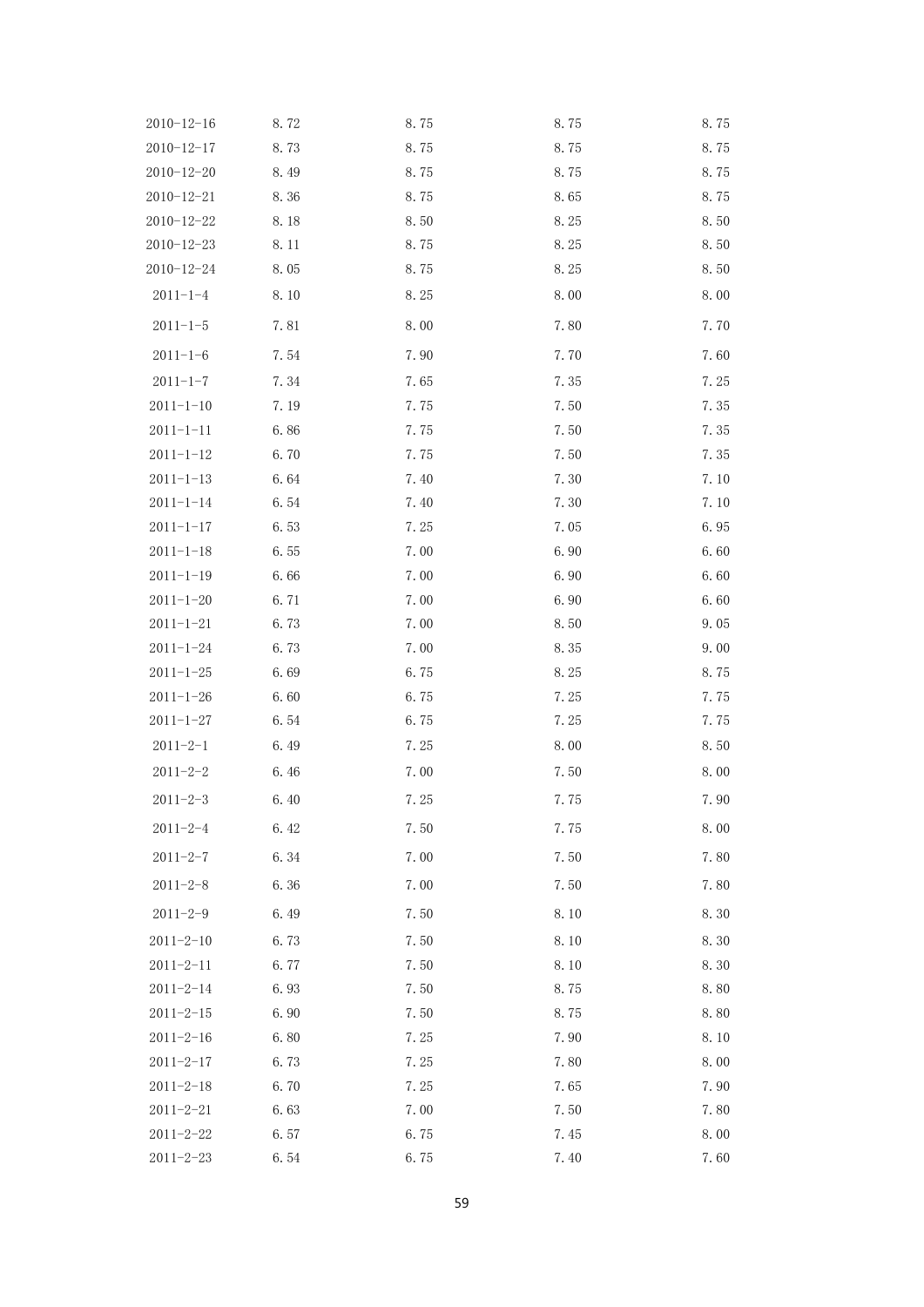| | | | | |
|---|---|---|---|---|
| 2010-12-16 | 8.72 | 8.75 | 8.75 | 8.75 |
| 2010-12-17 | 8.73 | 8.75 | 8.75 | 8.75 |
| 2010-12-20 | 8.49 | 8.75 | 8.75 | 8.75 |
| 2010-12-21 | 8.36 | 8.75 | 8.65 | 8.75 |
| 2010-12-22 | 8.18 | 8.50 | 8.25 | 8.50 |
| 2010-12-23 | 8.11 | 8.75 | 8.25 | 8.50 |
| 2010-12-24 | 8.05 | 8.75 | 8.25 | 8.50 |
| 2011-1-4 | 8.10 | 8.25 | 8.00 | 8.00 |
| 2011-1-5 | 7.81 | 8.00 | 7.80 | 7.70 |
| 2011-1-6 | 7.54 | 7.90 | 7.70 | 7.60 |
| 2011-1-7 | 7.34 | 7.65 | 7.35 | 7.25 |
| 2011-1-10 | 7.19 | 7.75 | 7.50 | 7.35 |
| 2011-1-11 | 6.86 | 7.75 | 7.50 | 7.35 |
| 2011-1-12 | 6.70 | 7.75 | 7.50 | 7.35 |
| 2011-1-13 | 6.64 | 7.40 | 7.30 | 7.10 |
| 2011-1-14 | 6.54 | 7.40 | 7.30 | 7.10 |
| 2011-1-17 | 6.53 | 7.25 | 7.05 | 6.95 |
| 2011-1-18 | 6.55 | 7.00 | 6.90 | 6.60 |
| 2011-1-19 | 6.66 | 7.00 | 6.90 | 6.60 |
| 2011-1-20 | 6.71 | 7.00 | 6.90 | 6.60 |
| 2011-1-21 | 6.73 | 7.00 | 8.50 | 9.05 |
| 2011-1-24 | 6.73 | 7.00 | 8.35 | 9.00 |
| 2011-1-25 | 6.69 | 6.75 | 8.25 | 8.75 |
| 2011-1-26 | 6.60 | 6.75 | 7.25 | 7.75 |
| 2011-1-27 | 6.54 | 6.75 | 7.25 | 7.75 |
| 2011-2-1 | 6.49 | 7.25 | 8.00 | 8.50 |
| 2011-2-2 | 6.46 | 7.00 | 7.50 | 8.00 |
| 2011-2-3 | 6.40 | 7.25 | 7.75 | 7.90 |
| 2011-2-4 | 6.42 | 7.50 | 7.75 | 8.00 |
| 2011-2-7 | 6.34 | 7.00 | 7.50 | 7.80 |
| 2011-2-8 | 6.36 | 7.00 | 7.50 | 7.80 |
| 2011-2-9 | 6.49 | 7.50 | 8.10 | 8.30 |
| 2011-2-10 | 6.73 | 7.50 | 8.10 | 8.30 |
| 2011-2-11 | 6.77 | 7.50 | 8.10 | 8.30 |
| 2011-2-14 | 6.93 | 7.50 | 8.75 | 8.80 |
| 2011-2-15 | 6.90 | 7.50 | 8.75 | 8.80 |
| 2011-2-16 | 6.80 | 7.25 | 7.90 | 8.10 |
| 2011-2-17 | 6.73 | 7.25 | 7.80 | 8.00 |
| 2011-2-18 | 6.70 | 7.25 | 7.65 | 7.90 |
| 2011-2-21 | 6.63 | 7.00 | 7.50 | 7.80 |
| 2011-2-22 | 6.57 | 6.75 | 7.45 | 8.00 |
| 2011-2-23 | 6.54 | 6.75 | 7.40 | 7.60 |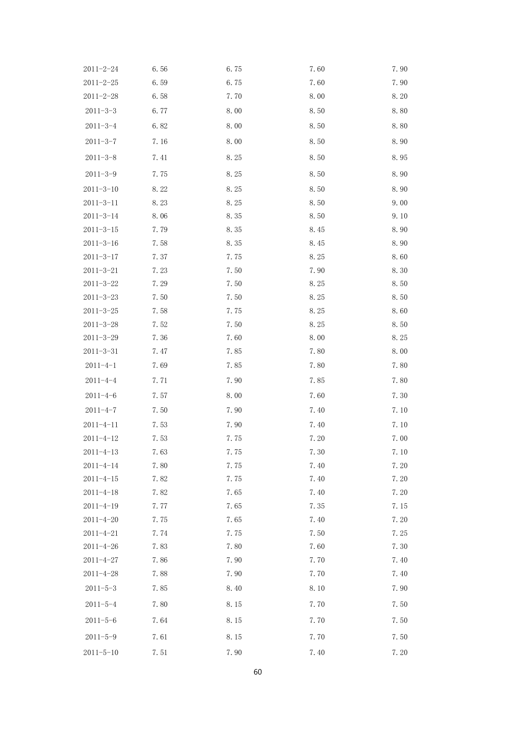| | | | | |
|---|---|---|---|---|
| 2011-2-24 | 6.56 | 6.75 | 7.60 | 7.90 |
| 2011-2-25 | 6.59 | 6.75 | 7.60 | 7.90 |
| 2011-2-28 | 6.58 | 7.70 | 8.00 | 8.20 |
| 2011-3-3 | 6.77 | 8.00 | 8.50 | 8.80 |
| 2011-3-4 | 6.82 | 8.00 | 8.50 | 8.80 |
| 2011-3-7 | 7.16 | 8.00 | 8.50 | 8.90 |
| 2011-3-8 | 7.41 | 8.25 | 8.50 | 8.95 |
| 2011-3-9 | 7.75 | 8.25 | 8.50 | 8.90 |
| 2011-3-10 | 8.22 | 8.25 | 8.50 | 8.90 |
| 2011-3-11 | 8.23 | 8.25 | 8.50 | 9.00 |
| 2011-3-14 | 8.06 | 8.35 | 8.50 | 9.10 |
| 2011-3-15 | 7.79 | 8.35 | 8.45 | 8.90 |
| 2011-3-16 | 7.58 | 8.35 | 8.45 | 8.90 |
| 2011-3-17 | 7.37 | 7.75 | 8.25 | 8.60 |
| 2011-3-21 | 7.23 | 7.50 | 7.90 | 8.30 |
| 2011-3-22 | 7.29 | 7.50 | 8.25 | 8.50 |
| 2011-3-23 | 7.50 | 7.50 | 8.25 | 8.50 |
| 2011-3-25 | 7.58 | 7.75 | 8.25 | 8.60 |
| 2011-3-28 | 7.52 | 7.50 | 8.25 | 8.50 |
| 2011-3-29 | 7.36 | 7.60 | 8.00 | 8.25 |
| 2011-3-31 | 7.47 | 7.85 | 7.80 | 8.00 |
| 2011-4-1 | 7.69 | 7.85 | 7.80 | 7.80 |
| 2011-4-4 | 7.71 | 7.90 | 7.85 | 7.80 |
| 2011-4-6 | 7.57 | 8.00 | 7.60 | 7.30 |
| 2011-4-7 | 7.50 | 7.90 | 7.40 | 7.10 |
| 2011-4-11 | 7.53 | 7.90 | 7.40 | 7.10 |
| 2011-4-12 | 7.53 | 7.75 | 7.20 | 7.00 |
| 2011-4-13 | 7.63 | 7.75 | 7.30 | 7.10 |
| 2011-4-14 | 7.80 | 7.75 | 7.40 | 7.20 |
| 2011-4-15 | 7.82 | 7.75 | 7.40 | 7.20 |
| 2011-4-18 | 7.82 | 7.65 | 7.40 | 7.20 |
| 2011-4-19 | 7.77 | 7.65 | 7.35 | 7.15 |
| 2011-4-20 | 7.75 | 7.65 | 7.40 | 7.20 |
| 2011-4-21 | 7.74 | 7.75 | 7.50 | 7.25 |
| 2011-4-26 | 7.83 | 7.80 | 7.60 | 7.30 |
| 2011-4-27 | 7.86 | 7.90 | 7.70 | 7.40 |
| 2011-4-28 | 7.88 | 7.90 | 7.70 | 7.40 |
| 2011-5-3 | 7.85 | 8.40 | 8.10 | 7.90 |
| 2011-5-4 | 7.80 | 8.15 | 7.70 | 7.50 |
| 2011-5-6 | 7.64 | 8.15 | 7.70 | 7.50 |
| 2011-5-9 | 7.61 | 8.15 | 7.70 | 7.50 |
| 2011-5-10 | 7.51 | 7.90 | 7.40 | 7.20 |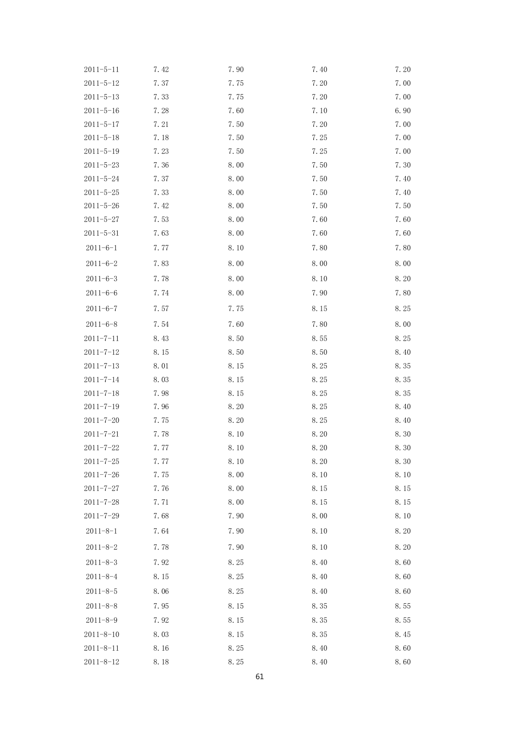| | | | | |
|---|---|---|---|---|
| 2011-5-11 | 7.42 | 7.90 | 7.40 | 7.20 |
| 2011-5-12 | 7.37 | 7.75 | 7.20 | 7.00 |
| 2011-5-13 | 7.33 | 7.75 | 7.20 | 7.00 |
| 2011-5-16 | 7.28 | 7.60 | 7.10 | 6.90 |
| 2011-5-17 | 7.21 | 7.50 | 7.20 | 7.00 |
| 2011-5-18 | 7.18 | 7.50 | 7.25 | 7.00 |
| 2011-5-19 | 7.23 | 7.50 | 7.25 | 7.00 |
| 2011-5-23 | 7.36 | 8.00 | 7.50 | 7.30 |
| 2011-5-24 | 7.37 | 8.00 | 7.50 | 7.40 |
| 2011-5-25 | 7.33 | 8.00 | 7.50 | 7.40 |
| 2011-5-26 | 7.42 | 8.00 | 7.50 | 7.50 |
| 2011-5-27 | 7.53 | 8.00 | 7.60 | 7.60 |
| 2011-5-31 | 7.63 | 8.00 | 7.60 | 7.60 |
| 2011-6-1 | 7.77 | 8.10 | 7.80 | 7.80 |
| 2011-6-2 | 7.83 | 8.00 | 8.00 | 8.00 |
| 2011-6-3 | 7.78 | 8.00 | 8.10 | 8.20 |
| 2011-6-6 | 7.74 | 8.00 | 7.90 | 7.80 |
| 2011-6-7 | 7.57 | 7.75 | 8.15 | 8.25 |
| 2011-6-8 | 7.54 | 7.60 | 7.80 | 8.00 |
| 2011-7-11 | 8.43 | 8.50 | 8.55 | 8.25 |
| 2011-7-12 | 8.15 | 8.50 | 8.50 | 8.40 |
| 2011-7-13 | 8.01 | 8.15 | 8.25 | 8.35 |
| 2011-7-14 | 8.03 | 8.15 | 8.25 | 8.35 |
| 2011-7-18 | 7.98 | 8.15 | 8.25 | 8.35 |
| 2011-7-19 | 7.96 | 8.20 | 8.25 | 8.40 |
| 2011-7-20 | 7.75 | 8.20 | 8.25 | 8.40 |
| 2011-7-21 | 7.78 | 8.10 | 8.20 | 8.30 |
| 2011-7-22 | 7.77 | 8.10 | 8.20 | 8.30 |
| 2011-7-25 | 7.77 | 8.10 | 8.20 | 8.30 |
| 2011-7-26 | 7.75 | 8.00 | 8.10 | 8.10 |
| 2011-7-27 | 7.76 | 8.00 | 8.15 | 8.15 |
| 2011-7-28 | 7.71 | 8.00 | 8.15 | 8.15 |
| 2011-7-29 | 7.68 | 7.90 | 8.00 | 8.10 |
| 2011-8-1 | 7.64 | 7.90 | 8.10 | 8.20 |
| 2011-8-2 | 7.78 | 7.90 | 8.10 | 8.20 |
| 2011-8-3 | 7.92 | 8.25 | 8.40 | 8.60 |
| 2011-8-4 | 8.15 | 8.25 | 8.40 | 8.60 |
| 2011-8-5 | 8.06 | 8.25 | 8.40 | 8.60 |
| 2011-8-8 | 7.95 | 8.15 | 8.35 | 8.55 |
| 2011-8-9 | 7.92 | 8.15 | 8.35 | 8.55 |
| 2011-8-10 | 8.03 | 8.15 | 8.35 | 8.45 |
| 2011-8-11 | 8.16 | 8.25 | 8.40 | 8.60 |
| 2011-8-12 | 8.18 | 8.25 | 8.40 | 8.60 |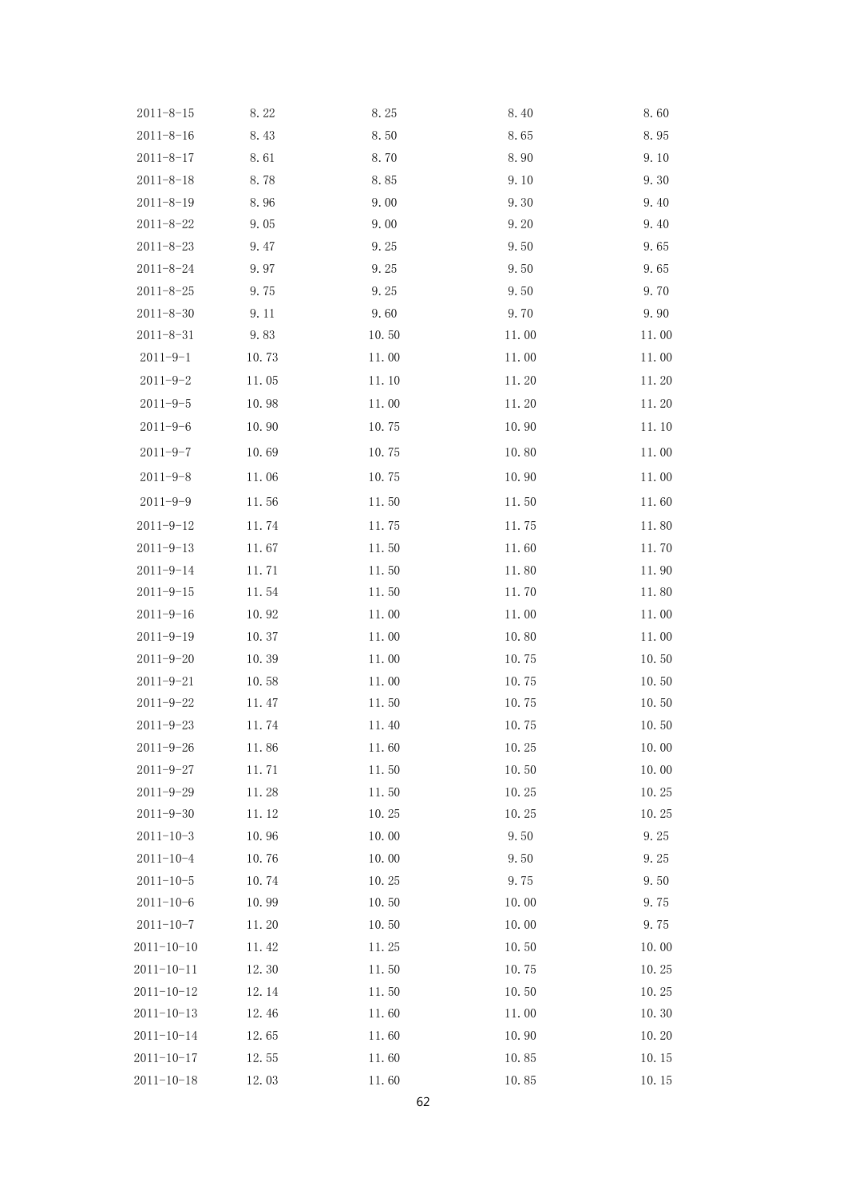| | | | | |
|---|---|---|---|---|
| 2011-8-15 | 8.22 | 8.25 | 8.40 | 8.60 |
| 2011-8-16 | 8.43 | 8.50 | 8.65 | 8.95 |
| 2011-8-17 | 8.61 | 8.70 | 8.90 | 9.10 |
| 2011-8-18 | 8.78 | 8.85 | 9.10 | 9.30 |
| 2011-8-19 | 8.96 | 9.00 | 9.30 | 9.40 |
| 2011-8-22 | 9.05 | 9.00 | 9.20 | 9.40 |
| 2011-8-23 | 9.47 | 9.25 | 9.50 | 9.65 |
| 2011-8-24 | 9.97 | 9.25 | 9.50 | 9.65 |
| 2011-8-25 | 9.75 | 9.25 | 9.50 | 9.70 |
| 2011-8-30 | 9.11 | 9.60 | 9.70 | 9.90 |
| 2011-8-31 | 9.83 | 10.50 | 11.00 | 11.00 |
| 2011-9-1 | 10.73 | 11.00 | 11.00 | 11.00 |
| 2011-9-2 | 11.05 | 11.10 | 11.20 | 11.20 |
| 2011-9-5 | 10.98 | 11.00 | 11.20 | 11.20 |
| 2011-9-6 | 10.90 | 10.75 | 10.90 | 11.10 |
| 2011-9-7 | 10.69 | 10.75 | 10.80 | 11.00 |
| 2011-9-8 | 11.06 | 10.75 | 10.90 | 11.00 |
| 2011-9-9 | 11.56 | 11.50 | 11.50 | 11.60 |
| 2011-9-12 | 11.74 | 11.75 | 11.75 | 11.80 |
| 2011-9-13 | 11.67 | 11.50 | 11.60 | 11.70 |
| 2011-9-14 | 11.71 | 11.50 | 11.80 | 11.90 |
| 2011-9-15 | 11.54 | 11.50 | 11.70 | 11.80 |
| 2011-9-16 | 10.92 | 11.00 | 11.00 | 11.00 |
| 2011-9-19 | 10.37 | 11.00 | 10.80 | 11.00 |
| 2011-9-20 | 10.39 | 11.00 | 10.75 | 10.50 |
| 2011-9-21 | 10.58 | 11.00 | 10.75 | 10.50 |
| 2011-9-22 | 11.47 | 11.50 | 10.75 | 10.50 |
| 2011-9-23 | 11.74 | 11.40 | 10.75 | 10.50 |
| 2011-9-26 | 11.86 | 11.60 | 10.25 | 10.00 |
| 2011-9-27 | 11.71 | 11.50 | 10.50 | 10.00 |
| 2011-9-29 | 11.28 | 11.50 | 10.25 | 10.25 |
| 2011-9-30 | 11.12 | 10.25 | 10.25 | 10.25 |
| 2011-10-3 | 10.96 | 10.00 | 9.50 | 9.25 |
| 2011-10-4 | 10.76 | 10.00 | 9.50 | 9.25 |
| 2011-10-5 | 10.74 | 10.25 | 9.75 | 9.50 |
| 2011-10-6 | 10.99 | 10.50 | 10.00 | 9.75 |
| 2011-10-7 | 11.20 | 10.50 | 10.00 | 9.75 |
| 2011-10-10 | 11.42 | 11.25 | 10.50 | 10.00 |
| 2011-10-11 | 12.30 | 11.50 | 10.75 | 10.25 |
| 2011-10-12 | 12.14 | 11.50 | 10.50 | 10.25 |
| 2011-10-13 | 12.46 | 11.60 | 11.00 | 10.30 |
| 2011-10-14 | 12.65 | 11.60 | 10.90 | 10.20 |
| 2011-10-17 | 12.55 | 11.60 | 10.85 | 10.15 |
| 2011-10-18 | 12.03 | 11.60 | 10.85 | 10.15 |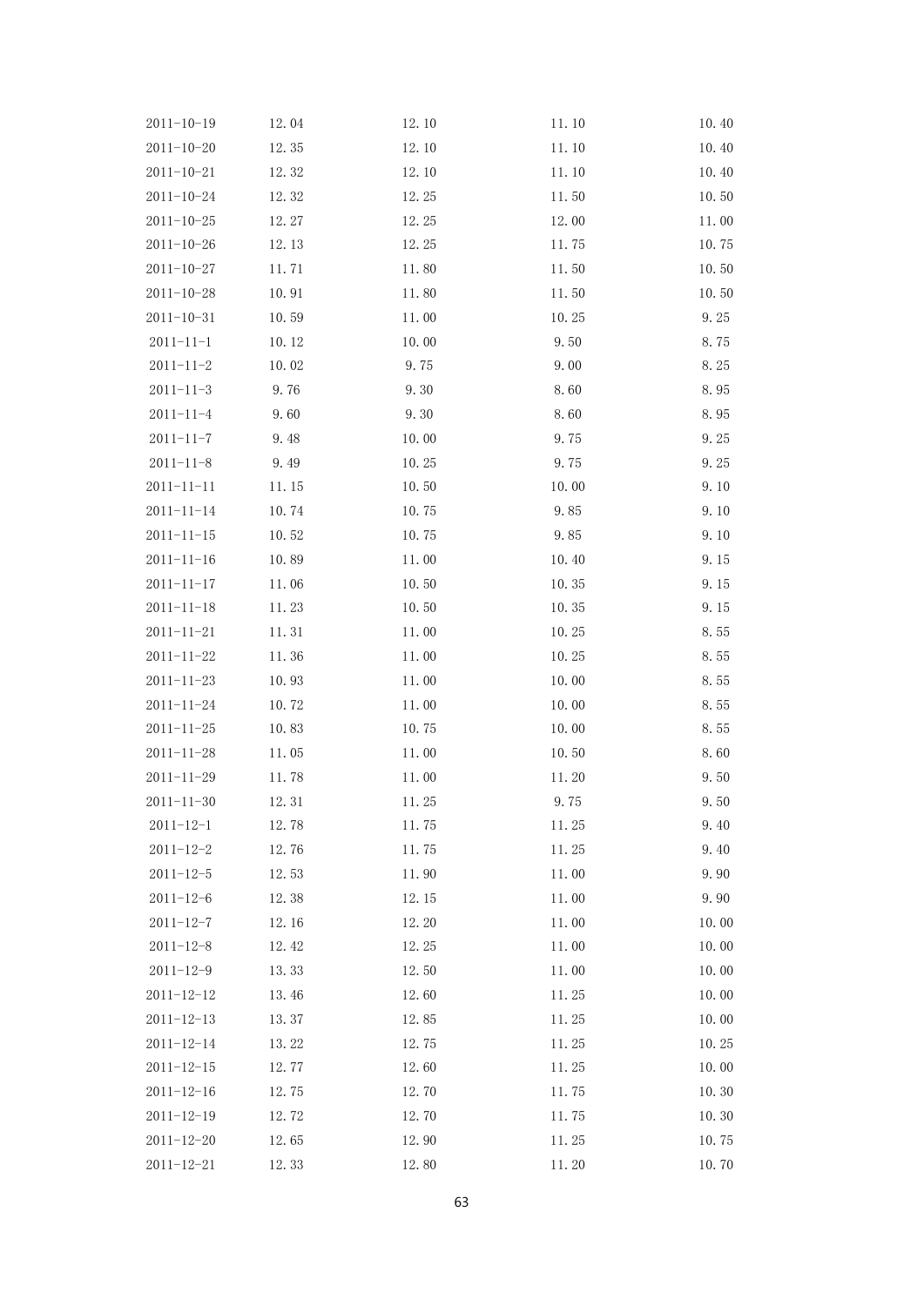| | | | | |
|---|---|---|---|---|
| 2011-10-19 | 12.04 | 12.10 | 11.10 | 10.40 |
| 2011-10-20 | 12.35 | 12.10 | 11.10 | 10.40 |
| 2011-10-21 | 12.32 | 12.10 | 11.10 | 10.40 |
| 2011-10-24 | 12.32 | 12.25 | 11.50 | 10.50 |
| 2011-10-25 | 12.27 | 12.25 | 12.00 | 11.00 |
| 2011-10-26 | 12.13 | 12.25 | 11.75 | 10.75 |
| 2011-10-27 | 11.71 | 11.80 | 11.50 | 10.50 |
| 2011-10-28 | 10.91 | 11.80 | 11.50 | 10.50 |
| 2011-10-31 | 10.59 | 11.00 | 10.25 | 9.25 |
| 2011-11-1 | 10.12 | 10.00 | 9.50 | 8.75 |
| 2011-11-2 | 10.02 | 9.75 | 9.00 | 8.25 |
| 2011-11-3 | 9.76 | 9.30 | 8.60 | 8.95 |
| 2011-11-4 | 9.60 | 9.30 | 8.60 | 8.95 |
| 2011-11-7 | 9.48 | 10.00 | 9.75 | 9.25 |
| 2011-11-8 | 9.49 | 10.25 | 9.75 | 9.25 |
| 2011-11-11 | 11.15 | 10.50 | 10.00 | 9.10 |
| 2011-11-14 | 10.74 | 10.75 | 9.85 | 9.10 |
| 2011-11-15 | 10.52 | 10.75 | 9.85 | 9.10 |
| 2011-11-16 | 10.89 | 11.00 | 10.40 | 9.15 |
| 2011-11-17 | 11.06 | 10.50 | 10.35 | 9.15 |
| 2011-11-18 | 11.23 | 10.50 | 10.35 | 9.15 |
| 2011-11-21 | 11.31 | 11.00 | 10.25 | 8.55 |
| 2011-11-22 | 11.36 | 11.00 | 10.25 | 8.55 |
| 2011-11-23 | 10.93 | 11.00 | 10.00 | 8.55 |
| 2011-11-24 | 10.72 | 11.00 | 10.00 | 8.55 |
| 2011-11-25 | 10.83 | 10.75 | 10.00 | 8.55 |
| 2011-11-28 | 11.05 | 11.00 | 10.50 | 8.60 |
| 2011-11-29 | 11.78 | 11.00 | 11.20 | 9.50 |
| 2011-11-30 | 12.31 | 11.25 | 9.75 | 9.50 |
| 2011-12-1 | 12.78 | 11.75 | 11.25 | 9.40 |
| 2011-12-2 | 12.76 | 11.75 | 11.25 | 9.40 |
| 2011-12-5 | 12.53 | 11.90 | 11.00 | 9.90 |
| 2011-12-6 | 12.38 | 12.15 | 11.00 | 9.90 |
| 2011-12-7 | 12.16 | 12.20 | 11.00 | 10.00 |
| 2011-12-8 | 12.42 | 12.25 | 11.00 | 10.00 |
| 2011-12-9 | 13.33 | 12.50 | 11.00 | 10.00 |
| 2011-12-12 | 13.46 | 12.60 | 11.25 | 10.00 |
| 2011-12-13 | 13.37 | 12.85 | 11.25 | 10.00 |
| 2011-12-14 | 13.22 | 12.75 | 11.25 | 10.25 |
| 2011-12-15 | 12.77 | 12.60 | 11.25 | 10.00 |
| 2011-12-16 | 12.75 | 12.70 | 11.75 | 10.30 |
| 2011-12-19 | 12.72 | 12.70 | 11.75 | 10.30 |
| 2011-12-20 | 12.65 | 12.90 | 11.25 | 10.75 |
| 2011-12-21 | 12.33 | 12.80 | 11.20 | 10.70 |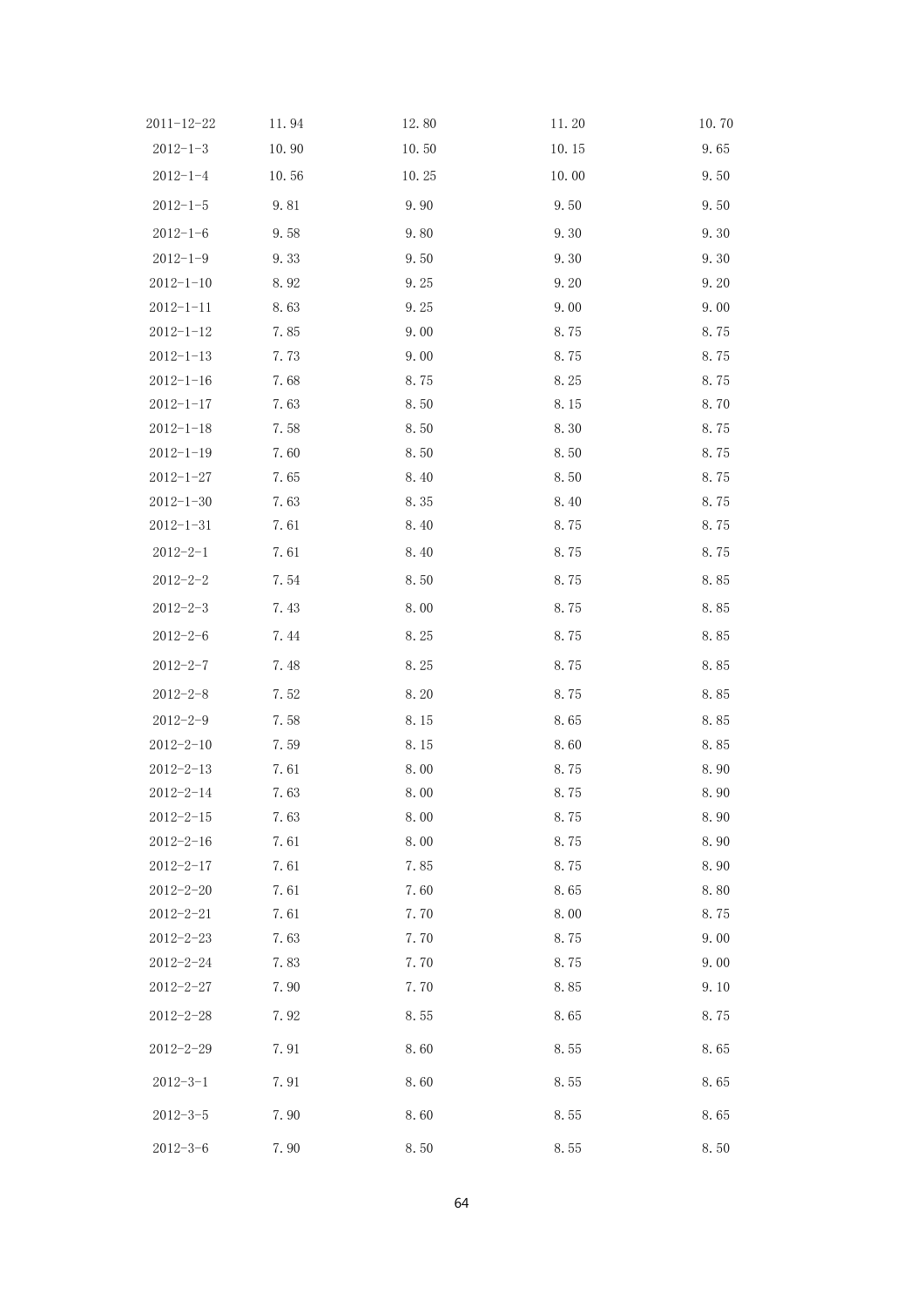| | | | | |
|---|---|---|---|---|
| 2011-12-22 | 11.94 | 12.80 | 11.20 | 10.70 |
| 2012-1-3 | 10.90 | 10.50 | 10.15 | 9.65 |
| 2012-1-4 | 10.56 | 10.25 | 10.00 | 9.50 |
| 2012-1-5 | 9.81 | 9.90 | 9.50 | 9.50 |
| 2012-1-6 | 9.58 | 9.80 | 9.30 | 9.30 |
| 2012-1-9 | 9.33 | 9.50 | 9.30 | 9.30 |
| 2012-1-10 | 8.92 | 9.25 | 9.20 | 9.20 |
| 2012-1-11 | 8.63 | 9.25 | 9.00 | 9.00 |
| 2012-1-12 | 7.85 | 9.00 | 8.75 | 8.75 |
| 2012-1-13 | 7.73 | 9.00 | 8.75 | 8.75 |
| 2012-1-16 | 7.68 | 8.75 | 8.25 | 8.75 |
| 2012-1-17 | 7.63 | 8.50 | 8.15 | 8.70 |
| 2012-1-18 | 7.58 | 8.50 | 8.30 | 8.75 |
| 2012-1-19 | 7.60 | 8.50 | 8.50 | 8.75 |
| 2012-1-27 | 7.65 | 8.40 | 8.50 | 8.75 |
| 2012-1-30 | 7.63 | 8.35 | 8.40 | 8.75 |
| 2012-1-31 | 7.61 | 8.40 | 8.75 | 8.75 |
| 2012-2-1 | 7.61 | 8.40 | 8.75 | 8.75 |
| 2012-2-2 | 7.54 | 8.50 | 8.75 | 8.85 |
| 2012-2-3 | 7.43 | 8.00 | 8.75 | 8.85 |
| 2012-2-6 | 7.44 | 8.25 | 8.75 | 8.85 |
| 2012-2-7 | 7.48 | 8.25 | 8.75 | 8.85 |
| 2012-2-8 | 7.52 | 8.20 | 8.75 | 8.85 |
| 2012-2-9 | 7.58 | 8.15 | 8.65 | 8.85 |
| 2012-2-10 | 7.59 | 8.15 | 8.60 | 8.85 |
| 2012-2-13 | 7.61 | 8.00 | 8.75 | 8.90 |
| 2012-2-14 | 7.63 | 8.00 | 8.75 | 8.90 |
| 2012-2-15 | 7.63 | 8.00 | 8.75 | 8.90 |
| 2012-2-16 | 7.61 | 8.00 | 8.75 | 8.90 |
| 2012-2-17 | 7.61 | 7.85 | 8.75 | 8.90 |
| 2012-2-20 | 7.61 | 7.60 | 8.65 | 8.80 |
| 2012-2-21 | 7.61 | 7.70 | 8.00 | 8.75 |
| 2012-2-23 | 7.63 | 7.70 | 8.75 | 9.00 |
| 2012-2-24 | 7.83 | 7.70 | 8.75 | 9.00 |
| 2012-2-27 | 7.90 | 7.70 | 8.85 | 9.10 |
| 2012-2-28 | 7.92 | 8.55 | 8.65 | 8.75 |
| 2012-2-29 | 7.91 | 8.60 | 8.55 | 8.65 |
| 2012-3-1 | 7.91 | 8.60 | 8.55 | 8.65 |
| 2012-3-5 | 7.90 | 8.60 | 8.55 | 8.65 |
| 2012-3-6 | 7.90 | 8.50 | 8.55 | 8.50 |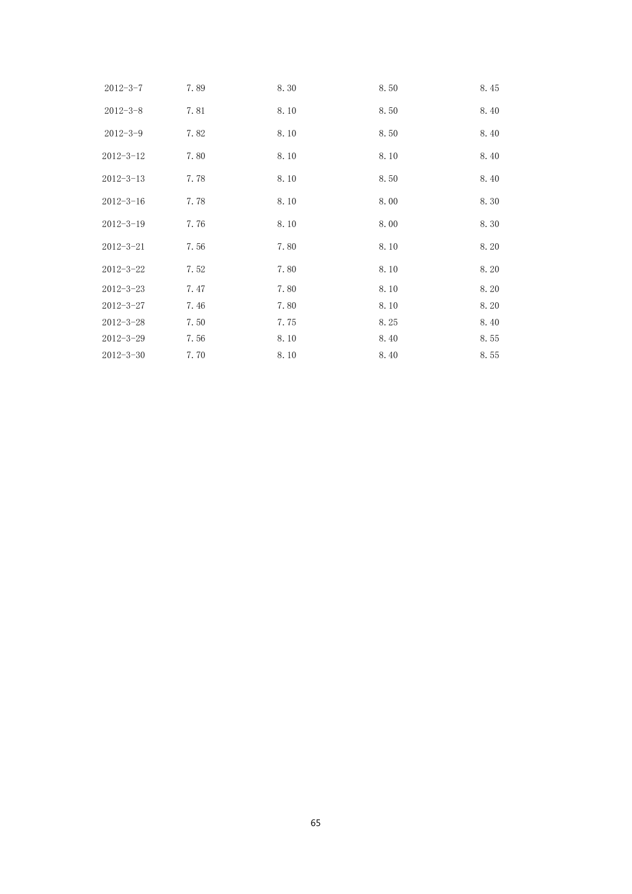| | | | | |
|---|---|---|---|---|
| 2012-3-7 | 7.89 | 8.30 | 8.50 | 8.45 |
| 2012-3-8 | 7.81 | 8.10 | 8.50 | 8.40 |
| 2012-3-9 | 7.82 | 8.10 | 8.50 | 8.40 |
| 2012-3-12 | 7.80 | 8.10 | 8.10 | 8.40 |
| 2012-3-13 | 7.78 | 8.10 | 8.50 | 8.40 |
| 2012-3-16 | 7.78 | 8.10 | 8.00 | 8.30 |
| 2012-3-19 | 7.76 | 8.10 | 8.00 | 8.30 |
| 2012-3-21 | 7.56 | 7.80 | 8.10 | 8.20 |
| 2012-3-22 | 7.52 | 7.80 | 8.10 | 8.20 |
| 2012-3-23 | 7.47 | 7.80 | 8.10 | 8.20 |
| 2012-3-27 | 7.46 | 7.80 | 8.10 | 8.20 |
| 2012-3-28 | 7.50 | 7.75 | 8.25 | 8.40 |
| 2012-3-29 | 7.56 | 8.10 | 8.40 | 8.55 |
| 2012-3-30 | 7.70 | 8.10 | 8.40 | 8.55 |